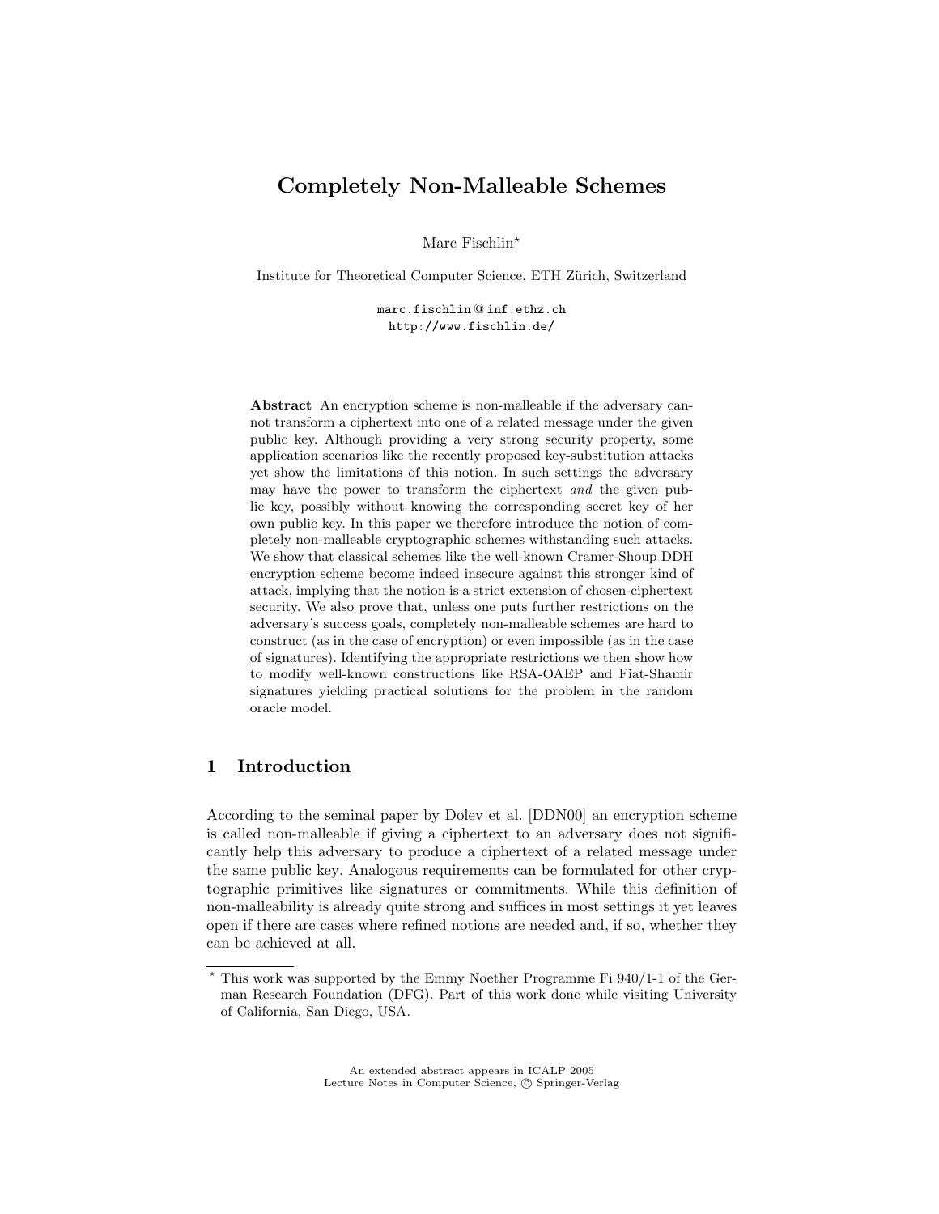# Completely Non-Malleable Schemes

Marc Fischlin*

Institute for Theoretical Computer Science, ETH Zürich, Switzerland

marc.fischlin@inf.ethz.ch
http://www.fischlin.de/

**Abstract** An encryption scheme is non-malleable if the adversary cannot transform a ciphertext into one of a related message under the given public key. Although providing a very strong security property, some application scenarios like the recently proposed key-substitution attacks yet show the limitations of this notion. In such settings the adversary may have the power to transform the ciphertext *and* the given public key, possibly without knowing the corresponding secret key of her own public key. In this paper we therefore introduce the notion of completely non-malleable cryptographic schemes withstanding such attacks. We show that classical schemes like the well-known Cramer-Shoup DDH encryption scheme become indeed insecure against this stronger kind of attack, implying that the notion is a strict extension of chosen-ciphertext security. We also prove that, unless one puts further restrictions on the adversary's success goals, completely non-malleable schemes are hard to construct (as in the case of encryption) or even impossible (as in the case of signatures). Identifying the appropriate restrictions we then show how to modify well-known constructions like RSA-OAEP and Fiat-Shamir signatures yielding practical solutions for the problem in the random oracle model.

## 1 Introduction

According to the seminal paper by Dolev et al. [DDN00] an encryption scheme is called non-malleable if giving a ciphertext to an adversary does not significantly help this adversary to produce a ciphertext of a related message under the same public key. Analogous requirements can be formulated for other cryptographic primitives like signatures or commitments. While this definition of non-malleability is already quite strong and suffices in most settings it yet leaves open if there are cases where refined notions are needed and, if so, whether they can be achieved at all.

* This work was supported by the Emmy Noether Programme Fi 940/1-1 of the German Research Foundation (DFG). Part of this work done while visiting University of California, San Diego, USA.

An extended abstract appears in ICALP 2005
Lecture Notes in Computer Science, © Springer-Verlag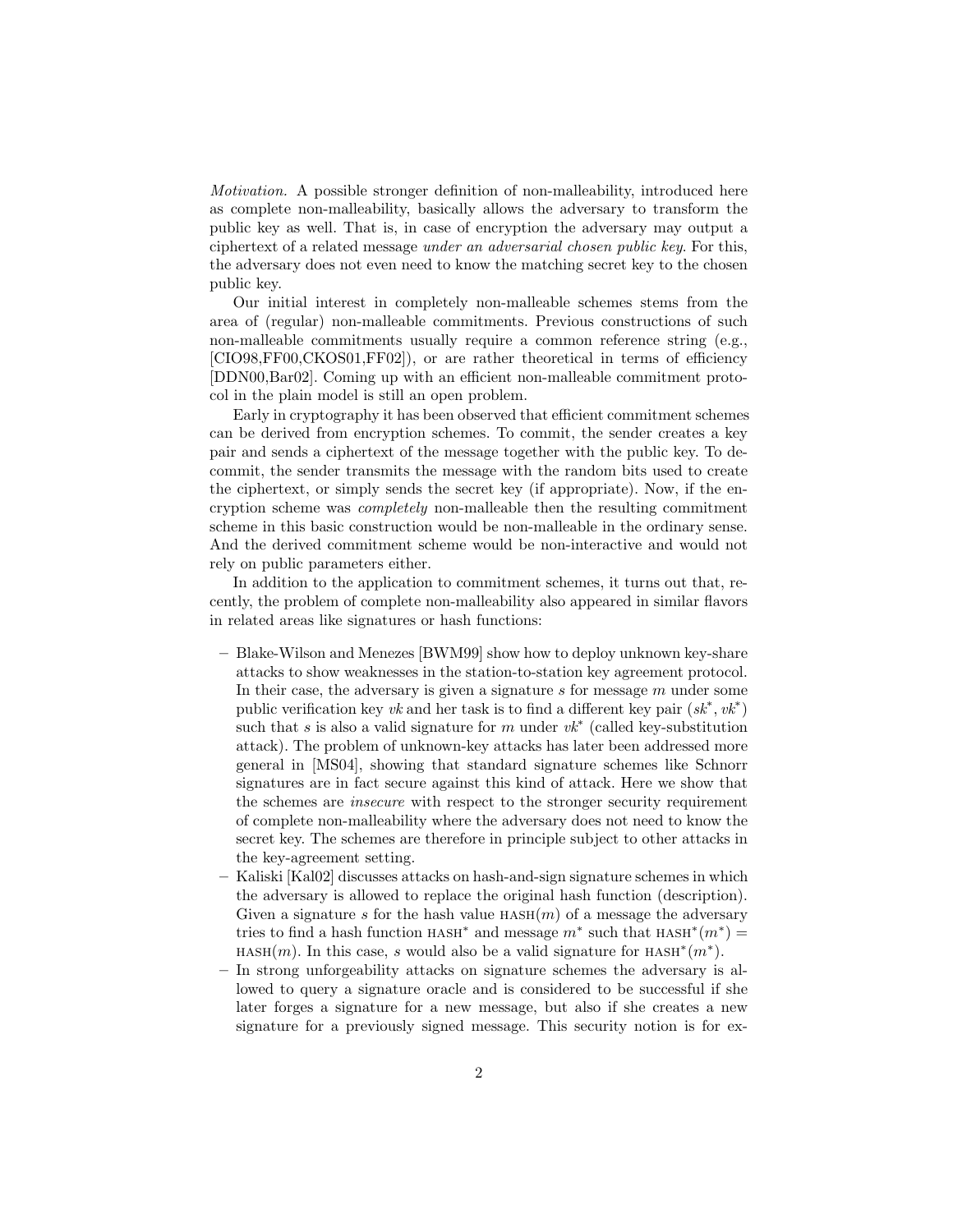*Motivation.* A possible stronger definition of non-malleability, introduced here as complete non-malleability, basically allows the adversary to transform the public key as well. That is, in case of encryption the adversary may output a ciphertext of a related message *under an adversarial chosen public key*. For this, the adversary does not even need to know the matching secret key to the chosen public key.

Our initial interest in completely non-malleable schemes stems from the area of (regular) non-malleable commitments. Previous constructions of such non-malleable commitments usually require a common reference string (e.g., [CIO98,FF00,CKOS01,FF02]), or are rather theoretical in terms of efficiency [DDN00,Bar02]. Coming up with an efficient non-malleable commitment protocol in the plain model is still an open problem.

Early in cryptography it has been observed that efficient commitment schemes can be derived from encryption schemes. To commit, the sender creates a key pair and sends a ciphertext of the message together with the public key. To decommit, the sender transmits the message with the random bits used to create the ciphertext, or simply sends the secret key (if appropriate). Now, if the encryption scheme was *completely* non-malleable then the resulting commitment scheme in this basic construction would be non-malleable in the ordinary sense. And the derived commitment scheme would be non-interactive and would not rely on public parameters either.

In addition to the application to commitment schemes, it turns out that, recently, the problem of complete non-malleability also appeared in similar flavors in related areas like signatures or hash functions:

- Blake-Wilson and Menezes [BWM99] show how to deploy unknown key-share attacks to show weaknesses in the station-to-station key agreement protocol. In their case, the adversary is given a signature $s$ for message $m$ under some public verification key $vk$ and her task is to find a different key pair $(sk^*, vk^*)$ such that $s$ is also a valid signature for $m$ under $vk^*$ (called key-substitution attack). The problem of unknown-key attacks has later been addressed more general in [MS04], showing that standard signature schemes like Schnorr signatures are in fact secure against this kind of attack. Here we show that the schemes are *insecure* with respect to the stronger security requirement of complete non-malleability where the adversary does not need to know the secret key. The schemes are therefore in principle subject to other attacks in the key-agreement setting.
- Kaliski [Kal02] discusses attacks on hash-and-sign signature schemes in which the adversary is allowed to replace the original hash function (description). Given a signature $s$ for the hash value $\textsc{hash}(m)$ of a message the adversary tries to find a hash function $\textsc{hash}^*$ and message $m^*$ such that $\textsc{hash}^*(m^*) = \textsc{hash}(m)$. In this case, $s$ would also be a valid signature for $\textsc{hash}^*(m^*)$.
- In strong unforgeability attacks on signature schemes the adversary is allowed to query a signature oracle and is considered to be successful if she later forges a signature for a new message, but also if she creates a new signature for a previously signed message. This security notion is for ex-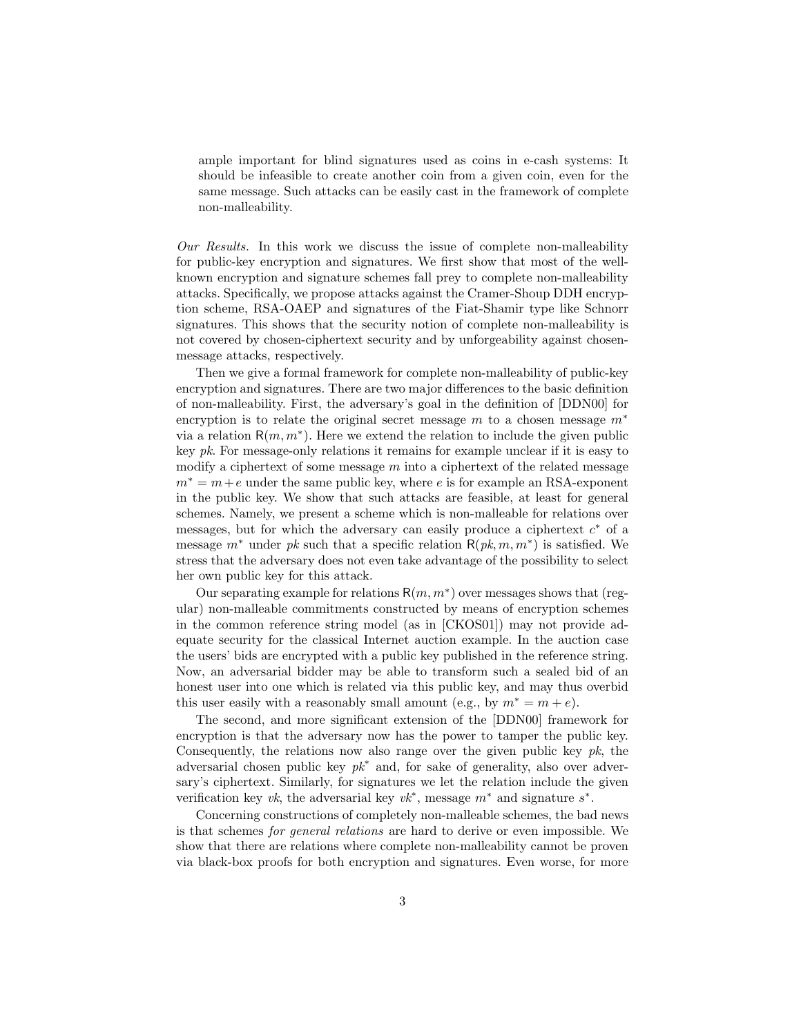ample important for blind signatures used as coins in e-cash systems: It should be infeasible to create another coin from a given coin, even for the same message. Such attacks can be easily cast in the framework of complete non-malleability.

*Our Results.* In this work we discuss the issue of complete non-malleability for public-key encryption and signatures. We first show that most of the well-known encryption and signature schemes fall prey to complete non-malleability attacks. Specifically, we propose attacks against the Cramer-Shoup DDH encryption scheme, RSA-OAEP and signatures of the Fiat-Shamir type like Schnorr signatures. This shows that the security notion of complete non-malleability is not covered by chosen-ciphertext security and by unforgeability against chosen-message attacks, respectively.

Then we give a formal framework for complete non-malleability of public-key encryption and signatures. There are two major differences to the basic definition of non-malleability. First, the adversary's goal in the definition of [DDN00] for encryption is to relate the original secret message $m$ to a chosen message $m^*$ via a relation $\mathsf{R}(m, m^*)$. Here we extend the relation to include the given public key *pk*. For message-only relations it remains for example unclear if it is easy to modify a ciphertext of some message $m$ into a ciphertext of the related message $m^* = m + e$ under the same public key, where $e$ is for example an RSA-exponent in the public key. We show that such attacks are feasible, at least for general schemes. Namely, we present a scheme which is non-malleable for relations over messages, but for which the adversary can easily produce a ciphertext $c^*$ of a message $m^*$ under *pk* such that a specific relation $\mathsf{R}(pk, m, m^*)$ is satisfied. We stress that the adversary does not even take advantage of the possibility to select her own public key for this attack.

Our separating example for relations $\mathsf{R}(m, m^*)$ over messages shows that (regular) non-malleable commitments constructed by means of encryption schemes in the common reference string model (as in [CKOS01]) may not provide adequate security for the classical Internet auction example. In the auction case the users' bids are encrypted with a public key published in the reference string. Now, an adversarial bidder may be able to transform such a sealed bid of an honest user into one which is related via this public key, and may thus overbid this user easily with a reasonably small amount (e.g., by $m^* = m + e$).

The second, and more significant extension of the [DDN00] framework for encryption is that the adversary now has the power to tamper the public key. Consequently, the relations now also range over the given public key *pk*, the adversarial chosen public key $pk^*$ and, for sake of generality, also over adversary's ciphertext. Similarly, for signatures we let the relation include the given verification key *vk*, the adversarial key $vk^*$, message $m^*$ and signature $s^*$.

Concerning constructions of completely non-malleable schemes, the bad news is that schemes *for general relations* are hard to derive or even impossible. We show that there are relations where complete non-malleability cannot be proven via black-box proofs for both encryption and signatures. Even worse, for more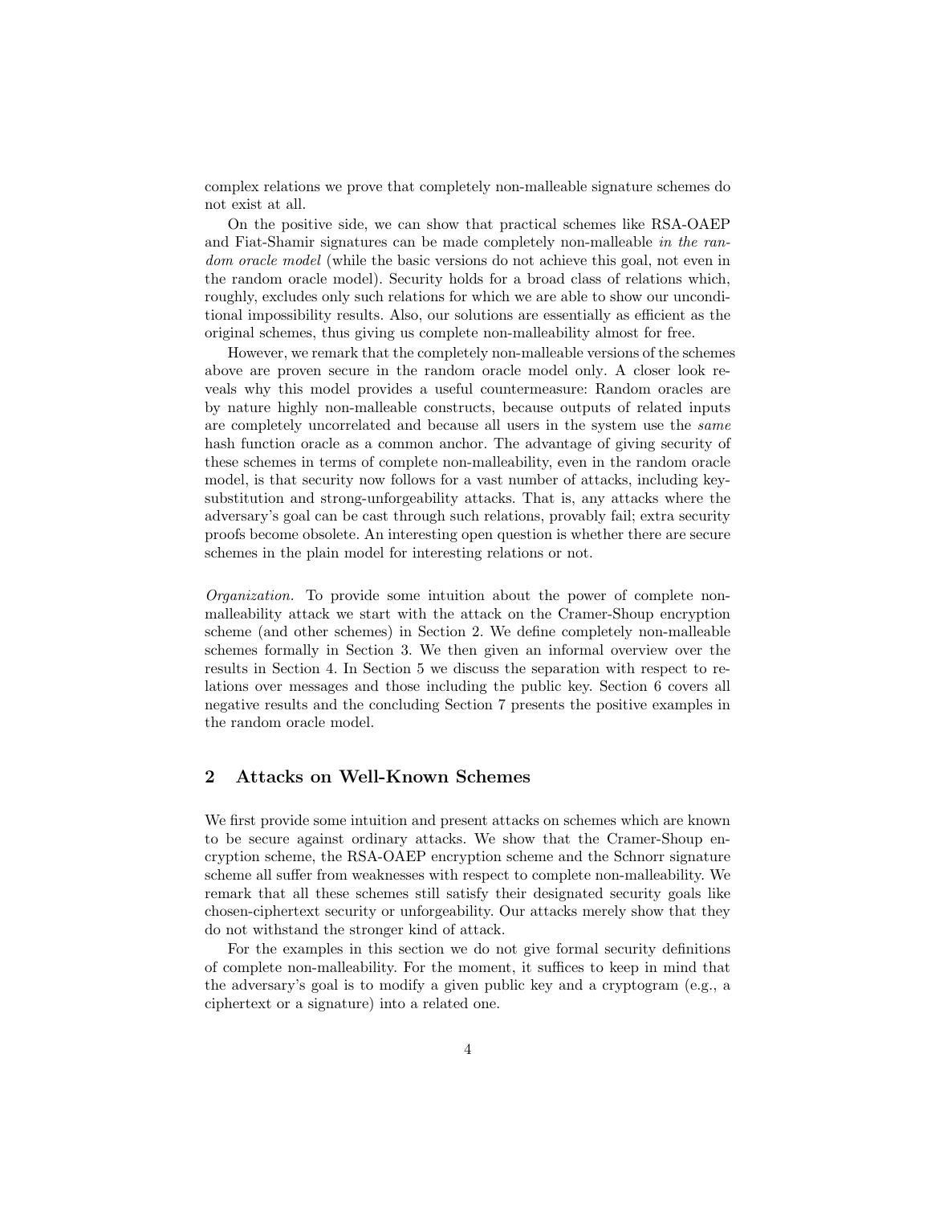complex relations we prove that completely non-malleable signature schemes do not exist at all.

On the positive side, we can show that practical schemes like RSA-OAEP and Fiat-Shamir signatures can be made completely non-malleable *in the random oracle model* (while the basic versions do not achieve this goal, not even in the random oracle model). Security holds for a broad class of relations which, roughly, excludes only such relations for which we are able to show our unconditional impossibility results. Also, our solutions are essentially as efficient as the original schemes, thus giving us complete non-malleability almost for free.

However, we remark that the completely non-malleable versions of the schemes above are proven secure in the random oracle model only. A closer look reveals why this model provides a useful countermeasure: Random oracles are by nature highly non-malleable constructs, because outputs of related inputs are completely uncorrelated and because all users in the system use the *same* hash function oracle as a common anchor. The advantage of giving security of these schemes in terms of complete non-malleability, even in the random oracle model, is that security now follows for a vast number of attacks, including key-substitution and strong-unforgeability attacks. That is, any attacks where the adversary's goal can be cast through such relations, provably fail; extra security proofs become obsolete. An interesting open question is whether there are secure schemes in the plain model for interesting relations or not.

*Organization.* To provide some intuition about the power of complete non-malleability attack we start with the attack on the Cramer-Shoup encryption scheme (and other schemes) in Section 2. We define completely non-malleable schemes formally in Section 3. We then given an informal overview over the results in Section 4. In Section 5 we discuss the separation with respect to relations over messages and those including the public key. Section 6 covers all negative results and the concluding Section 7 presents the positive examples in the random oracle model.

## 2 Attacks on Well-Known Schemes

We first provide some intuition and present attacks on schemes which are known to be secure against ordinary attacks. We show that the Cramer-Shoup encryption scheme, the RSA-OAEP encryption scheme and the Schnorr signature scheme all suffer from weaknesses with respect to complete non-malleability. We remark that all these schemes still satisfy their designated security goals like chosen-ciphertext security or unforgeability. Our attacks merely show that they do not withstand the stronger kind of attack.

For the examples in this section we do not give formal security definitions of complete non-malleability. For the moment, it suffices to keep in mind that the adversary's goal is to modify a given public key and a cryptogram (e.g., a ciphertext or a signature) into a related one.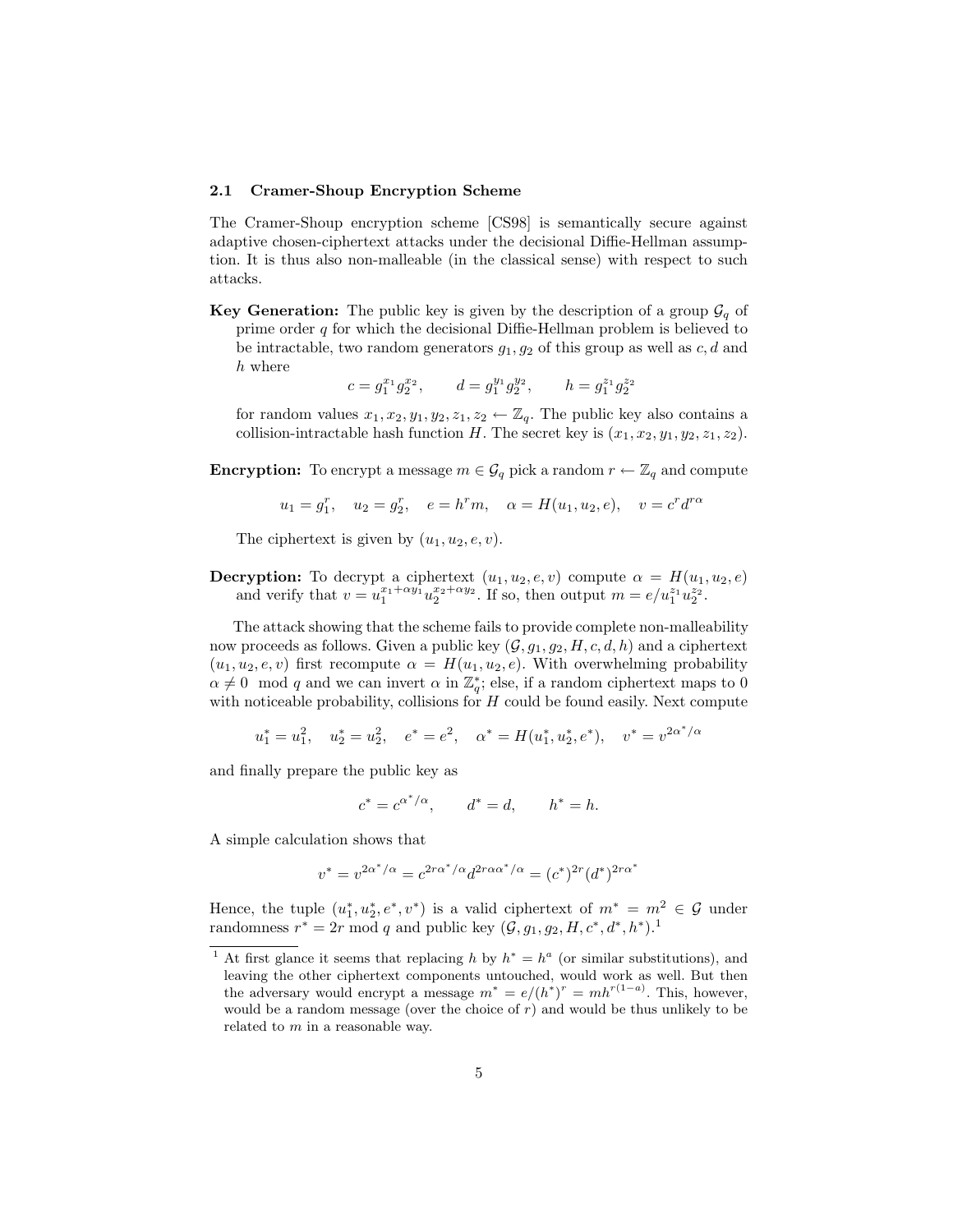### 2.1 Cramer-Shoup Encryption Scheme

The Cramer-Shoup encryption scheme [CS98] is semantically secure against adaptive chosen-ciphertext attacks under the decisional Diffie-Hellman assumption. It is thus also non-malleable (in the classical sense) with respect to such attacks.

**Key Generation:** The public key is given by the description of a group $\mathcal{G}_q$ of prime order $q$ for which the decisional Diffie-Hellman problem is believed to be intractable, two random generators $g_1, g_2$ of this group as well as $c, d$ and $h$ where

$$c = g_1^{x_1} g_2^{x_2}, \qquad d = g_1^{y_1} g_2^{y_2}, \qquad h = g_1^{z_1} g_2^{z_2}$$

for random values $x_1, x_2, y_1, y_2, z_1, z_2 \leftarrow \mathbb{Z}_q$. The public key also contains a collision-intractable hash function $H$. The secret key is $(x_1, x_2, y_1, y_2, z_1, z_2)$.

**Encryption:** To encrypt a message $m \in \mathcal{G}_q$ pick a random $r \leftarrow \mathbb{Z}_q$ and compute

$$u_1 = g_1^r, \quad u_2 = g_2^r, \quad e = h^r m, \quad \alpha = H(u_1, u_2, e), \quad v = c^r d^{r\alpha}$$

The ciphertext is given by $(u_1, u_2, e, v)$.

**Decryption:** To decrypt a ciphertext $(u_1, u_2, e, v)$ compute $\alpha = H(u_1, u_2, e)$ and verify that $v = u_1^{x_1 + \alpha y_1} u_2^{x_2 + \alpha y_2}$. If so, then output $m = e / u_1^{z_1} u_2^{z_2}$.

The attack showing that the scheme fails to provide complete non-malleability now proceeds as follows. Given a public key $(\mathcal{G}, g_1, g_2, H, c, d, h)$ and a ciphertext $(u_1, u_2, e, v)$ first recompute $\alpha = H(u_1, u_2, e)$. With overwhelming probability $\alpha \neq 0 \mod q$ and we can invert $\alpha$ in $\mathbb{Z}_q^*$; else, if a random ciphertext maps to 0 with noticeable probability, collisions for $H$ could be found easily. Next compute

$$u_1^* = u_1^2, \quad u_2^* = u_2^2, \quad e^* = e^2, \quad \alpha^* = H(u_1^*, u_2^*, e^*), \quad v^* = v^{2\alpha^*/\alpha}$$

and finally prepare the public key as

$$c^* = c^{\alpha^*/\alpha}, \qquad d^* = d, \qquad h^* = h.$$

A simple calculation shows that

$$v^* = v^{2\alpha^*/\alpha} = c^{2r\alpha^*/\alpha} d^{2r\alpha\alpha^*/\alpha} = (c^*)^{2r} (d^*)^{2r\alpha^*}$$

Hence, the tuple $(u_1^*, u_2^*, e^*, v^*)$ is a valid ciphertext of $m^* = m^2 \in \mathcal{G}$ under randomness $r^* = 2r \bmod q$ and public key $(\mathcal{G}, g_1, g_2, H, c^*, d^*, h^*)$.[1]

[1] At first glance it seems that replacing $h$ by $h^* = h^a$ (or similar substitutions), and leaving the other ciphertext components untouched, would work as well. But then the adversary would encrypt a message $m^* = e/(h^*)^r = mh^{r(1-a)}$. This, however, would be a random message (over the choice of $r$) and would be thus unlikely to be related to $m$ in a reasonable way.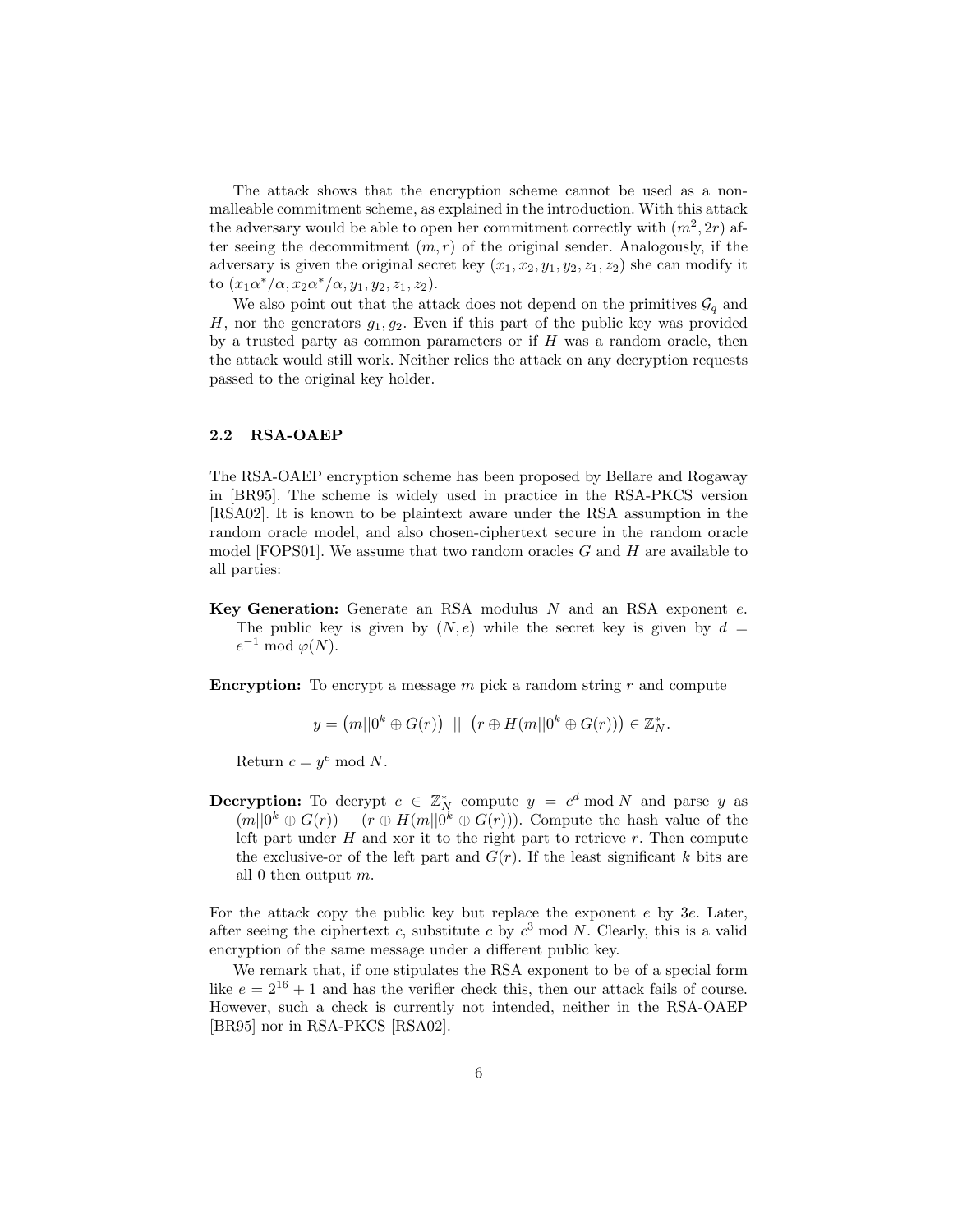The attack shows that the encryption scheme cannot be used as a non-malleable commitment scheme, as explained in the introduction. With this attack the adversary would be able to open her commitment correctly with $(m^2, 2r)$ after seeing the decommitment $(m, r)$ of the original sender. Analogously, if the adversary is given the original secret key $(x_1, x_2, y_1, y_2, z_1, z_2)$ she can modify it to $(x_1\alpha^*/\alpha, x_2\alpha^*/\alpha, y_1, y_2, z_1, z_2)$.

We also point out that the attack does not depend on the primitives $\mathcal{G}_q$ and $H$, nor the generators $g_1, g_2$. Even if this part of the public key was provided by a trusted party as common parameters or if $H$ was a random oracle, then the attack would still work. Neither relies the attack on any decryption requests passed to the original key holder.

### 2.2 RSA-OAEP

The RSA-OAEP encryption scheme has been proposed by Bellare and Rogaway in [BR95]. The scheme is widely used in practice in the RSA-PKCS version [RSA02]. It is known to be plaintext aware under the RSA assumption in the random oracle model, and also chosen-ciphertext secure in the random oracle model [FOPS01]. We assume that two random oracles $G$ and $H$ are available to all parties:

**Key Generation:** Generate an RSA modulus $N$ and an RSA exponent $e$. The public key is given by $(N, e)$ while the secret key is given by $d = e^{-1} \bmod \varphi(N)$.

**Encryption:** To encrypt a message $m$ pick a random string $r$ and compute

$$y = \big(m||0^k \oplus G(r)\big) \;||\; \big(r \oplus H(m||0^k \oplus G(r))\big) \in \mathbb{Z}_N^*.$$

Return $c = y^e \bmod N$.

**Decryption:** To decrypt $c \in \mathbb{Z}_N^*$ compute $y = c^d \bmod N$ and parse $y$ as $(m||0^k \oplus G(r)) \;||\; (r \oplus H(m||0^k \oplus G(r)))$. Compute the hash value of the left part under $H$ and xor it to the right part to retrieve $r$. Then compute the exclusive-or of the left part and $G(r)$. If the least significant $k$ bits are all 0 then output $m$.

For the attack copy the public key but replace the exponent $e$ by $3e$. Later, after seeing the ciphertext $c$, substitute $c$ by $c^3 \bmod N$. Clearly, this is a valid encryption of the same message under a different public key.

We remark that, if one stipulates the RSA exponent to be of a special form like $e = 2^{16} + 1$ and has the verifier check this, then our attack fails of course. However, such a check is currently not intended, neither in the RSA-OAEP [BR95] nor in RSA-PKCS [RSA02].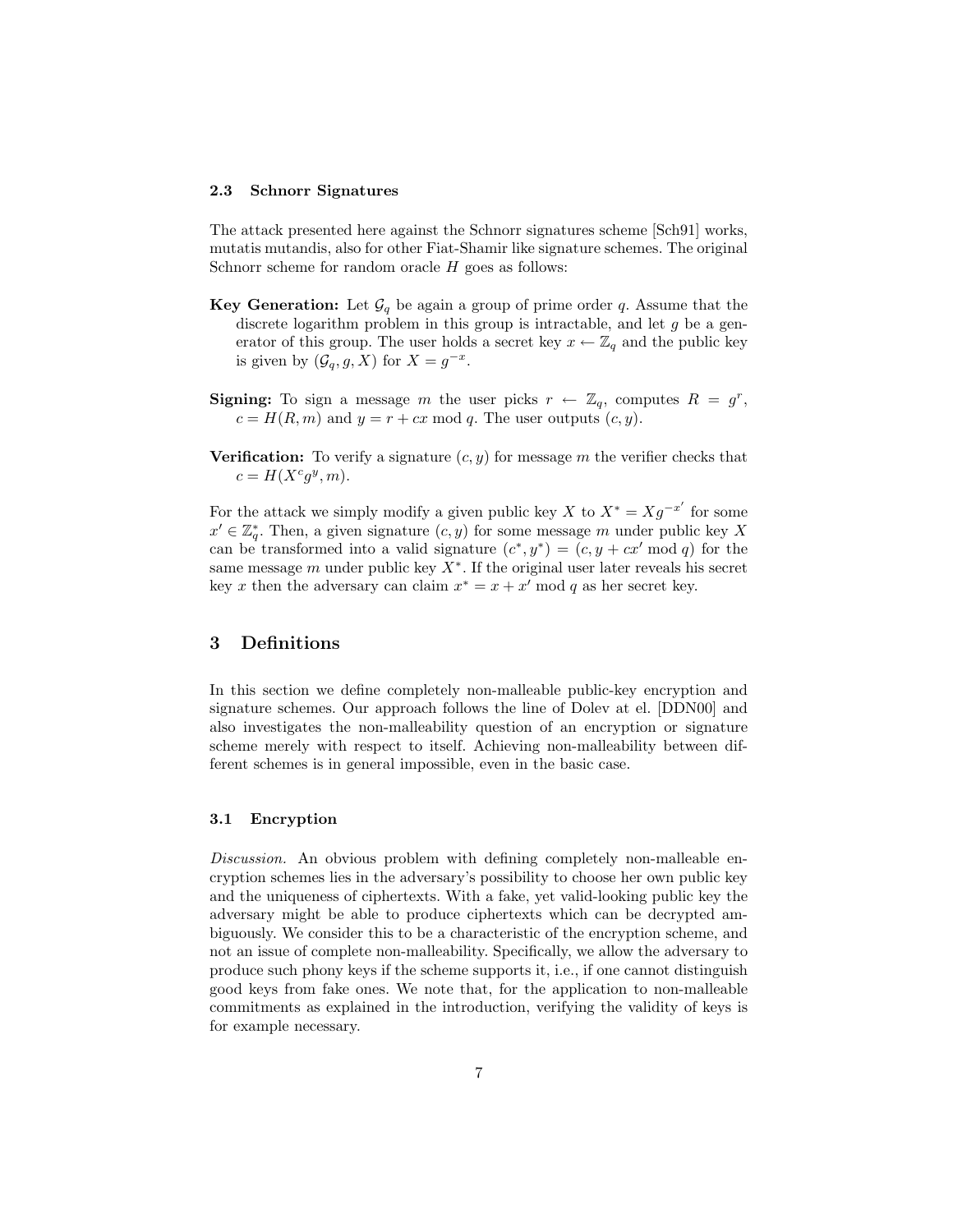### 2.3 Schnorr Signatures

The attack presented here against the Schnorr signatures scheme [Sch91] works, mutatis mutandis, also for other Fiat-Shamir like signature schemes. The original Schnorr scheme for random oracle $H$ goes as follows:

**Key Generation:** Let $\mathcal{G}_q$ be again a group of prime order $q$. Assume that the discrete logarithm problem in this group is intractable, and let $g$ be a generator of this group. The user holds a secret key $x \leftarrow \mathbb{Z}_q$ and the public key is given by $(\mathcal{G}_q, g, X)$ for $X = g^{-x}$.

**Signing:** To sign a message $m$ the user picks $r \leftarrow \mathbb{Z}_q$, computes $R = g^r$, $c = H(R, m)$ and $y = r + cx \bmod q$. The user outputs $(c, y)$.

**Verification:** To verify a signature $(c, y)$ for message $m$ the verifier checks that $c = H(X^c g^y, m)$.

For the attack we simply modify a given public key $X$ to $X^* = Xg^{-x'}$ for some $x' \in \mathbb{Z}_q^*$. Then, a given signature $(c, y)$ for some message $m$ under public key $X$ can be transformed into a valid signature $(c^*, y^*) = (c, y + cx' \bmod q)$ for the same message $m$ under public key $X^*$. If the original user later reveals his secret key $x$ then the adversary can claim $x^* = x + x' \bmod q$ as her secret key.

## 3 Definitions

In this section we define completely non-malleable public-key encryption and signature schemes. Our approach follows the line of Dolev et al. [DDN00] and also investigates the non-malleability question of an encryption or signature scheme merely with respect to itself. Achieving non-malleability between different schemes is in general impossible, even in the basic case.

### 3.1 Encryption

*Discussion.* An obvious problem with defining completely non-malleable encryption schemes lies in the adversary's possibility to choose her own public key and the uniqueness of ciphertexts. With a fake, yet valid-looking public key the adversary might be able to produce ciphertexts which can be decrypted ambiguously. We consider this to be a characteristic of the encryption scheme, and not an issue of complete non-malleability. Specifically, we allow the adversary to produce such phony keys if the scheme supports it, i.e., if one cannot distinguish good keys from fake ones. We note that, for the application to non-malleable commitments as explained in the introduction, verifying the validity of keys is for example necessary.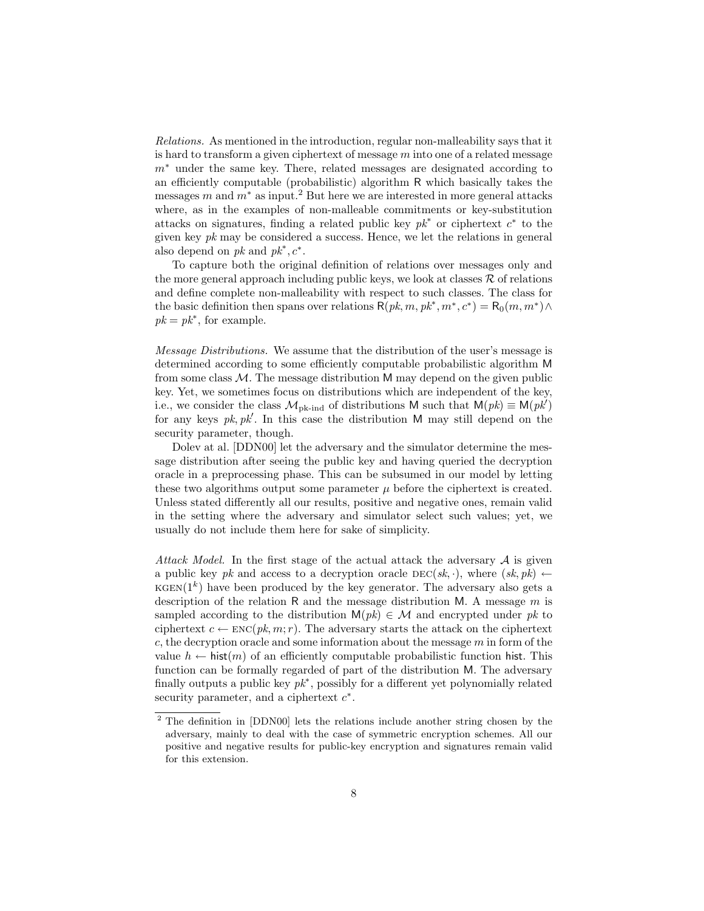*Relations.* As mentioned in the introduction, regular non-malleability says that it is hard to transform a given ciphertext of message $m$ into one of a related message $m^*$ under the same key. There, related messages are designated according to an efficiently computable (probabilistic) algorithm $\mathsf{R}$ which basically takes the messages $m$ and $m^*$ as input.[2] But here we are interested in more general attacks where, as in the examples of non-malleable commitments or key-substitution attacks on signatures, finding a related public key $pk^*$ or ciphertext $c^*$ to the given key $pk$ may be considered a success. Hence, we let the relations in general also depend on $pk$ and $pk^*, c^*$.

To capture both the original definition of relations over messages only and the more general approach including public keys, we look at classes $\mathcal{R}$ of relations and define complete non-malleability with respect to such classes. The class for the basic definition then spans over relations $\mathsf{R}(pk, m, pk^*, m^*, c^*) = \mathsf{R}_0(m, m^*) \wedge pk = pk^*$, for example.

*Message Distributions.* We assume that the distribution of the user's message is determined according to some efficiently computable probabilistic algorithm $\mathsf{M}$ from some class $\mathcal{M}$. The message distribution $\mathsf{M}$ may depend on the given public key. Yet, we sometimes focus on distributions which are independent of the key, i.e., we consider the class $\mathcal{M}_{\text{pk-ind}}$ of distributions $\mathsf{M}$ such that $\mathsf{M}(pk) \equiv \mathsf{M}(pk')$ for any keys $pk, pk'$. In this case the distribution $\mathsf{M}$ may still depend on the security parameter, though.

Dolev at al. [DDN00] let the adversary and the simulator determine the message distribution after seeing the public key and having queried the decryption oracle in a preprocessing phase. This can be subsumed in our model by letting these two algorithms output some parameter $\mu$ before the ciphertext is created. Unless stated differently all our results, positive and negative ones, remain valid in the setting where the adversary and simulator select such values; yet, we usually do not include them here for sake of simplicity.

*Attack Model.* In the first stage of the actual attack the adversary $\mathcal{A}$ is given a public key $pk$ and access to a decryption oracle $\text{DEC}(sk, \cdot)$, where $(sk, pk) \leftarrow \text{KGEN}(1^k)$ have been produced by the key generator. The adversary also gets a description of the relation $\mathsf{R}$ and the message distribution $\mathsf{M}$. A message $m$ is sampled according to the distribution $\mathsf{M}(pk) \in \mathcal{M}$ and encrypted under $pk$ to ciphertext $c \leftarrow \text{ENC}(pk, m; r)$. The adversary starts the attack on the ciphertext $c$, the decryption oracle and some information about the message $m$ in form of the value $h \leftarrow \mathsf{hist}(m)$ of an efficiently computable probabilistic function $\mathsf{hist}$. This function can be formally regarded of part of the distribution $\mathsf{M}$. The adversary finally outputs a public key $pk^*$, possibly for a different yet polynomially related security parameter, and a ciphertext $c^*$.

[2] The definition in [DDN00] lets the relations include another string chosen by the adversary, mainly to deal with the case of symmetric encryption schemes. All our positive and negative results for public-key encryption and signatures remain valid for this extension.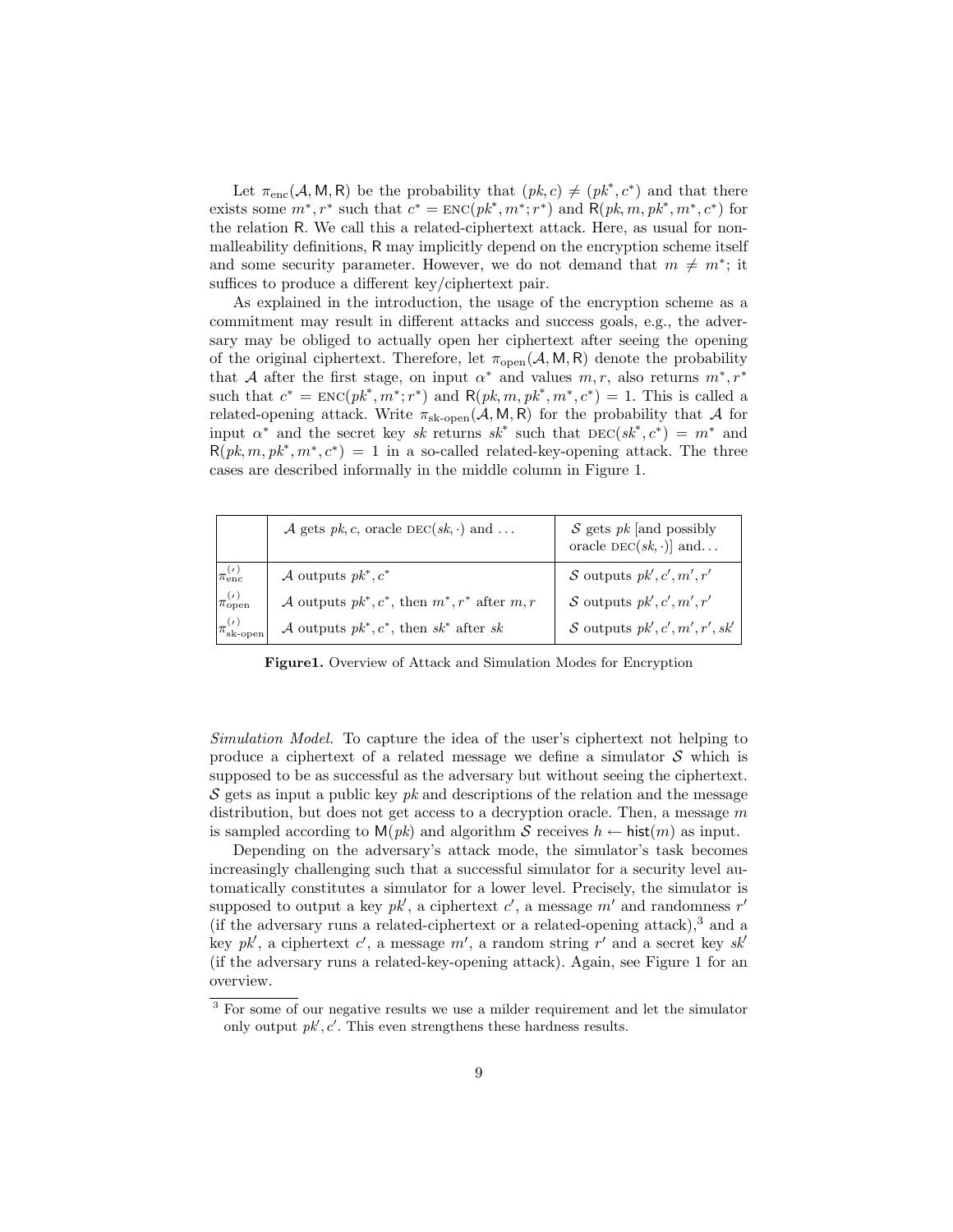Let $\pi_{\text{enc}}(\mathcal{A}, \mathsf{M}, \mathsf{R})$ be the probability that $(pk, c) \neq (pk^*, c^*)$ and that there exists some $m^*, r^*$ such that $c^* = \text{ENC}(pk^*, m^*; r^*)$ and $\mathsf{R}(pk, m, pk^*, m^*, c^*)$ for the relation $\mathsf{R}$. We call this a related-ciphertext attack. Here, as usual for non-malleability definitions, $\mathsf{R}$ may implicitly depend on the encryption scheme itself and some security parameter. However, we do not demand that $m \neq m^*$; it suffices to produce a different key/ciphertext pair.

As explained in the introduction, the usage of the encryption scheme as a commitment may result in different attacks and success goals, e.g., the adversary may be obliged to actually open her ciphertext after seeing the opening of the original ciphertext. Therefore, let $\pi_{\text{open}}(\mathcal{A}, \mathsf{M}, \mathsf{R})$ denote the probability that $\mathcal{A}$ after the first stage, on input $\alpha^*$ and values $m, r$, also returns $m^*, r^*$ such that $c^* = \text{ENC}(pk^*, m^*; r^*)$ and $\mathsf{R}(pk, m, pk^*, m^*, c^*) = 1$. This is called a related-opening attack. Write $\pi_{\text{sk-open}}(\mathcal{A}, \mathsf{M}, \mathsf{R})$ for the probability that $\mathcal{A}$ for input $\alpha^*$ and the secret key $sk$ returns $sk^*$ such that $\text{DEC}(sk^*, c^*) = m^*$ and $\mathsf{R}(pk, m, pk^*, m^*, c^*) = 1$ in a so-called related-key-opening attack. The three cases are described informally in the middle column in Figure 1.

| | $\mathcal{A}$ gets $pk, c$, oracle $\text{DEC}(sk, \cdot)$ and ... | $\mathcal{S}$ gets $pk$ [and possibly oracle $\text{DEC}(sk, \cdot)$] and... |
|---|---|---|
| $\pi_{\text{enc}}^{(\prime)}$ | $\mathcal{A}$ outputs $pk^*, c^*$ | $\mathcal{S}$ outputs $pk', c', m', r'$ |
| $\pi_{\text{open}}^{(\prime)}$ | $\mathcal{A}$ outputs $pk^*, c^*$, then $m^*, r^*$ after $m, r$ | $\mathcal{S}$ outputs $pk', c', m', r'$ |
| $\pi_{\text{sk-open}}^{(\prime)}$ | $\mathcal{A}$ outputs $pk^*, c^*$, then $sk^*$ after $sk$ | $\mathcal{S}$ outputs $pk', c', m', r', sk'$ |

**Figure1.** Overview of Attack and Simulation Modes for Encryption

*Simulation Model.* To capture the idea of the user's ciphertext not helping to produce a ciphertext of a related message we define a simulator $\mathcal{S}$ which is supposed to be as successful as the adversary but without seeing the ciphertext. $\mathcal{S}$ gets as input a public key $pk$ and descriptions of the relation and the message distribution, but does not get access to a decryption oracle. Then, a message $m$ is sampled according to $\mathsf{M}(pk)$ and algorithm $\mathcal{S}$ receives $h \leftarrow \mathsf{hist}(m)$ as input.

Depending on the adversary's attack mode, the simulator's task becomes increasingly challenging such that a successful simulator for a security level automatically constitutes a simulator for a lower level. Precisely, the simulator is supposed to output a key $pk'$, a ciphertext $c'$, a message $m'$ and randomness $r'$ (if the adversary runs a related-ciphertext or a related-opening attack),[3] and a key $pk'$, a ciphertext $c'$, a message $m'$, a random string $r'$ and a secret key $sk'$ (if the adversary runs a related-key-opening attack). Again, see Figure 1 for an overview.

[3] For some of our negative results we use a milder requirement and let the simulator only output $pk', c'$. This even strengthens these hardness results.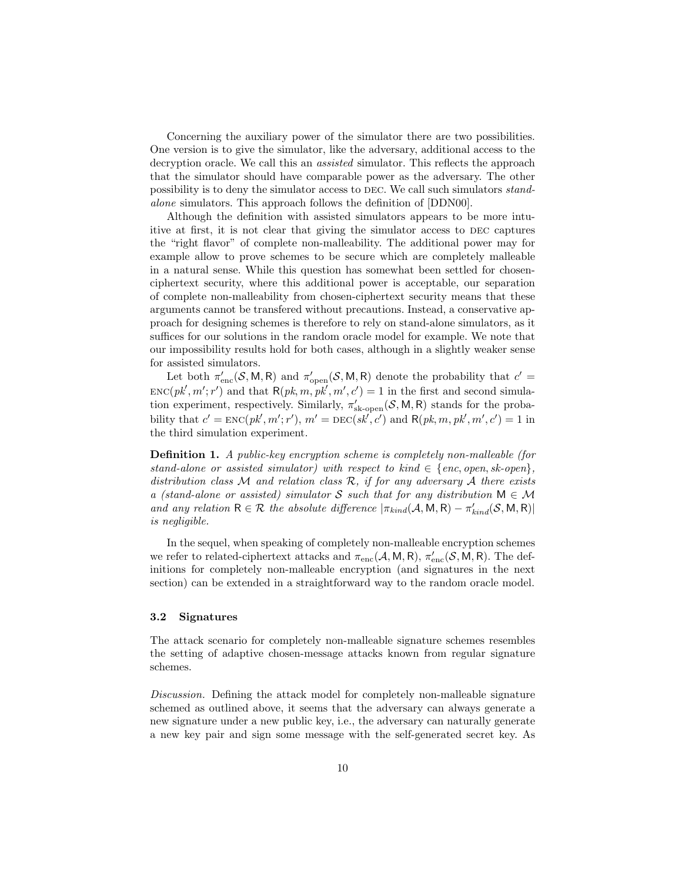Concerning the auxiliary power of the simulator there are two possibilities. One version is to give the simulator, like the adversary, additional access to the decryption oracle. We call this an *assisted* simulator. This reflects the approach that the simulator should have comparable power as the adversary. The other possibility is to deny the simulator access to DEC. We call such simulators *stand-alone* simulators. This approach follows the definition of [DDN00].

Although the definition with assisted simulators appears to be more intuitive at first, it is not clear that giving the simulator access to DEC captures the "right flavor" of complete non-malleability. The additional power may for example allow to prove schemes to be secure which are completely malleable in a natural sense. While this question has somewhat been settled for chosen-ciphertext security, where this additional power is acceptable, our separation of complete non-malleability from chosen-ciphertext security means that these arguments cannot be transfered without precautions. Instead, a conservative approach for designing schemes is therefore to rely on stand-alone simulators, as it suffices for our solutions in the random oracle model for example. We note that our impossibility results hold for both cases, although in a slightly weaker sense for assisted simulators.

Let both $\pi'_{\text{enc}}(\mathcal{S}, \mathsf{M}, \mathsf{R})$ and $\pi'_{\text{open}}(\mathcal{S}, \mathsf{M}, \mathsf{R})$ denote the probability that $c' = \text{ENC}(pk', m'; r')$ and that $\mathsf{R}(pk, m, pk', m', c') = 1$ in the first and second simulation experiment, respectively. Similarly, $\pi'_{\text{sk-open}}(\mathcal{S}, \mathsf{M}, \mathsf{R})$ stands for the probability that $c' = \text{ENC}(pk', m'; r')$, $m' = \text{DEC}(sk', c')$ and $\mathsf{R}(pk, m, pk', m', c') = 1$ in the third simulation experiment.

**Definition 1.** *A public-key encryption scheme is completely non-malleable (for stand-alone or assisted simulator) with respect to kind $\in \{enc, open, sk\text{-}open\}$, distribution class $\mathcal{M}$ and relation class $\mathcal{R}$, if for any adversary $\mathcal{A}$ there exists a (stand-alone or assisted) simulator $\mathcal{S}$ such that for any distribution $\mathsf{M} \in \mathcal{M}$ and any relation $\mathsf{R} \in \mathcal{R}$ the absolute difference $|\pi_{kind}(\mathcal{A}, \mathsf{M}, \mathsf{R}) - \pi'_{kind}(\mathcal{S}, \mathsf{M}, \mathsf{R})|$ is negligible.*

In the sequel, when speaking of completely non-malleable encryption schemes we refer to related-ciphertext attacks and $\pi_{\text{enc}}(\mathcal{A}, \mathsf{M}, \mathsf{R})$, $\pi'_{\text{enc}}(\mathcal{S}, \mathsf{M}, \mathsf{R})$. The definitions for completely non-malleable encryption (and signatures in the next section) can be extended in a straightforward way to the random oracle model.

### 3.2 Signatures

The attack scenario for completely non-malleable signature schemes resembles the setting of adaptive chosen-message attacks known from regular signature schemes.

*Discussion.* Defining the attack model for completely non-malleable signature schemed as outlined above, it seems that the adversary can always generate a new signature under a new public key, i.e., the adversary can naturally generate a new key pair and sign some message with the self-generated secret key. As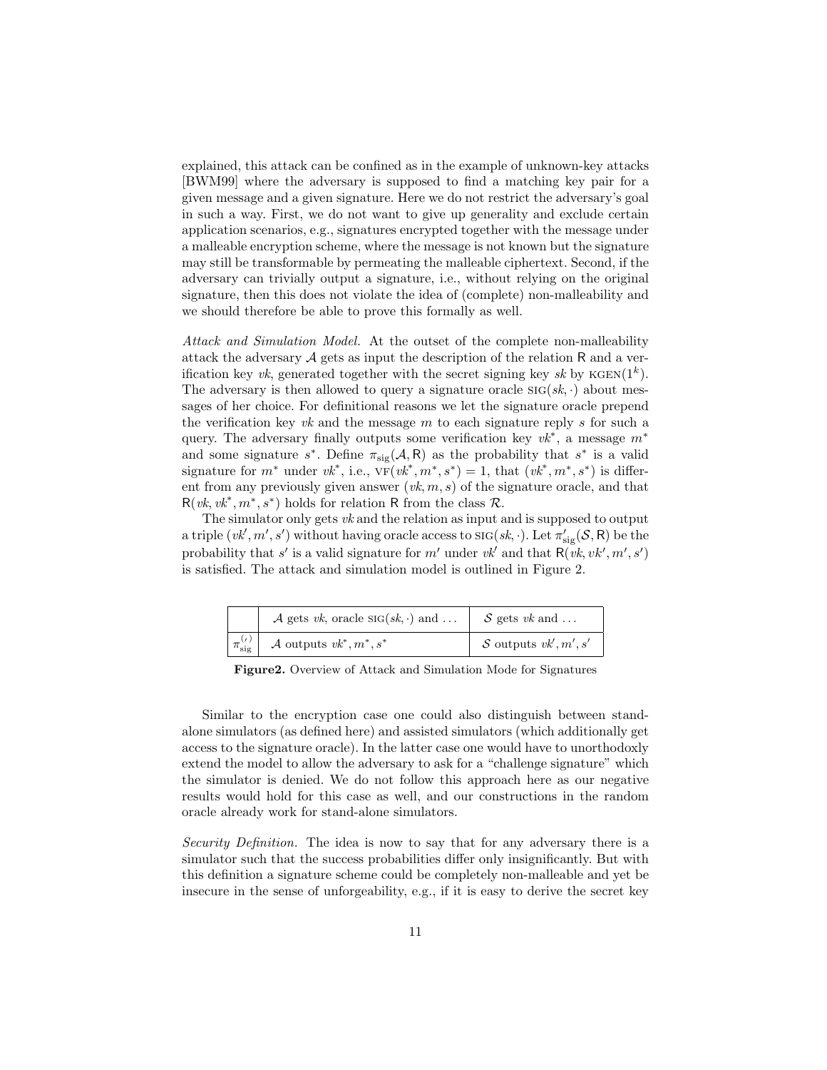explained, this attack can be confined as in the example of unknown-key attacks [BWM99] where the adversary is supposed to find a matching key pair for a given message and a given signature. Here we do not restrict the adversary's goal in such a way. First, we do not want to give up generality and exclude certain application scenarios, e.g., signatures encrypted together with the message under a malleable encryption scheme, where the message is not known but the signature may still be transformable by permeating the malleable ciphertext. Second, if the adversary can trivially output a signature, i.e., without relying on the original signature, then this does not violate the idea of (complete) non-malleability and we should therefore be able to prove this formally as well.

*Attack and Simulation Model.* At the outset of the complete non-malleability attack the adversary $\mathcal{A}$ gets as input the description of the relation $\mathsf{R}$ and a verification key $vk$, generated together with the secret signing key $sk$ by $\textsc{kgen}(1^k)$. The adversary is then allowed to query a signature oracle $\textsc{sig}(sk, \cdot)$ about messages of her choice. For definitional reasons we let the signature oracle prepend the verification key $vk$ and the message $m$ to each signature reply $s$ for such a query. The adversary finally outputs some verification key $vk^*$, a message $m^*$ and some signature $s^*$. Define $\pi_{\text{sig}}(\mathcal{A}, \mathsf{R})$ as the probability that $s^*$ is a valid signature for $m^*$ under $vk^*$, i.e., $\textsc{vf}(vk^*, m^*, s^*) = 1$, that $(vk^*, m^*, s^*)$ is different from any previously given answer $(vk, m, s)$ of the signature oracle, and that $\mathsf{R}(vk, vk^*, m^*, s^*)$ holds for relation $\mathsf{R}$ from the class $\mathcal{R}$.

The simulator only gets $vk$ and the relation as input and is supposed to output a triple $(vk', m', s')$ without having oracle access to $\textsc{sig}(sk, \cdot)$. Let $\pi'_{\text{sig}}(\mathcal{S}, \mathsf{R})$ be the probability that $s'$ is a valid signature for $m'$ under $vk'$ and that $\mathsf{R}(vk, vk', m', s')$ is satisfied. The attack and simulation model is outlined in Figure 2.

| | $\mathcal{A}$ gets $vk$, oracle $\textsc{sig}(sk, \cdot)$ and ... | $\mathcal{S}$ gets $vk$ and ... |
|---|---|---|
| $\pi^{(\prime)}_{\text{sig}}$ | $\mathcal{A}$ outputs $vk^*, m^*, s^*$ | $\mathcal{S}$ outputs $vk', m', s'$ |

**Figure2.** Overview of Attack and Simulation Mode for Signatures

Similar to the encryption case one could also distinguish between stand-alone simulators (as defined here) and assisted simulators (which additionally get access to the signature oracle). In the latter case one would have to unorthodoxly extend the model to allow the adversary to ask for a "challenge signature" which the simulator is denied. We do not follow this approach here as our negative results would hold for this case as well, and our constructions in the random oracle already work for stand-alone simulators.

*Security Definition.* The idea is now to say that for any adversary there is a simulator such that the success probabilities differ only insignificantly. But with this definition a signature scheme could be completely non-malleable and yet be insecure in the sense of unforgeability, e.g., if it is easy to derive the secret key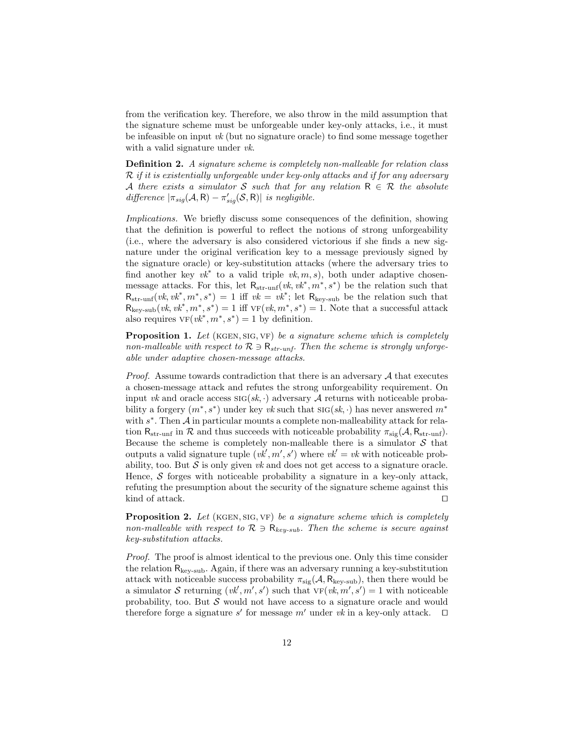from the verification key. Therefore, we also throw in the mild assumption that the signature scheme must be unforgeable under key-only attacks, i.e., it must be infeasible on input $vk$ (but no signature oracle) to find some message together with a valid signature under $vk$.

**Definition 2.** *A signature scheme is completely non-malleable for relation class $\mathcal{R}$ if it is existentially unforgeable under key-only attacks and if for any adversary $\mathcal{A}$ there exists a simulator $\mathcal{S}$ such that for any relation $\mathsf{R} \in \mathcal{R}$ the absolute difference $|\pi_{sig}(\mathcal{A}, \mathsf{R}) - \pi'_{sig}(\mathcal{S}, \mathsf{R})|$ is negligible.*

*Implications.* We briefly discuss some consequences of the definition, showing that the definition is powerful to reflect the notions of strong unforgeability (i.e., where the adversary is also considered victorious if she finds a new signature under the original verification key to a message previously signed by the signature oracle) or key-substitution attacks (where the adversary tries to find another key $vk^*$ to a valid triple $vk, m, s$), both under adaptive chosen-message attacks. For this, let $\mathsf{R}_{\text{str-unf}}(vk, vk^*, m^*, s^*)$ be the relation such that $\mathsf{R}_{\text{str-unf}}(vk, vk^*, m^*, s^*) = 1$ iff $vk = vk^*$; let $\mathsf{R}_{\text{key-sub}}$ be the relation such that $\mathsf{R}_{\text{key-sub}}(vk, vk^*, m^*, s^*) = 1$ iff $\text{VF}(vk, m^*, s^*) = 1$. Note that a successful attack also requires $\text{VF}(vk^*, m^*, s^*) = 1$ by definition.

**Proposition 1.** *Let* (KGEN, SIG, VF) *be a signature scheme which is completely non-malleable with respect to $\mathcal{R} \ni \mathsf{R}_{str\text{-}unf}$. Then the scheme is strongly unforgeable under adaptive chosen-message attacks.*

*Proof.* Assume towards contradiction that there is an adversary $\mathcal{A}$ that executes a chosen-message attack and refutes the strong unforgeability requirement. On input $vk$ and oracle access $\text{SIG}(sk, \cdot)$ adversary $\mathcal{A}$ returns with noticeable probability a forgery $(m^*, s^*)$ under key $vk$ such that $\text{SIG}(sk, \cdot)$ has never answered $m^*$ with $s^*$. Then $\mathcal{A}$ in particular mounts a complete non-malleability attack for relation $\mathsf{R}_{\text{str-unf}}$ in $\mathcal{R}$ and thus succeeds with noticeable probability $\pi_{\text{sig}}(\mathcal{A}, \mathsf{R}_{\text{str-unf}})$. Because the scheme is completely non-malleable there is a simulator $\mathcal{S}$ that outputs a valid signature tuple $(vk', m', s')$ where $vk' = vk$ with noticeable probability, too. But $\mathcal{S}$ is only given $vk$ and does not get access to a signature oracle. Hence, $\mathcal{S}$ forges with noticeable probability a signature in a key-only attack, refuting the presumption about the security of the signature scheme against this kind of attack. ☐

**Proposition 2.** *Let* (KGEN, SIG, VF) *be a signature scheme which is completely non-malleable with respect to $\mathcal{R} \ni \mathsf{R}_{key\text{-}sub}$. Then the scheme is secure against key-substitution attacks.*

*Proof.* The proof is almost identical to the previous one. Only this time consider the relation $\mathsf{R}_{\text{key-sub}}$. Again, if there was an adversary running a key-substitution attack with noticeable success probability $\pi_{\text{sig}}(\mathcal{A}, \mathsf{R}_{\text{key-sub}})$, then there would be a simulator $\mathcal{S}$ returning $(vk', m', s')$ such that $\text{VF}(vk, m', s') = 1$ with noticeable probability, too. But $\mathcal{S}$ would not have access to a signature oracle and would therefore forge a signature $s'$ for message $m'$ under $vk$ in a key-only attack. ☐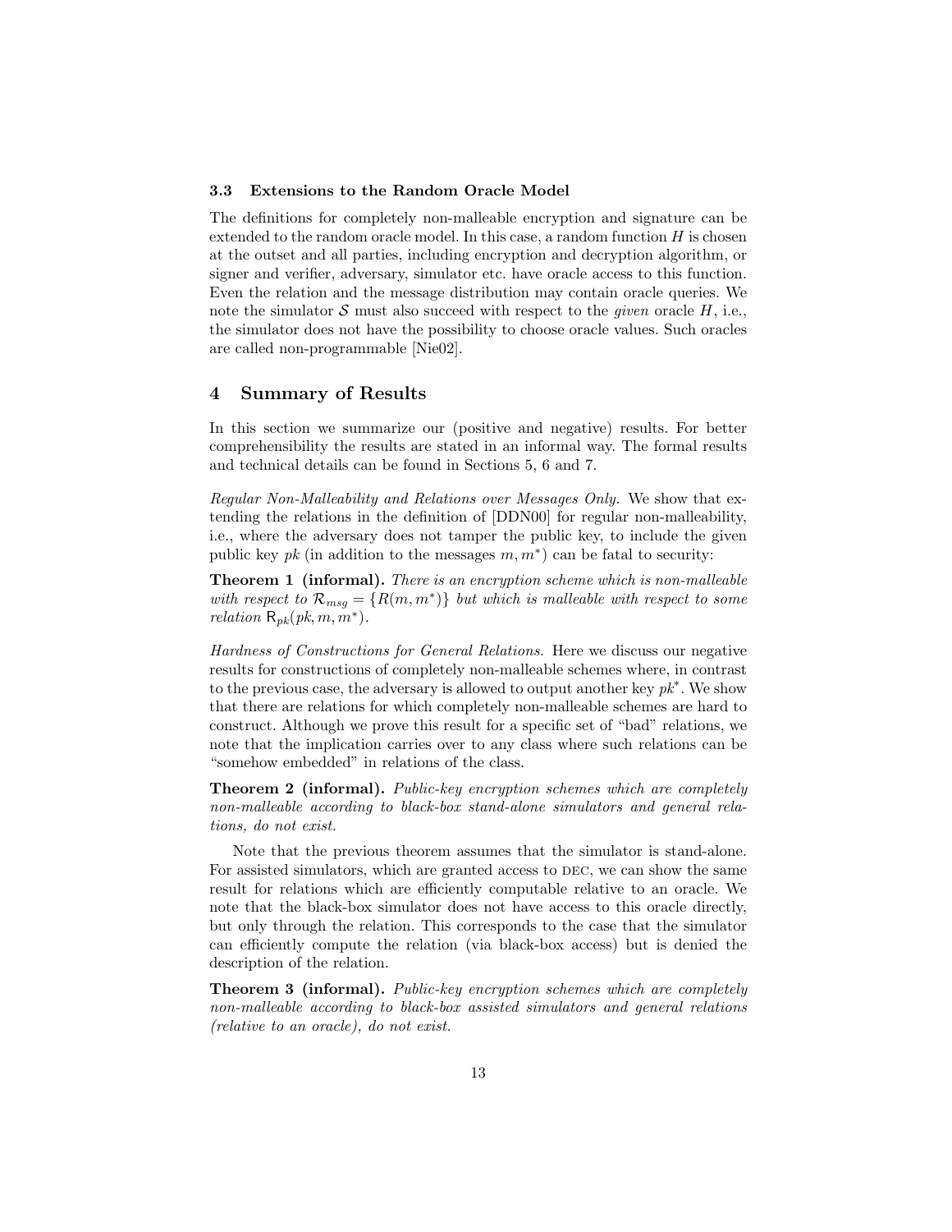### 3.3 Extensions to the Random Oracle Model

The definitions for completely non-malleable encryption and signature can be extended to the random oracle model. In this case, a random function $H$ is chosen at the outset and all parties, including encryption and decryption algorithm, or signer and verifier, adversary, simulator etc. have oracle access to this function. Even the relation and the message distribution may contain oracle queries. We note the simulator $\mathcal{S}$ must also succeed with respect to the *given* oracle $H$, i.e., the simulator does not have the possibility to choose oracle values. Such oracles are called non-programmable [Nie02].

## 4 Summary of Results

In this section we summarize our (positive and negative) results. For better comprehensibility the results are stated in an informal way. The formal results and technical details can be found in Sections 5, 6 and 7.

*Regular Non-Malleability and Relations over Messages Only.* We show that extending the relations in the definition of [DDN00] for regular non-malleability, i.e., where the adversary does not tamper the public key, to include the given public key $pk$ (in addition to the messages $m, m^*$) can be fatal to security:

**Theorem 1 (informal).** *There is an encryption scheme which is non-malleable with respect to $\mathcal{R}_{msg} = \{R(m, m^*)\}$ but which is malleable with respect to some relation $\mathsf{R}_{pk}(pk, m, m^*)$.*

*Hardness of Constructions for General Relations.* Here we discuss our negative results for constructions of completely non-malleable schemes where, in contrast to the previous case, the adversary is allowed to output another key $pk^*$. We show that there are relations for which completely non-malleable schemes are hard to construct. Although we prove this result for a specific set of "bad" relations, we note that the implication carries over to any class where such relations can be "somehow embedded" in relations of the class.

**Theorem 2 (informal).** *Public-key encryption schemes which are completely non-malleable according to black-box stand-alone simulators and general relations, do not exist.*

Note that the previous theorem assumes that the simulator is stand-alone. For assisted simulators, which are granted access to DEC, we can show the same result for relations which are efficiently computable relative to an oracle. We note that the black-box simulator does not have access to this oracle directly, but only through the relation. This corresponds to the case that the simulator can efficiently compute the relation (via black-box access) but is denied the description of the relation.

**Theorem 3 (informal).** *Public-key encryption schemes which are completely non-malleable according to black-box assisted simulators and general relations (relative to an oracle), do not exist.*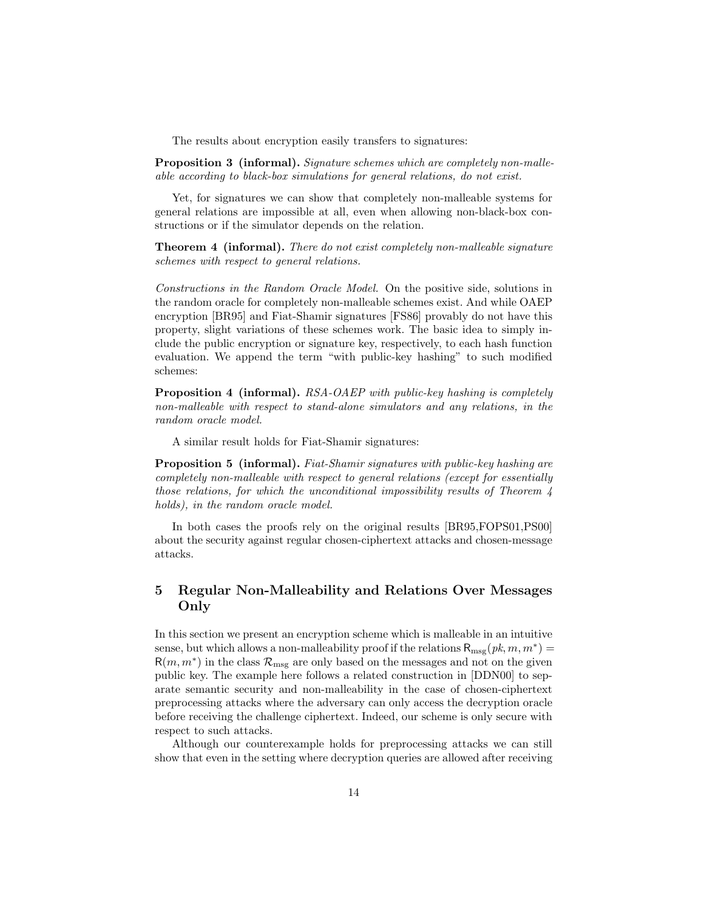The results about encryption easily transfers to signatures:

**Proposition 3 (informal).** *Signature schemes which are completely non-malleable according to black-box simulations for general relations, do not exist.*

Yet, for signatures we can show that completely non-malleable systems for general relations are impossible at all, even when allowing non-black-box constructions or if the simulator depends on the relation.

**Theorem 4 (informal).** *There do not exist completely non-malleable signature schemes with respect to general relations.*

*Constructions in the Random Oracle Model.* On the positive side, solutions in the random oracle for completely non-malleable schemes exist. And while OAEP encryption [BR95] and Fiat-Shamir signatures [FS86] provably do not have this property, slight variations of these schemes work. The basic idea to simply include the public encryption or signature key, respectively, to each hash function evaluation. We append the term "with public-key hashing" to such modified schemes:

**Proposition 4 (informal).** *RSA-OAEP with public-key hashing is completely non-malleable with respect to stand-alone simulators and any relations, in the random oracle model.*

A similar result holds for Fiat-Shamir signatures:

**Proposition 5 (informal).** *Fiat-Shamir signatures with public-key hashing are completely non-malleable with respect to general relations (except for essentially those relations, for which the unconditional impossibility results of Theorem 4 holds), in the random oracle model.*

In both cases the proofs rely on the original results [BR95,FOPS01,PS00] about the security against regular chosen-ciphertext attacks and chosen-message attacks.

## 5 Regular Non-Malleability and Relations Over Messages Only

In this section we present an encryption scheme which is malleable in an intuitive sense, but which allows a non-malleability proof if the relations $\mathsf{R}_{\mathrm{msg}}(pk, m, m^*) = \mathsf{R}(m, m^*)$ in the class $\mathcal{R}_{\mathrm{msg}}$ are only based on the messages and not on the given public key. The example here follows a related construction in [DDN00] to separate semantic security and non-malleability in the case of chosen-ciphertext preprocessing attacks where the adversary can only access the decryption oracle before receiving the challenge ciphertext. Indeed, our scheme is only secure with respect to such attacks.

Although our counterexample holds for preprocessing attacks we can still show that even in the setting where decryption queries are allowed after receiving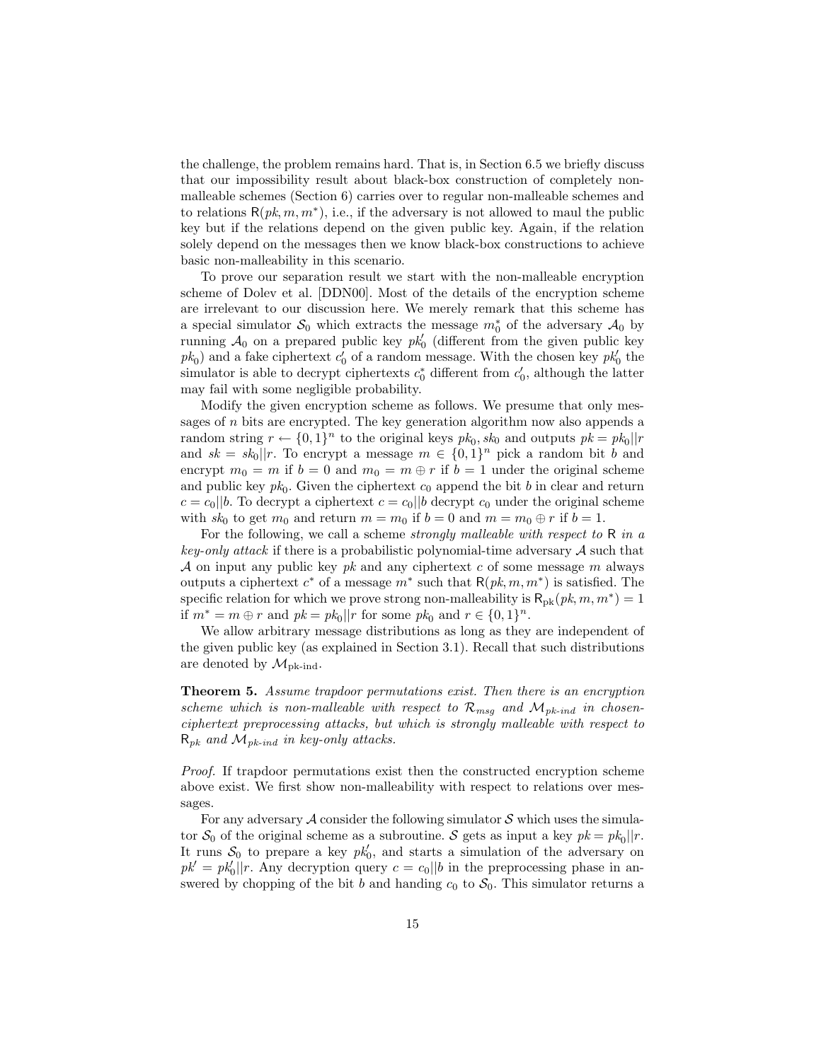the challenge, the problem remains hard. That is, in Section 6.5 we briefly discuss that our impossibility result about black-box construction of completely non-malleable schemes (Section 6) carries over to regular non-malleable schemes and to relations $\mathsf{R}(pk, m, m^*)$, i.e., if the adversary is not allowed to maul the public key but if the relations depend on the given public key. Again, if the relation solely depend on the messages then we know black-box constructions to achieve basic non-malleability in this scenario.

To prove our separation result we start with the non-malleable encryption scheme of Dolev et al. [DDN00]. Most of the details of the encryption scheme are irrelevant to our discussion here. We merely remark that this scheme has a special simulator $\mathcal{S}_0$ which extracts the message $m_0^*$ of the adversary $\mathcal{A}_0$ by running $\mathcal{A}_0$ on a prepared public key $pk_0'$ (different from the given public key $pk_0$) and a fake ciphertext $c_0'$ of a random message. With the chosen key $pk_0'$ the simulator is able to decrypt ciphertexts $c_0^*$ different from $c_0'$, although the latter may fail with some negligible probability.

Modify the given encryption scheme as follows. We presume that only messages of $n$ bits are encrypted. The key generation algorithm now also appends a random string $r \leftarrow \{0,1\}^n$ to the original keys $pk_0, sk_0$ and outputs $pk = pk_0||r$ and $sk = sk_0||r$. To encrypt a message $m \in \{0,1\}^n$ pick a random bit $b$ and encrypt $m_0 = m$ if $b = 0$ and $m_0 = m \oplus r$ if $b = 1$ under the original scheme and public key $pk_0$. Given the ciphertext $c_0$ append the bit $b$ in clear and return $c = c_0||b$. To decrypt a ciphertext $c = c_0||b$ decrypt $c_0$ under the original scheme with $sk_0$ to get $m_0$ and return $m = m_0$ if $b = 0$ and $m = m_0 \oplus r$ if $b = 1$.

For the following, we call a scheme *strongly malleable with respect to* $\mathsf{R}$ *in a key-only attack* if there is a probabilistic polynomial-time adversary $\mathcal{A}$ such that $\mathcal{A}$ on input any public key $pk$ and any ciphertext $c$ of some message $m$ always outputs a ciphertext $c^*$ of a message $m^*$ such that $\mathsf{R}(pk, m, m^*)$ is satisfied. The specific relation for which we prove strong non-malleability is $\mathsf{R}_{\text{pk}}(pk, m, m^*) = 1$ if $m^* = m \oplus r$ and $pk = pk_0||r$ for some $pk_0$ and $r \in \{0,1\}^n$.

We allow arbitrary message distributions as long as they are independent of the given public key (as explained in Section 3.1). Recall that such distributions are denoted by $\mathcal{M}_{\text{pk-ind}}$.

**Theorem 5.** *Assume trapdoor permutations exist. Then there is an encryption scheme which is non-malleable with respect to $\mathcal{R}_{msg}$ and $\mathcal{M}_{pk\text{-}ind}$ in chosen-ciphertext preprocessing attacks, but which is strongly malleable with respect to $\mathsf{R}_{pk}$ and $\mathcal{M}_{pk\text{-}ind}$ in key-only attacks.*

*Proof.* If trapdoor permutations exist then the constructed encryption scheme above exist. We first show non-malleability with respect to relations over messages.

For any adversary $\mathcal{A}$ consider the following simulator $\mathcal{S}$ which uses the simulator $\mathcal{S}_0$ of the original scheme as a subroutine. $\mathcal{S}$ gets as input a key $pk = pk_0||r$. It runs $\mathcal{S}_0$ to prepare a key $pk_0'$, and starts a simulation of the adversary on $pk' = pk_0'||r$. Any decryption query $c = c_0||b$ in the preprocessing phase in answered by chopping of the bit $b$ and handing $c_0$ to $\mathcal{S}_0$. This simulator returns a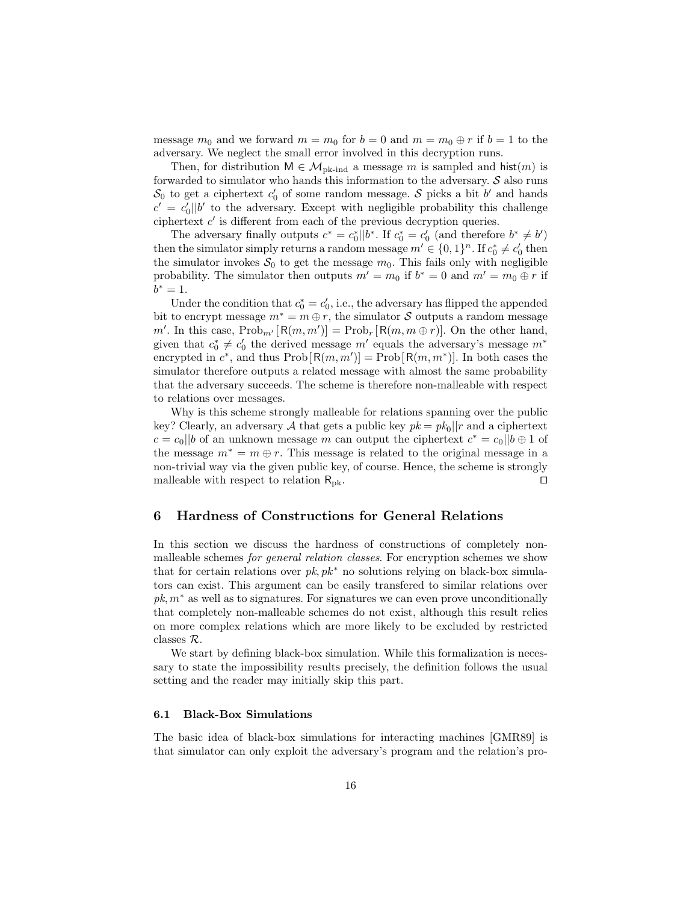message $m_0$ and we forward $m = m_0$ for $b = 0$ and $m = m_0 \oplus r$ if $b = 1$ to the adversary. We neglect the small error involved in this decryption runs.

Then, for distribution $\mathsf{M} \in \mathcal{M}_{\text{pk-ind}}$ a message $m$ is sampled and $\mathsf{hist}(m)$ is forwarded to simulator who hands this information to the adversary. $\mathcal{S}$ also runs $\mathcal{S}_0$ to get a ciphertext $c_0'$ of some random message. $\mathcal{S}$ picks a bit $b'$ and hands $c' = c_0'||b'$ to the adversary. Except with negligible probability this challenge ciphertext $c'$ is different from each of the previous decryption queries.

The adversary finally outputs $c^* = c_0^*||b^*$. If $c_0^* = c_0'$ (and therefore $b^* \neq b'$) then the simulator simply returns a random message $m' \in \{0,1\}^n$. If $c_0^* \neq c_0'$ then the simulator invokes $\mathcal{S}_0$ to get the message $m_0$. This fails only with negligible probability. The simulator then outputs $m' = m_0$ if $b^* = 0$ and $m' = m_0 \oplus r$ if $b^* = 1$.

Under the condition that $c_0^* = c_0'$, i.e., the adversary has flipped the appended bit to encrypt message $m^* = m \oplus r$, the simulator $\mathcal{S}$ outputs a random message $m'$. In this case, $\mathrm{Prob}_{m'}[\mathsf{R}(m, m')] = \mathrm{Prob}_r[\mathsf{R}(m, m \oplus r)]$. On the other hand, given that $c_0^* \neq c_0'$ the derived message $m'$ equals the adversary's message $m^*$ encrypted in $c^*$, and thus $\mathrm{Prob}[\mathsf{R}(m, m')] = \mathrm{Prob}[\mathsf{R}(m, m^*)]$. In both cases the simulator therefore outputs a related message with almost the same probability that the adversary succeeds. The scheme is therefore non-malleable with respect to relations over messages.

Why is this scheme strongly malleable for relations spanning over the public key? Clearly, an adversary $\mathcal{A}$ that gets a public key $pk = pk_0||r$ and a ciphertext $c = c_0||b$ of an unknown message $m$ can output the ciphertext $c^* = c_0||b \oplus 1$ of the message $m^* = m \oplus r$. This message is related to the original message in a non-trivial way via the given public key, of course. Hence, the scheme is strongly malleable with respect to relation $\mathsf{R}_{\text{pk}}$. □

## 6 Hardness of Constructions for General Relations

In this section we discuss the hardness of constructions of completely non-malleable schemes *for general relation classes*. For encryption schemes we show that for certain relations over $pk, pk^*$ no solutions relying on black-box simulators can exist. This argument can be easily transfered to similar relations over $pk, m^*$ as well as to signatures. For signatures we can even prove unconditionally that completely non-malleable schemes do not exist, although this result relies on more complex relations which are more likely to be excluded by restricted classes $\mathcal{R}$.

We start by defining black-box simulation. While this formalization is necessary to state the impossibility results precisely, the definition follows the usual setting and the reader may initially skip this part.

### 6.1 Black-Box Simulations

The basic idea of black-box simulations for interacting machines [GMR89] is that simulator can only exploit the adversary's program and the relation's pro-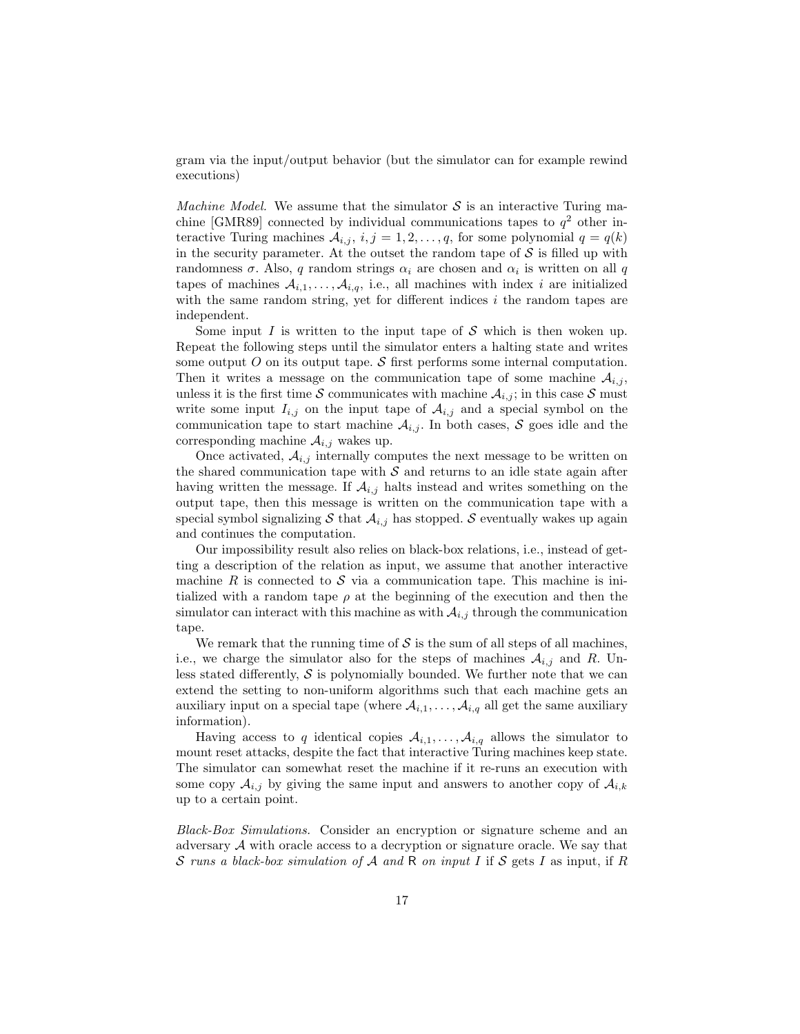gram via the input/output behavior (but the simulator can for example rewind executions)

*Machine Model.* We assume that the simulator $\mathcal{S}$ is an interactive Turing machine [GMR89] connected by individual communications tapes to $q^2$ other interactive Turing machines $\mathcal{A}_{i,j}$, $i, j = 1, 2, \ldots, q$, for some polynomial $q = q(k)$ in the security parameter. At the outset the random tape of $\mathcal{S}$ is filled up with randomness $\sigma$. Also, $q$ random strings $\alpha_i$ are chosen and $\alpha_i$ is written on all $q$ tapes of machines $\mathcal{A}_{i,1}, \ldots, \mathcal{A}_{i,q}$, i.e., all machines with index $i$ are initialized with the same random string, yet for different indices $i$ the random tapes are independent.

Some input $I$ is written to the input tape of $\mathcal{S}$ which is then woken up. Repeat the following steps until the simulator enters a halting state and writes some output $O$ on its output tape. $\mathcal{S}$ first performs some internal computation. Then it writes a message on the communication tape of some machine $\mathcal{A}_{i,j}$, unless it is the first time $\mathcal{S}$ communicates with machine $\mathcal{A}_{i,j}$; in this case $\mathcal{S}$ must write some input $I_{i,j}$ on the input tape of $\mathcal{A}_{i,j}$ and a special symbol on the communication tape to start machine $\mathcal{A}_{i,j}$. In both cases, $\mathcal{S}$ goes idle and the corresponding machine $\mathcal{A}_{i,j}$ wakes up.

Once activated, $\mathcal{A}_{i,j}$ internally computes the next message to be written on the shared communication tape with $\mathcal{S}$ and returns to an idle state again after having written the message. If $\mathcal{A}_{i,j}$ halts instead and writes something on the output tape, then this message is written on the communication tape with a special symbol signalizing $\mathcal{S}$ that $\mathcal{A}_{i,j}$ has stopped. $\mathcal{S}$ eventually wakes up again and continues the computation.

Our impossibility result also relies on black-box relations, i.e., instead of getting a description of the relation as input, we assume that another interactive machine $R$ is connected to $\mathcal{S}$ via a communication tape. This machine is initialized with a random tape $\rho$ at the beginning of the execution and then the simulator can interact with this machine as with $\mathcal{A}_{i,j}$ through the communication tape.

We remark that the running time of $\mathcal{S}$ is the sum of all steps of all machines, i.e., we charge the simulator also for the steps of machines $\mathcal{A}_{i,j}$ and $R$. Unless stated differently, $\mathcal{S}$ is polynomially bounded. We further note that we can extend the setting to non-uniform algorithms such that each machine gets an auxiliary input on a special tape (where $\mathcal{A}_{i,1}, \ldots, \mathcal{A}_{i,q}$ all get the same auxiliary information).

Having access to $q$ identical copies $\mathcal{A}_{i,1}, \ldots, \mathcal{A}_{i,q}$ allows the simulator to mount reset attacks, despite the fact that interactive Turing machines keep state. The simulator can somewhat reset the machine if it re-runs an execution with some copy $\mathcal{A}_{i,j}$ by giving the same input and answers to another copy of $\mathcal{A}_{i,k}$ up to a certain point.

*Black-Box Simulations.* Consider an encryption or signature scheme and an adversary $\mathcal{A}$ with oracle access to a decryption or signature oracle. We say that *$\mathcal{S}$ runs a black-box simulation of $\mathcal{A}$ and $\mathsf{R}$ on input $I$* if $\mathcal{S}$ gets $I$ as input, if $R$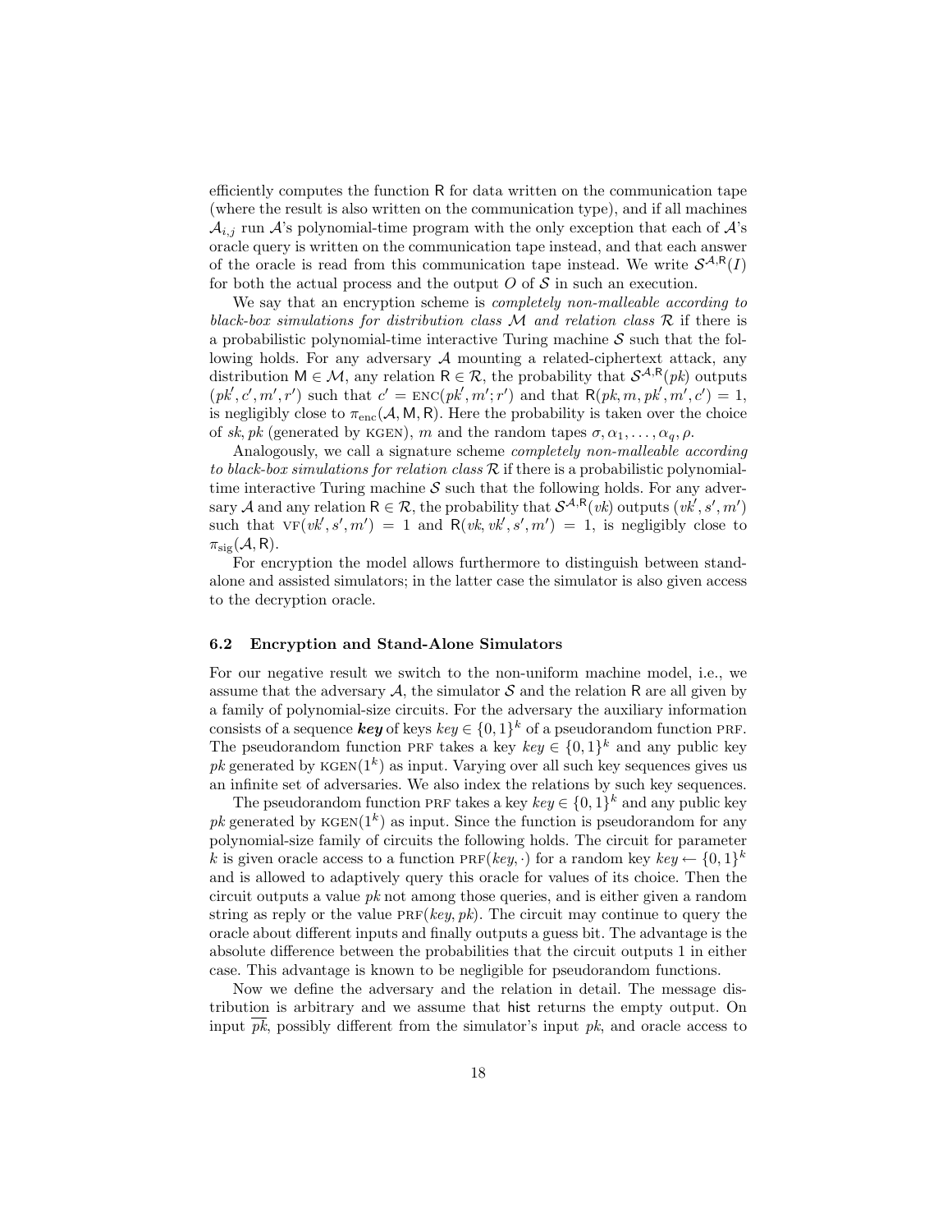efficiently computes the function $\mathsf{R}$ for data written on the communication tape (where the result is also written on the communication type), and if all machines $\mathcal{A}_{i,j}$ run $\mathcal{A}$'s polynomial-time program with the only exception that each of $\mathcal{A}$'s oracle query is written on the communication tape instead, and that each answer of the oracle is read from this communication tape instead. We write $\mathcal{S}^{\mathcal{A},\mathsf{R}}(I)$ for both the actual process and the output $O$ of $\mathcal{S}$ in such an execution.

We say that an encryption scheme is *completely non-malleable according to black-box simulations for distribution class $\mathcal{M}$ and relation class $\mathcal{R}$* if there is a probabilistic polynomial-time interactive Turing machine $\mathcal{S}$ such that the following holds. For any adversary $\mathcal{A}$ mounting a related-ciphertext attack, any distribution $\mathsf{M} \in \mathcal{M}$, any relation $\mathsf{R} \in \mathcal{R}$, the probability that $\mathcal{S}^{\mathcal{A},\mathsf{R}}(pk)$ outputs $(pk', c', m', r')$ such that $c' = \text{ENC}(pk', m'; r')$ and that $\mathsf{R}(pk, m, pk', m', c') = 1$, is negligibly close to $\pi_{\text{enc}}(\mathcal{A}, \mathsf{M}, \mathsf{R})$. Here the probability is taken over the choice of $sk, pk$ (generated by KGEN), $m$ and the random tapes $\sigma, \alpha_1, \ldots, \alpha_q, \rho$.

Analogously, we call a signature scheme *completely non-malleable according to black-box simulations for relation class $\mathcal{R}$* if there is a probabilistic polynomial-time interactive Turing machine $\mathcal{S}$ such that the following holds. For any adversary $\mathcal{A}$ and any relation $\mathsf{R} \in \mathcal{R}$, the probability that $\mathcal{S}^{\mathcal{A},\mathsf{R}}(vk)$ outputs $(vk', s', m')$ such that $\text{VF}(vk', s', m') = 1$ and $\mathsf{R}(vk, vk', s', m') = 1$, is negligibly close to $\pi_{\text{sig}}(\mathcal{A}, \mathsf{R})$.

For encryption the model allows furthermore to distinguish between stand-alone and assisted simulators; in the latter case the simulator is also given access to the decryption oracle.

### 6.2 Encryption and Stand-Alone Simulators

For our negative result we switch to the non-uniform machine model, i.e., we assume that the adversary $\mathcal{A}$, the simulator $\mathcal{S}$ and the relation $\mathsf{R}$ are all given by a family of polynomial-size circuits. For the adversary the auxiliary information consists of a sequence $\boldsymbol{key}$ of keys $key \in \{0,1\}^k$ of a pseudorandom function PRF. The pseudorandom function PRF takes a key $key \in \{0,1\}^k$ and any public key $pk$ generated by $\text{KGEN}(1^k)$ as input. Varying over all such key sequences gives us an infinite set of adversaries. We also index the relations by such key sequences.

The pseudorandom function PRF takes a key $key \in \{0,1\}^k$ and any public key $pk$ generated by $\text{KGEN}(1^k)$ as input. Since the function is pseudorandom for any polynomial-size family of circuits the following holds. The circuit for parameter $k$ is given oracle access to a function $\text{PRF}(key, \cdot)$ for a random key $key \leftarrow \{0,1\}^k$ and is allowed to adaptively query this oracle for values of its choice. Then the circuit outputs a value $pk$ not among those queries, and is either given a random string as reply or the value $\text{PRF}(key, pk)$. The circuit may continue to query the oracle about different inputs and finally outputs a guess bit. The advantage is the absolute difference between the probabilities that the circuit outputs 1 in either case. This advantage is known to be negligible for pseudorandom functions.

Now we define the adversary and the relation in detail. The message distribution is arbitrary and we assume that $\mathsf{hist}$ returns the empty output. On input $\overline{pk}$, possibly different from the simulator's input $pk$, and oracle access to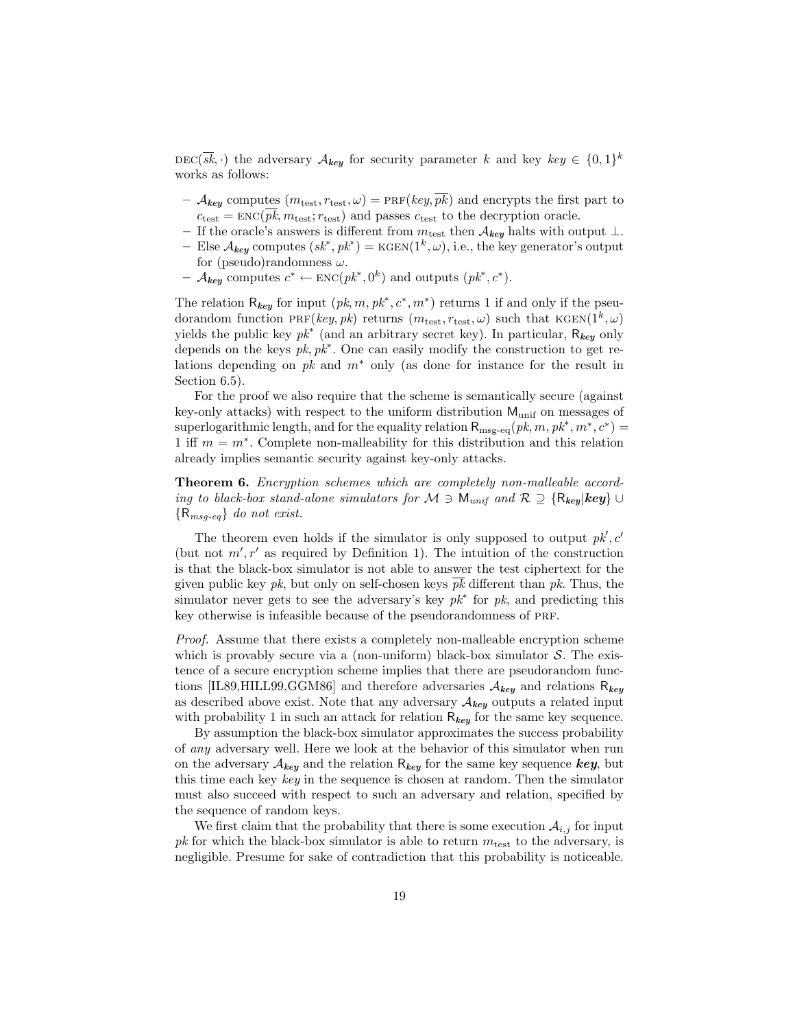$\text{DEC}(\overline{sk}, \cdot)$ the adversary $\mathcal{A}_{\boldsymbol{key}}$ for security parameter $k$ and key $key \in \{0,1\}^k$ works as follows:

- $\mathcal{A}_{\boldsymbol{key}}$ computes $(m_{\text{test}}, r_{\text{test}}, \omega) = \text{PRF}(key, \overline{pk})$ and encrypts the first part to $c_{\text{test}} = \text{ENC}(\overline{pk}, m_{\text{test}}; r_{\text{test}})$ and passes $c_{\text{test}}$ to the decryption oracle.
- If the oracle's answers is different from $m_{\text{test}}$ then $\mathcal{A}_{\boldsymbol{key}}$ halts with output $\perp$.
- Else $\mathcal{A}_{\boldsymbol{key}}$ computes $(sk^*, pk^*) = \text{KGEN}(1^k, \omega)$, i.e., the key generator's output for (pseudo)randomness $\omega$.
- $\mathcal{A}_{\boldsymbol{key}}$ computes $c^* \leftarrow \text{ENC}(pk^*, 0^k)$ and outputs $(pk^*, c^*)$.

The relation $\mathsf{R}_{\boldsymbol{key}}$ for input $(pk, m, pk^*, c^*, m^*)$ returns 1 if and only if the pseudorandom function $\text{PRF}(key, pk)$ returns $(m_{\text{test}}, r_{\text{test}}, \omega)$ such that $\text{KGEN}(1^k, \omega)$ yields the public key $pk^*$ (and an arbitrary secret key). In particular, $\mathsf{R}_{\boldsymbol{key}}$ only depends on the keys $pk, pk^*$. One can easily modify the construction to get relations depending on $pk$ and $m^*$ only (as done for instance for the result in Section 6.5).

For the proof we also require that the scheme is semantically secure (against key-only attacks) with respect to the uniform distribution $\mathsf{M}_{\text{unif}}$ on messages of superlogarithmic length, and for the equality relation $\mathsf{R}_{\text{msg-eq}}(pk, m, pk^*, m^*, c^*) = 1$ iff $m = m^*$. Complete non-malleability for this distribution and this relation already implies semantic security against key-only attacks.

**Theorem 6.** *Encryption schemes which are completely non-malleable according to black-box stand-alone simulators for $\mathcal{M} \ni \mathsf{M}_{unif}$ and $\mathcal{R} \supseteq \{\mathsf{R}_{\boldsymbol{key}} | \boldsymbol{key}\} \cup \{\mathsf{R}_{msg\text{-}eq}\}$ do not exist.*

The theorem even holds if the simulator is only supposed to output $pk', c'$ (but not $m', r'$ as required by Definition 1). The intuition of the construction is that the black-box simulator is not able to answer the test ciphertext for the given public key $pk$, but only on self-chosen keys $\overline{pk}$ different than $pk$. Thus, the simulator never gets to see the adversary's key $pk^*$ for $pk$, and predicting this key otherwise is infeasible because of the pseudorandomness of PRF.

*Proof.* Assume that there exists a completely non-malleable encryption scheme which is provably secure via a (non-uniform) black-box simulator $\mathcal{S}$. The existence of a secure encryption scheme implies that there are pseudorandom functions [IL89,HILL99,GGM86] and therefore adversaries $\mathcal{A}_{\boldsymbol{key}}$ and relations $\mathsf{R}_{\boldsymbol{key}}$ as described above exist. Note that any adversary $\mathcal{A}_{\boldsymbol{key}}$ outputs a related input with probability 1 in such an attack for relation $\mathsf{R}_{\boldsymbol{key}}$ for the same key sequence.

By assumption the black-box simulator approximates the success probability of *any* adversary well. Here we look at the behavior of this simulator when run on the adversary $\mathcal{A}_{\boldsymbol{key}}$ and the relation $\mathsf{R}_{\boldsymbol{key}}$ for the same key sequence $\boldsymbol{key}$, but this time each key $key$ in the sequence is chosen at random. Then the simulator must also succeed with respect to such an adversary and relation, specified by the sequence of random keys.

We first claim that the probability that there is some execution $\mathcal{A}_{i,j}$ for input $pk$ for which the black-box simulator is able to return $m_{\text{test}}$ to the adversary, is negligible. Presume for sake of contradiction that this probability is noticeable.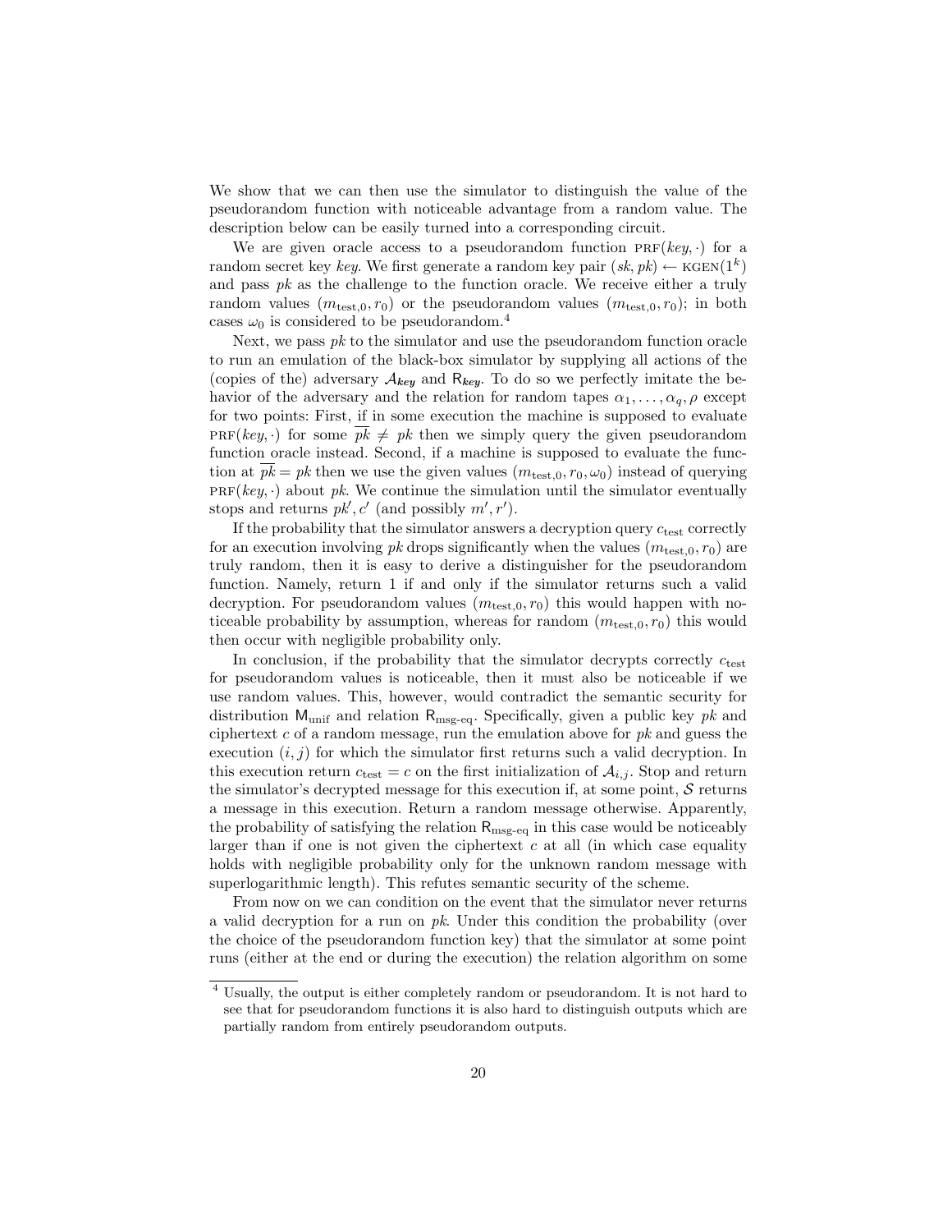We show that we can then use the simulator to distinguish the value of the pseudorandom function with noticeable advantage from a random value. The description below can be easily turned into a corresponding circuit.

We are given oracle access to a pseudorandom function $\text{PRF}(key, \cdot)$ for a random secret key $key$. We first generate a random key pair $(sk, pk) \leftarrow \text{KGEN}(1^k)$ and pass $pk$ as the challenge to the function oracle. We receive either a truly random values $(m_{\text{test},0}, r_0)$ or the pseudorandom values $(m_{\text{test},0}, r_0)$; in both cases $\omega_0$ is considered to be pseudorandom.[4]

Next, we pass $pk$ to the simulator and use the pseudorandom function oracle to run an emulation of the black-box simulator by supplying all actions of the (copies of the) adversary $\mathcal{A}_{\boldsymbol{key}}$ and $\mathsf{R}_{\boldsymbol{key}}$. To do so we perfectly imitate the behavior of the adversary and the relation for random tapes $\alpha_1, \ldots, \alpha_q, \rho$ except for two points: First, if in some execution the machine is supposed to evaluate $\text{PRF}(key, \cdot)$ for some $\overline{pk} \neq pk$ then we simply query the given pseudorandom function oracle instead. Second, if a machine is supposed to evaluate the function at $\overline{pk} = pk$ then we use the given values $(m_{\text{test},0}, r_0, \omega_0)$ instead of querying $\text{PRF}(key, \cdot)$ about $pk$. We continue the simulation until the simulator eventually stops and returns $pk', c'$ (and possibly $m', r'$).

If the probability that the simulator answers a decryption query $c_{\text{test}}$ correctly for an execution involving $pk$ drops significantly when the values $(m_{\text{test},0}, r_0)$ are truly random, then it is easy to derive a distinguisher for the pseudorandom function. Namely, return 1 if and only if the simulator returns such a valid decryption. For pseudorandom values $(m_{\text{test},0}, r_0)$ this would happen with noticeable probability by assumption, whereas for random $(m_{\text{test},0}, r_0)$ this would then occur with negligible probability only.

In conclusion, if the probability that the simulator decrypts correctly $c_{\text{test}}$ for pseudorandom values is noticeable, then it must also be noticeable if we use random values. This, however, would contradict the semantic security for distribution $\mathsf{M}_{\text{unif}}$ and relation $\mathsf{R}_{\text{msg-eq}}$. Specifically, given a public key $pk$ and ciphertext $c$ of a random message, run the emulation above for $pk$ and guess the execution $(i, j)$ for which the simulator first returns such a valid decryption. In this execution return $c_{\text{test}} = c$ on the first initialization of $\mathcal{A}_{i,j}$. Stop and return the simulator's decrypted message for this execution if, at some point, $\mathcal{S}$ returns a message in this execution. Return a random message otherwise. Apparently, the probability of satisfying the relation $\mathsf{R}_{\text{msg-eq}}$ in this case would be noticeably larger than if one is not given the ciphertext $c$ at all (in which case equality holds with negligible probability only for the unknown random message with superlogarithmic length). This refutes semantic security of the scheme.

From now on we can condition on the event that the simulator never returns a valid decryption for a run on $pk$. Under this condition the probability (over the choice of the pseudorandom function key) that the simulator at some point runs (either at the end or during the execution) the relation algorithm on some

[4] Usually, the output is either completely random or pseudorandom. It is not hard to see that for pseudorandom functions it is also hard to distinguish outputs which are partially random from entirely pseudorandom outputs.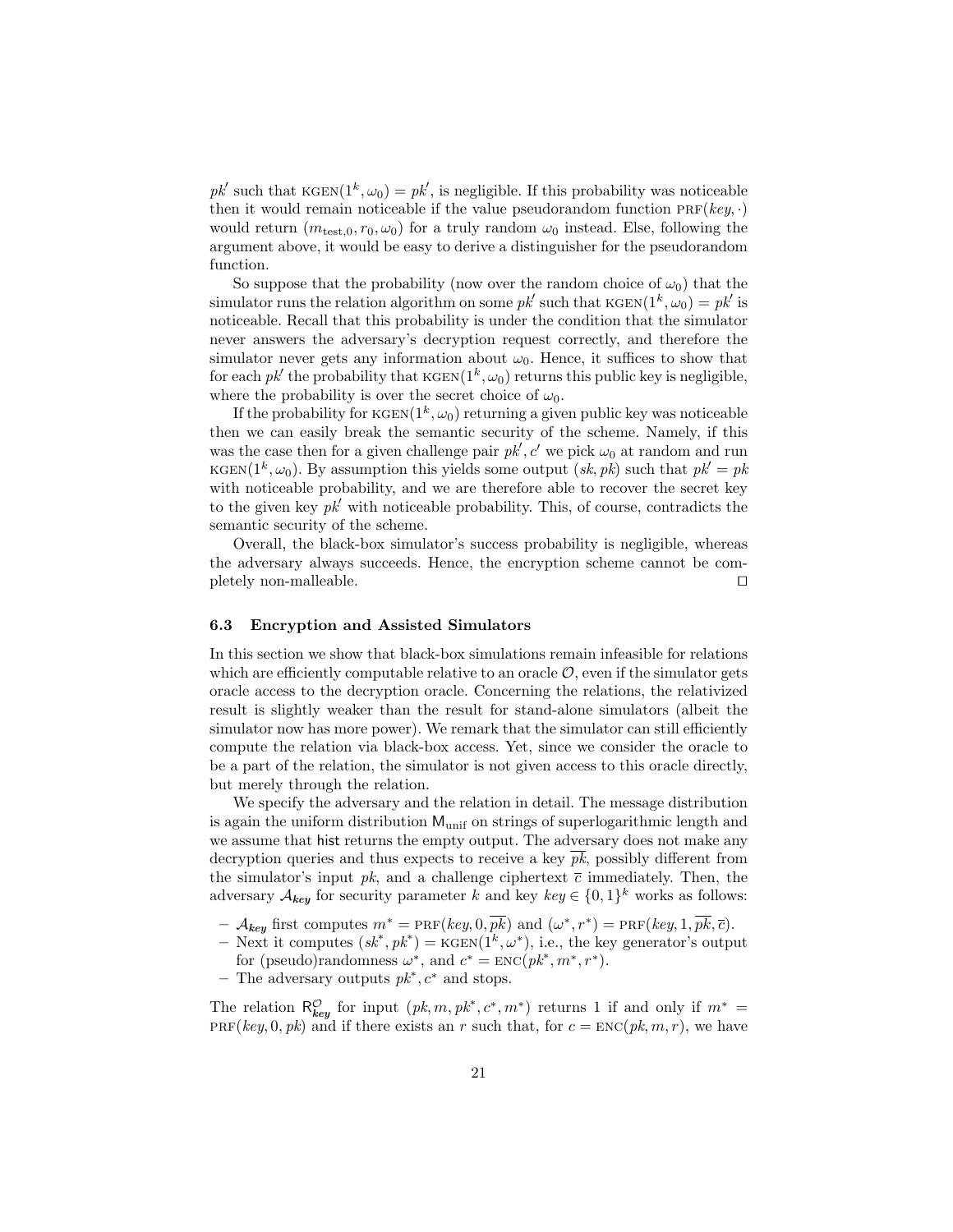$pk'$ such that $\text{KGEN}(1^k, \omega_0) = pk'$, is negligible. If this probability was noticeable then it would remain noticeable if the value pseudorandom function $\text{PRF}(key, \cdot)$ would return $(m_{\text{test},0}, r_0, \omega_0)$ for a truly random $\omega_0$ instead. Else, following the argument above, it would be easy to derive a distinguisher for the pseudorandom function.

So suppose that the probability (now over the random choice of $\omega_0$) that the simulator runs the relation algorithm on some $pk'$ such that $\text{KGEN}(1^k, \omega_0) = pk'$ is noticeable. Recall that this probability is under the condition that the simulator never answers the adversary's decryption request correctly, and therefore the simulator never gets any information about $\omega_0$. Hence, it suffices to show that for each $pk'$ the probability that $\text{KGEN}(1^k, \omega_0)$ returns this public key is negligible, where the probability is over the secret choice of $\omega_0$.

If the probability for $\text{KGEN}(1^k, \omega_0)$ returning a given public key was noticeable then we can easily break the semantic security of the scheme. Namely, if this was the case then for a given challenge pair $pk', c'$ we pick $\omega_0$ at random and run $\text{KGEN}(1^k, \omega_0)$. By assumption this yields some output $(sk, pk)$ such that $pk' = pk$ with noticeable probability, and we are therefore able to recover the secret key to the given key $pk'$ with noticeable probability. This, of course, contradicts the semantic security of the scheme.

Overall, the black-box simulator's success probability is negligible, whereas the adversary always succeeds. Hence, the encryption scheme cannot be completely non-malleable. □

### 6.3 Encryption and Assisted Simulators

In this section we show that black-box simulations remain infeasible for relations which are efficiently computable relative to an oracle $\mathcal{O}$, even if the simulator gets oracle access to the decryption oracle. Concerning the relations, the relativized result is slightly weaker than the result for stand-alone simulators (albeit the simulator now has more power). We remark that the simulator can still efficiently compute the relation via black-box access. Yet, since we consider the oracle to be a part of the relation, the simulator is not given access to this oracle directly, but merely through the relation.

We specify the adversary and the relation in detail. The message distribution is again the uniform distribution $\mathsf{M}_{\text{unif}}$ on strings of superlogarithmic length and we assume that $\mathsf{hist}$ returns the empty output. The adversary does not make any decryption queries and thus expects to receive a key $\overline{pk}$, possibly different from the simulator's input $pk$, and a challenge ciphertext $\overline{c}$ immediately. Then, the adversary $\mathcal{A}_{\boldsymbol{key}}$ for security parameter $k$ and key $key \in \{0,1\}^k$ works as follows:

- $\mathcal{A}_{\boldsymbol{key}}$ first computes $m^* = \text{PRF}(key, 0, \overline{pk})$ and $(\omega^*, r^*) = \text{PRF}(key, 1, \overline{pk}, \overline{c})$.
- Next it computes $(sk^*, pk^*) = \text{KGEN}(1^k, \omega^*)$, i.e., the key generator's output for (pseudo)randomness $\omega^*$, and $c^* = \text{ENC}(pk^*, m^*, r^*)$.
- The adversary outputs $pk^*, c^*$ and stops.

The relation $\mathsf{R}^{\mathcal{O}}_{\boldsymbol{key}}$ for input $(pk, m, pk^*, c^*, m^*)$ returns 1 if and only if $m^* = \text{PRF}(key, 0, pk)$ and if there exists an $r$ such that, for $c = \text{ENC}(pk, m, r)$, we have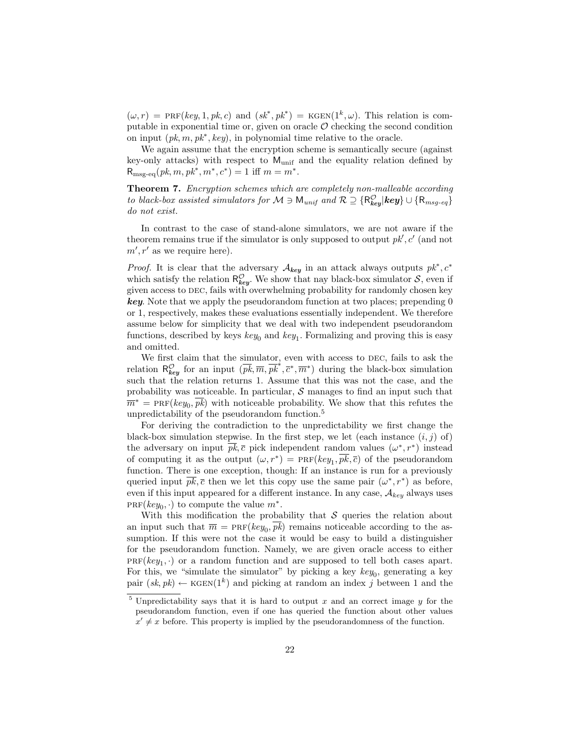$(\omega, r) = \text{PRF}(key, 1, pk, c)$ and $(sk^*, pk^*) = \text{KGEN}(1^k, \omega)$. This relation is computable in exponential time or, given on oracle $\mathcal{O}$ checking the second condition on input $(pk, m, pk^*, key)$, in polynomial time relative to the oracle.

We again assume that the encryption scheme is semantically secure (against key-only attacks) with respect to $\mathsf{M}_{\text{unif}}$ and the equality relation defined by $\mathsf{R}_{\text{msg-eq}}(pk, m, pk^*, m^*, c^*) = 1$ iff $m = m^*$.

**Theorem 7.** *Encryption schemes which are completely non-malleable according to black-box assisted simulators for $\mathcal{M} \ni \mathsf{M}_{unif}$ and $\mathcal{R} \supseteq \{\mathsf{R}^{\mathcal{O}}_{\boldsymbol{key}} | \boldsymbol{key}\} \cup \{\mathsf{R}_{msg\text{-}eq}\}$ do not exist.*

In contrast to the case of stand-alone simulators, we are not aware if the theorem remains true if the simulator is only supposed to output $pk', c'$ (and not $m', r'$ as we require here).

*Proof.* It is clear that the adversary $\mathcal{A}_{\boldsymbol{key}}$ in an attack always outputs $pk^*, c^*$ which satisfy the relation $\mathsf{R}^{\mathcal{O}}_{\boldsymbol{key}}$. We show that nay black-box simulator $\mathcal{S}$, even if given access to DEC, fails with overwhelming probability for randomly chosen key $\boldsymbol{key}$. Note that we apply the pseudorandom function at two places; prepending 0 or 1, respectively, makes these evaluations essentially independent. We therefore assume below for simplicity that we deal with two independent pseudorandom functions, described by keys $key_0$ and $key_1$. Formalizing and proving this is easy and omitted.

We first claim that the simulator, even with access to DEC, fails to ask the relation $\mathsf{R}^{\mathcal{O}}_{\boldsymbol{key}}$ for an input $(\overline{pk}, \overline{m}, \overline{pk}^*, \overline{c}^*, \overline{m}^*)$ during the black-box simulation such that the relation returns 1. Assume that this was not the case, and the probability was noticeable. In particular, $\mathcal{S}$ manages to find an input such that $\overline{m}^* = \text{PRF}(key_0, \overline{pk})$ with noticeable probability. We show that this refutes the unpredictability of the pseudorandom function.[5]

For deriving the contradiction to the unpredictability we first change the black-box simulation stepwise. In the first step, we let (each instance $(i, j)$ of) the adversary on input $\overline{pk}, \overline{c}$ pick independent random values $(\omega^*, r^*)$ instead of computing it as the output $(\omega, r^*) = \text{PRF}(key_1, \overline{pk}, \overline{c})$ of the pseudorandom function. There is one exception, though: If an instance is run for a previously queried input $\overline{pk}, \overline{c}$ then we let this copy use the same pair $(\omega^*, r^*)$ as before, even if this input appeared for a different instance. In any case, $\mathcal{A}_{key}$ always uses $\text{PRF}(key_0, \cdot)$ to compute the value $m^*$.

With this modification the probability that $\mathcal{S}$ queries the relation about an input such that $\overline{m} = \text{PRF}(key_0, \overline{pk})$ remains noticeable according to the assumption. If this were not the case it would be easy to build a distinguisher for the pseudorandom function. Namely, we are given oracle access to either $\text{PRF}(key_1, \cdot)$ or a random function and are supposed to tell both cases apart. For this, we "simulate the simulator" by picking a key $key_0$, generating a key pair $(sk, pk) \leftarrow \text{KGEN}(1^k)$ and picking at random an index $j$ between 1 and the

[5] Unpredictability says that it is hard to output $x$ and an correct image $y$ for the pseudorandom function, even if one has queried the function about other values $x' \neq x$ before. This property is implied by the pseudorandomness of the function.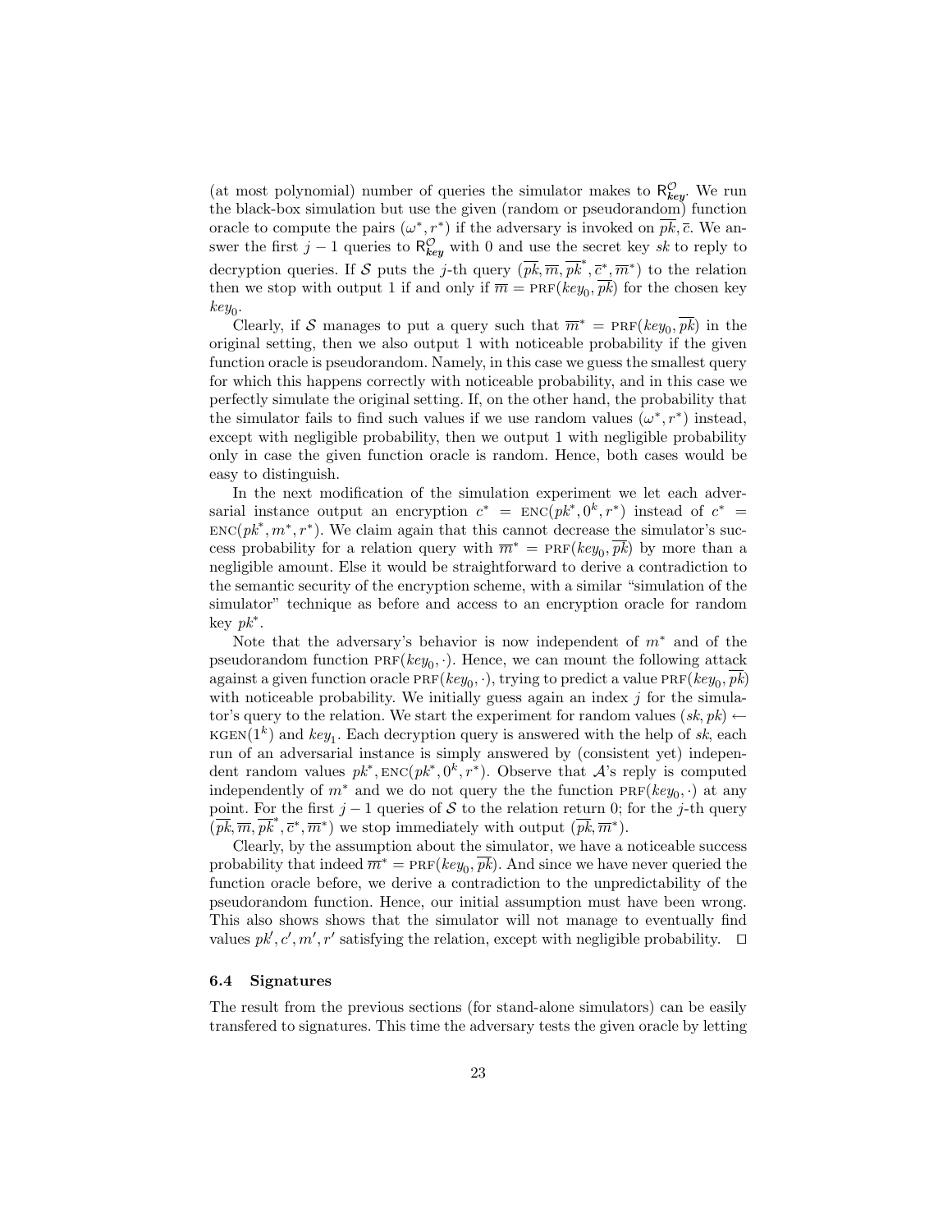(at most polynomial) number of queries the simulator makes to $\mathsf{R}^{\mathcal{O}}_{\boldsymbol{key}}$. We run the black-box simulation but use the given (random or pseudorandom) function oracle to compute the pairs $(\omega^*, r^*)$ if the adversary is invoked on $\overline{pk}, \overline{c}$. We answer the first $j-1$ queries to $\mathsf{R}^{\mathcal{O}}_{\boldsymbol{key}}$ with 0 and use the secret key $sk$ to reply to decryption queries. If $\mathcal{S}$ puts the $j$-th query $(\overline{pk}, \overline{m}, \overline{pk}^*, \overline{c}^*, \overline{m}^*)$ to the relation then we stop with output 1 if and only if $\overline{m} = \text{PRF}(key_0, \overline{pk})$ for the chosen key $key_0$.

Clearly, if $\mathcal{S}$ manages to put a query such that $\overline{m}^* = \text{PRF}(key_0, \overline{pk})$ in the original setting, then we also output 1 with noticeable probability if the given function oracle is pseudorandom. Namely, in this case we guess the smallest query for which this happens correctly with noticeable probability, and in this case we perfectly simulate the original setting. If, on the other hand, the probability that the simulator fails to find such values if we use random values $(\omega^*, r^*)$ instead, except with negligible probability, then we output 1 with negligible probability only in case the given function oracle is random. Hence, both cases would be easy to distinguish.

In the next modification of the simulation experiment we let each adversarial instance output an encryption $c^* = \text{ENC}(pk^*, 0^k, r^*)$ instead of $c^* = \text{ENC}(pk^*, m^*, r^*)$. We claim again that this cannot decrease the simulator's success probability for a relation query with $\overline{m}^* = \text{PRF}(key_0, \overline{pk})$ by more than a negligible amount. Else it would be straightforward to derive a contradiction to the semantic security of the encryption scheme, with a similar "simulation of the simulator" technique as before and access to an encryption oracle for random key $pk^*$.

Note that the adversary's behavior is now independent of $m^*$ and of the pseudorandom function $\text{PRF}(key_0, \cdot)$. Hence, we can mount the following attack against a given function oracle $\text{PRF}(key_0, \cdot)$, trying to predict a value $\text{PRF}(key_0, \overline{pk})$ with noticeable probability. We initially guess again an index $j$ for the simulator's query to the relation. We start the experiment for random values $(sk, pk) \leftarrow \text{KGEN}(1^k)$ and $key_1$. Each decryption query is answered with the help of $sk$, each run of an adversarial instance is simply answered by (consistent yet) independent random values $pk^*, \text{ENC}(pk^*, 0^k, r^*)$. Observe that $\mathcal{A}$'s reply is computed independently of $m^*$ and we do not query the the function $\text{PRF}(key_0, \cdot)$ at any point. For the first $j-1$ queries of $\mathcal{S}$ to the relation return 0; for the $j$-th query $(\overline{pk}, \overline{m}, \overline{pk}^*, \overline{c}^*, \overline{m}^*)$ we stop immediately with output $(\overline{pk}, \overline{m}^*)$.

Clearly, by the assumption about the simulator, we have a noticeable success probability that indeed $\overline{m}^* = \text{PRF}(key_0, \overline{pk})$. And since we have never queried the function oracle before, we derive a contradiction to the unpredictability of the pseudorandom function. Hence, our initial assumption must have been wrong. This also shows shows that the simulator will not manage to eventually find values $pk', c', m', r'$ satisfying the relation, except with negligible probability. $\square$

### 6.4 Signatures

The result from the previous sections (for stand-alone simulators) can be easily transfered to signatures. This time the adversary tests the given oracle by letting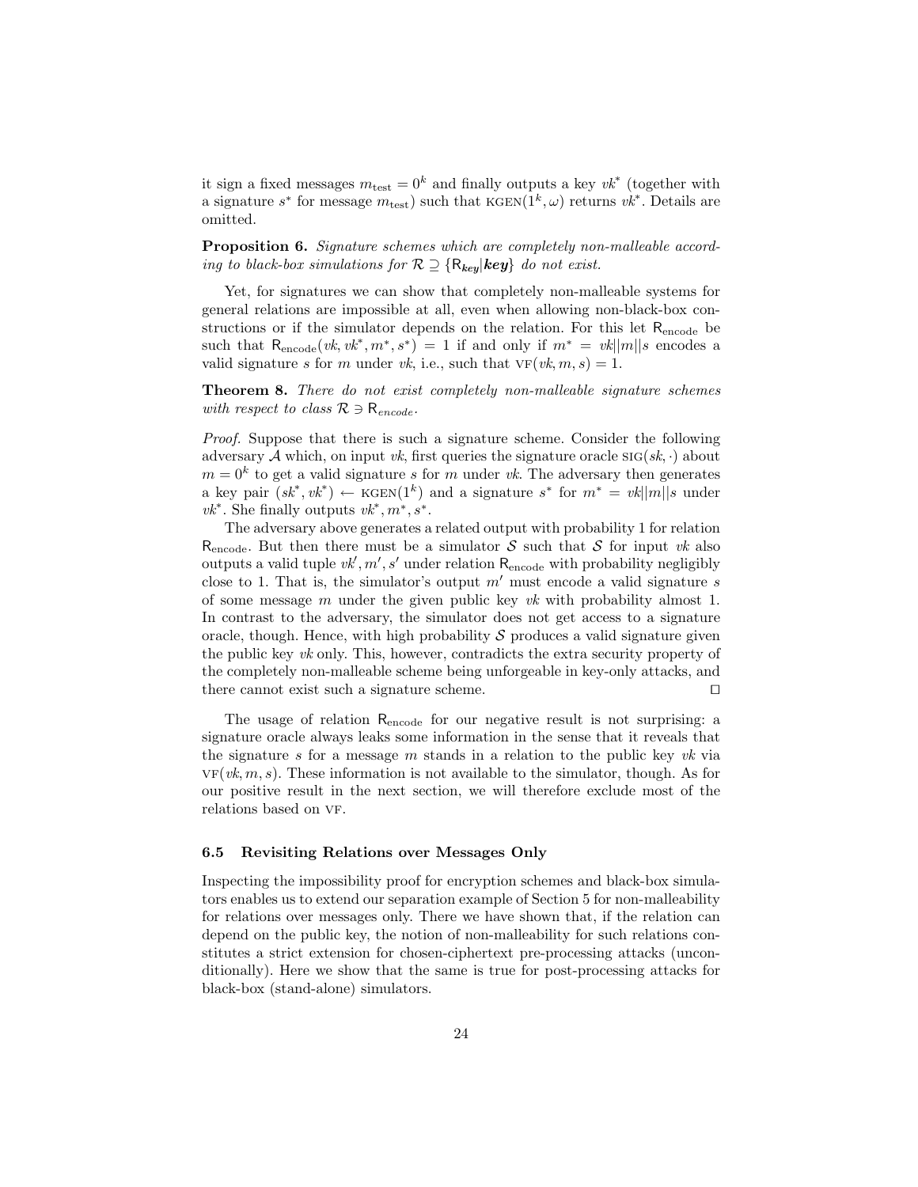it sign a fixed messages $m_{\text{test}} = 0^k$ and finally outputs a key $vk^*$ (together with a signature $s^*$ for message $m_{\text{test}}$) such that $\text{KGEN}(1^k, \omega)$ returns $vk^*$. Details are omitted.

**Proposition 6.** *Signature schemes which are completely non-malleable according to black-box simulations for $\mathcal{R} \supseteq \{\mathsf{R}_{\boldsymbol{key}} | \boldsymbol{key}\}$ do not exist.*

Yet, for signatures we can show that completely non-malleable systems for general relations are impossible at all, even when allowing non-black-box constructions or if the simulator depends on the relation. For this let $\mathsf{R}_{\text{encode}}$ be such that $\mathsf{R}_{\text{encode}}(vk, vk^*, m^*, s^*) = 1$ if and only if $m^* = vk||m||s$ encodes a valid signature $s$ for $m$ under $vk$, i.e., such that $\text{VF}(vk, m, s) = 1$.

**Theorem 8.** *There do not exist completely non-malleable signature schemes with respect to class $\mathcal{R} \ni \mathsf{R}_{encode}$.*

*Proof.* Suppose that there is such a signature scheme. Consider the following adversary $\mathcal{A}$ which, on input $vk$, first queries the signature oracle $\text{SIG}(sk, \cdot)$ about $m = 0^k$ to get a valid signature $s$ for $m$ under $vk$. The adversary then generates a key pair $(sk^*, vk^*) \leftarrow \text{KGEN}(1^k)$ and a signature $s^*$ for $m^* = vk||m||s$ under $vk^*$. She finally outputs $vk^*, m^*, s^*$.

The adversary above generates a related output with probability 1 for relation $\mathsf{R}_{\text{encode}}$. But then there must be a simulator $\mathcal{S}$ such that $\mathcal{S}$ for input $vk$ also outputs a valid tuple $vk', m', s'$ under relation $\mathsf{R}_{\text{encode}}$ with probability negligibly close to 1. That is, the simulator's output $m'$ must encode a valid signature $s$ of some message $m$ under the given public key $vk$ with probability almost 1. In contrast to the adversary, the simulator does not get access to a signature oracle, though. Hence, with high probability $\mathcal{S}$ produces a valid signature given the public key $vk$ only. This, however, contradicts the extra security property of the completely non-malleable scheme being unforgeable in key-only attacks, and there cannot exist such a signature scheme. $\square$

The usage of relation $\mathsf{R}_{\text{encode}}$ for our negative result is not surprising: a signature oracle always leaks some information in the sense that it reveals that the signature $s$ for a message $m$ stands in a relation to the public key $vk$ via $\text{VF}(vk, m, s)$. These information is not available to the simulator, though. As for our positive result in the next section, we will therefore exclude most of the relations based on VF.

### 6.5 Revisiting Relations over Messages Only

Inspecting the impossibility proof for encryption schemes and black-box simulators enables us to extend our separation example of Section 5 for non-malleability for relations over messages only. There we have shown that, if the relation can depend on the public key, the notion of non-malleability for such relations constitutes a strict extension for chosen-ciphertext pre-processing attacks (unconditionally). Here we show that the same is true for post-processing attacks for black-box (stand-alone) simulators.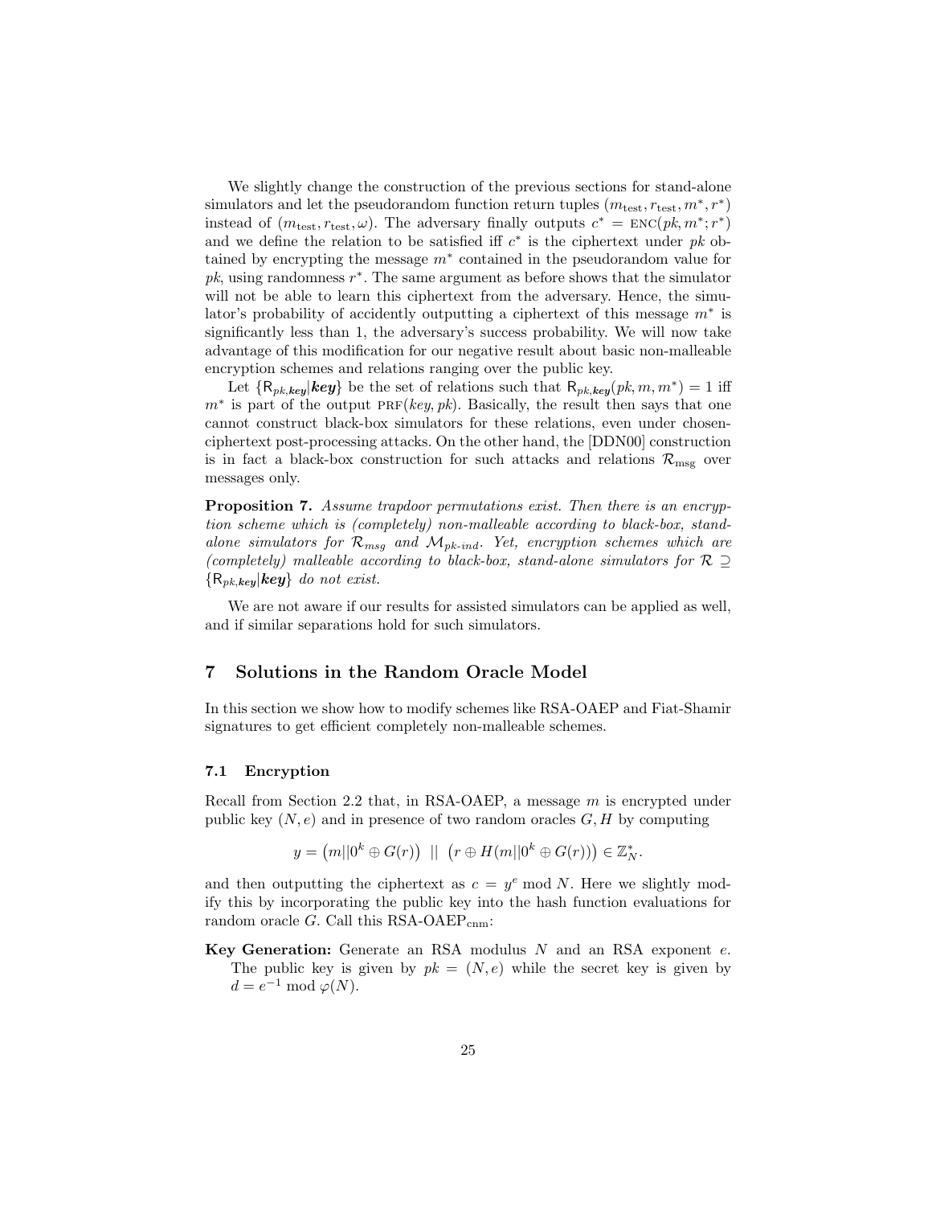We slightly change the construction of the previous sections for stand-alone simulators and let the pseudorandom function return tuples $(m_{\text{test}}, r_{\text{test}}, m^*, r^*)$ instead of $(m_{\text{test}}, r_{\text{test}}, \omega)$. The adversary finally outputs $c^* = \text{ENC}(pk, m^*; r^*)$ and we define the relation to be satisfied iff $c^*$ is the ciphertext under $pk$ obtained by encrypting the message $m^*$ contained in the pseudorandom value for $pk$, using randomness $r^*$. The same argument as before shows that the simulator will not be able to learn this ciphertext from the adversary. Hence, the simulator's probability of accidently outputting a ciphertext of this message $m^*$ is significantly less than 1, the adversary's success probability. We will now take advantage of this modification for our negative result about basic non-malleable encryption schemes and relations ranging over the public key.

Let $\{\mathsf{R}_{pk,\boldsymbol{key}} | \boldsymbol{key}\}$ be the set of relations such that $\mathsf{R}_{pk,\boldsymbol{key}}(pk, m, m^*) = 1$ iff $m^*$ is part of the output $\text{PRF}(key, pk)$. Basically, the result then says that one cannot construct black-box simulators for these relations, even under chosen-ciphertext post-processing attacks. On the other hand, the [DDN00] construction is in fact a black-box construction for such attacks and relations $\mathcal{R}_{\text{msg}}$ over messages only.

**Proposition 7.** *Assume trapdoor permutations exist. Then there is an encryption scheme which is (completely) non-malleable according to black-box, stand-alone simulators for $\mathcal{R}_{msg}$ and $\mathcal{M}_{pk\text{-}ind}$. Yet, encryption schemes which are (completely) malleable according to black-box, stand-alone simulators for $\mathcal{R} \supseteq \{\mathsf{R}_{pk,\boldsymbol{key}} | \boldsymbol{key}\}$ do not exist.*

We are not aware if our results for assisted simulators can be applied as well, and if similar separations hold for such simulators.

## 7 Solutions in the Random Oracle Model

In this section we show how to modify schemes like RSA-OAEP and Fiat-Shamir signatures to get efficient completely non-malleable schemes.

### 7.1 Encryption

Recall from Section 2.2 that, in RSA-OAEP, a message $m$ is encrypted under public key $(N, e)$ and in presence of two random oracles $G, H$ by computing

$$y = \big(m||0^k \oplus G(r)\big) \;||\; \big(r \oplus H(m||0^k \oplus G(r))\big) \in \mathbb{Z}_N^*.$$

and then outputting the ciphertext as $c = y^e \bmod N$. Here we slightly modify this by incorporating the public key into the hash function evaluations for random oracle $G$. Call this RSA-OAEP$_{\text{cnm}}$:

**Key Generation:** Generate an RSA modulus $N$ and an RSA exponent $e$. The public key is given by $pk = (N, e)$ while the secret key is given by $d = e^{-1} \bmod \varphi(N)$.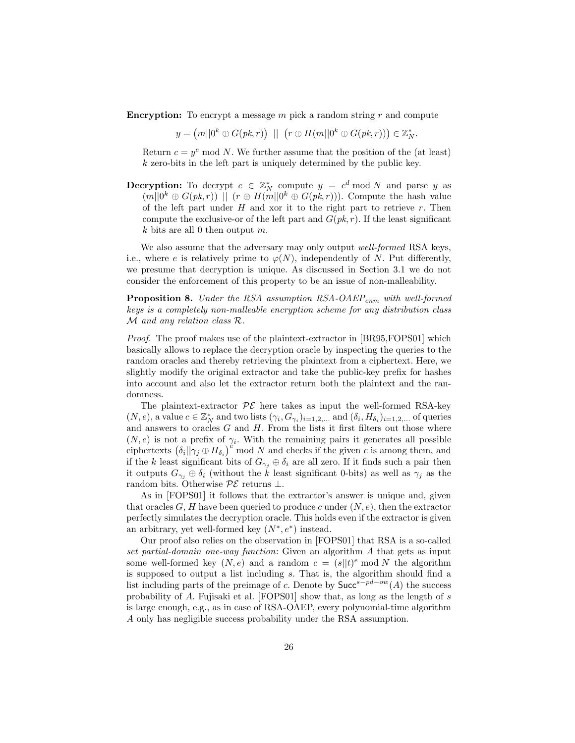**Encryption:** To encrypt a message $m$ pick a random string $r$ and compute

$$y = \left(m||0^k \oplus G(pk, r)\right) \;||\; \left(r \oplus H(m||0^k \oplus G(pk, r))\right) \in \mathbb{Z}_N^*.$$

Return $c = y^e \bmod N$. We further assume that the position of the (at least) $k$ zero-bits in the left part is uniquely determined by the public key.

**Decryption:** To decrypt $c \in \mathbb{Z}_N^*$ compute $y = c^d \bmod N$ and parse $y$ as $(m||0^k \oplus G(pk, r)) \;||\; (r \oplus H(m||0^k \oplus G(pk, r)))$. Compute the hash value of the left part under $H$ and xor it to the right part to retrieve $r$. Then compute the exclusive-or of the left part and $G(pk, r)$. If the least significant $k$ bits are all 0 then output $m$.

We also assume that the adversary may only output *well-formed* RSA keys, i.e., where $e$ is relatively prime to $\varphi(N)$, independently of $N$. Put differently, we presume that decryption is unique. As discussed in Section 3.1 we do not consider the enforcement of this property to be an issue of non-malleability.

**Proposition 8.** *Under the RSA assumption RSA-OAEP$_{cnm}$ with well-formed keys is a completely non-malleable encryption scheme for any distribution class $\mathcal{M}$ and any relation class $\mathcal{R}$.*

*Proof.* The proof makes use of the plaintext-extractor in [BR95,FOPS01] which basically allows to replace the decryption oracle by inspecting the queries to the random oracles and thereby retrieving the plaintext from a ciphertext. Here, we slightly modify the original extractor and take the public-key prefix for hashes into account and also let the extractor return both the plaintext and the randomness.

The plaintext-extractor $\mathcal{PE}$ here takes as input the well-formed RSA-key $(N, e)$, a value $c \in \mathbb{Z}_N^*$ and two lists $(\gamma_i, G_{\gamma_i})_{i=1,2,\ldots}$ and $(\delta_i, H_{\delta_i})_{i=1,2,\ldots}$ of queries and answers to oracles $G$ and $H$. From the lists it first filters out those where $(N, e)$ is not a prefix of $\gamma_i$. With the remaining pairs it generates all possible ciphertexts $\left(\delta_i||\gamma_j \oplus H_{\delta_i}\right)^e \bmod N$ and checks if the given $c$ is among them, and if the $k$ least significant bits of $G_{\gamma_j} \oplus \delta_i$ are all zero. If it finds such a pair then it outputs $G_{\gamma_j} \oplus \delta_i$ (without the $k$ least significant 0-bits) as well as $\gamma_j$ as the random bits. Otherwise $\mathcal{PE}$ returns $\perp$.

As in [FOPS01] it follows that the extractor's answer is unique and, given that oracles $G, H$ have been queried to produce $c$ under $(N, e)$, then the extractor perfectly simulates the decryption oracle. This holds even if the extractor is given an arbitrary, yet well-formed key $(N^*, e^*)$ instead.

Our proof also relies on the observation in [FOPS01] that RSA is a so-called *set partial-domain one-way function*: Given an algorithm $A$ that gets as input some well-formed key $(N, e)$ and a random $c = (s||t)^e \bmod N$ the algorithm is supposed to output a list including $s$. That is, the algorithm should find a list including parts of the preimage of $c$. Denote by $\mathsf{Succ}^{s-pd-ow}(A)$ the success probability of $A$. Fujisaki et al. [FOPS01] show that, as long as the length of $s$ is large enough, e.g., as in case of RSA-OAEP, every polynomial-time algorithm $A$ only has negligible success probability under the RSA assumption.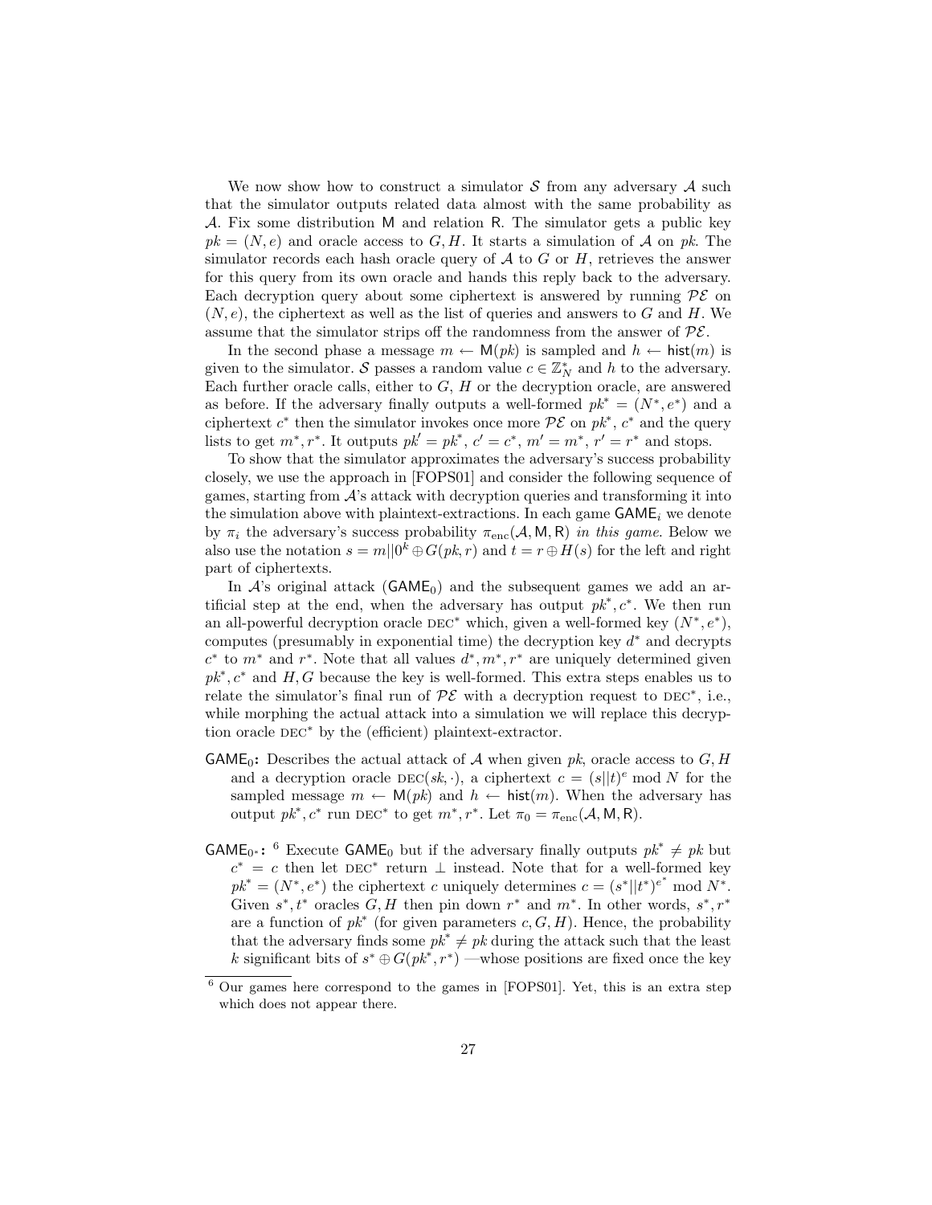We now show how to construct a simulator $\mathcal{S}$ from any adversary $\mathcal{A}$ such that the simulator outputs related data almost with the same probability as $\mathcal{A}$. Fix some distribution $\mathsf{M}$ and relation $\mathsf{R}$. The simulator gets a public key $pk = (N, e)$ and oracle access to $G, H$. It starts a simulation of $\mathcal{A}$ on $pk$. The simulator records each hash oracle query of $\mathcal{A}$ to $G$ or $H$, retrieves the answer for this query from its own oracle and hands this reply back to the adversary. Each decryption query about some ciphertext is answered by running $\mathcal{PE}$ on $(N, e)$, the ciphertext as well as the list of queries and answers to $G$ and $H$. We assume that the simulator strips off the randomness from the answer of $\mathcal{PE}$.

In the second phase a message $m \leftarrow \mathsf{M}(pk)$ is sampled and $h \leftarrow \mathsf{hist}(m)$ is given to the simulator. $\mathcal{S}$ passes a random value $c \in \mathbb{Z}_N^*$ and $h$ to the adversary. Each further oracle calls, either to $G$, $H$ or the decryption oracle, are answered as before. If the adversary finally outputs a well-formed $pk^* = (N^*, e^*)$ and a ciphertext $c^*$ then the simulator invokes once more $\mathcal{PE}$ on $pk^*$, $c^*$ and the query lists to get $m^*, r^*$. It outputs $pk' = pk^*$, $c' = c^*$, $m' = m^*$, $r' = r^*$ and stops.

To show that the simulator approximates the adversary's success probability closely, we use the approach in [FOPS01] and consider the following sequence of games, starting from $\mathcal{A}$'s attack with decryption queries and transforming it into the simulation above with plaintext-extractions. In each game $\mathsf{GAME}_i$ we denote by $\pi_i$ the adversary's success probability $\pi_{\text{enc}}(\mathcal{A}, \mathsf{M}, \mathsf{R})$ *in this game*. Below we also use the notation $s = m||0^k \oplus G(pk, r)$ and $t = r \oplus H(s)$ for the left and right part of ciphertexts.

In $\mathcal{A}$'s original attack ($\mathsf{GAME}_0$) and the subsequent games we add an artificial step at the end, when the adversary has output $pk^*, c^*$. We then run an all-powerful decryption oracle $\text{DEC}^*$ which, given a well-formed key $(N^*, e^*)$, computes (presumably in exponential time) the decryption key $d^*$ and decrypts $c^*$ to $m^*$ and $r^*$. Note that all values $d^*, m^*, r^*$ are uniquely determined given $pk^*, c^*$ and $H, G$ because the key is well-formed. This extra steps enables us to relate the simulator's final run of $\mathcal{PE}$ with a decryption request to $\text{DEC}^*$, i.e., while morphing the actual attack into a simulation we will replace this decryption oracle $\text{DEC}^*$ by the (efficient) plaintext-extractor.

- **$\mathsf{GAME}_0$:** Describes the actual attack of $\mathcal{A}$ when given $pk$, oracle access to $G, H$ and a decryption oracle $\text{DEC}(sk, \cdot)$, a ciphertext $c = (s||t)^e \bmod N$ for the sampled message $m \leftarrow \mathsf{M}(pk)$ and $h \leftarrow \mathsf{hist}(m)$. When the adversary has output $pk^*, c^*$ run $\text{DEC}^*$ to get $m^*, r^*$. Let $\pi_0 = \pi_{\text{enc}}(\mathcal{A}, \mathsf{M}, \mathsf{R})$.

- **$\mathsf{GAME}_{0^*}$:** [6] Execute $\mathsf{GAME}_0$ but if the adversary finally outputs $pk^* \neq pk$ but $c^* = c$ then let $\text{DEC}^*$ return $\perp$ instead. Note that for a well-formed key $pk^* = (N^*, e^*)$ the ciphertext $c$ uniquely determines $c = (s^*||t^*)^{e^*} \bmod N^*$. Given $s^*, t^*$ oracles $G, H$ then pin down $r^*$ and $m^*$. In other words, $s^*, r^*$ are a function of $pk^*$ (for given parameters $c, G, H$). Hence, the probability that the adversary finds some $pk^* \neq pk$ during the attack such that the least $k$ significant bits of $s^* \oplus G(pk^*, r^*)$ —whose positions are fixed once the key

---

[6] Our games here correspond to the games in [FOPS01]. Yet, this is an extra step which does not appear there.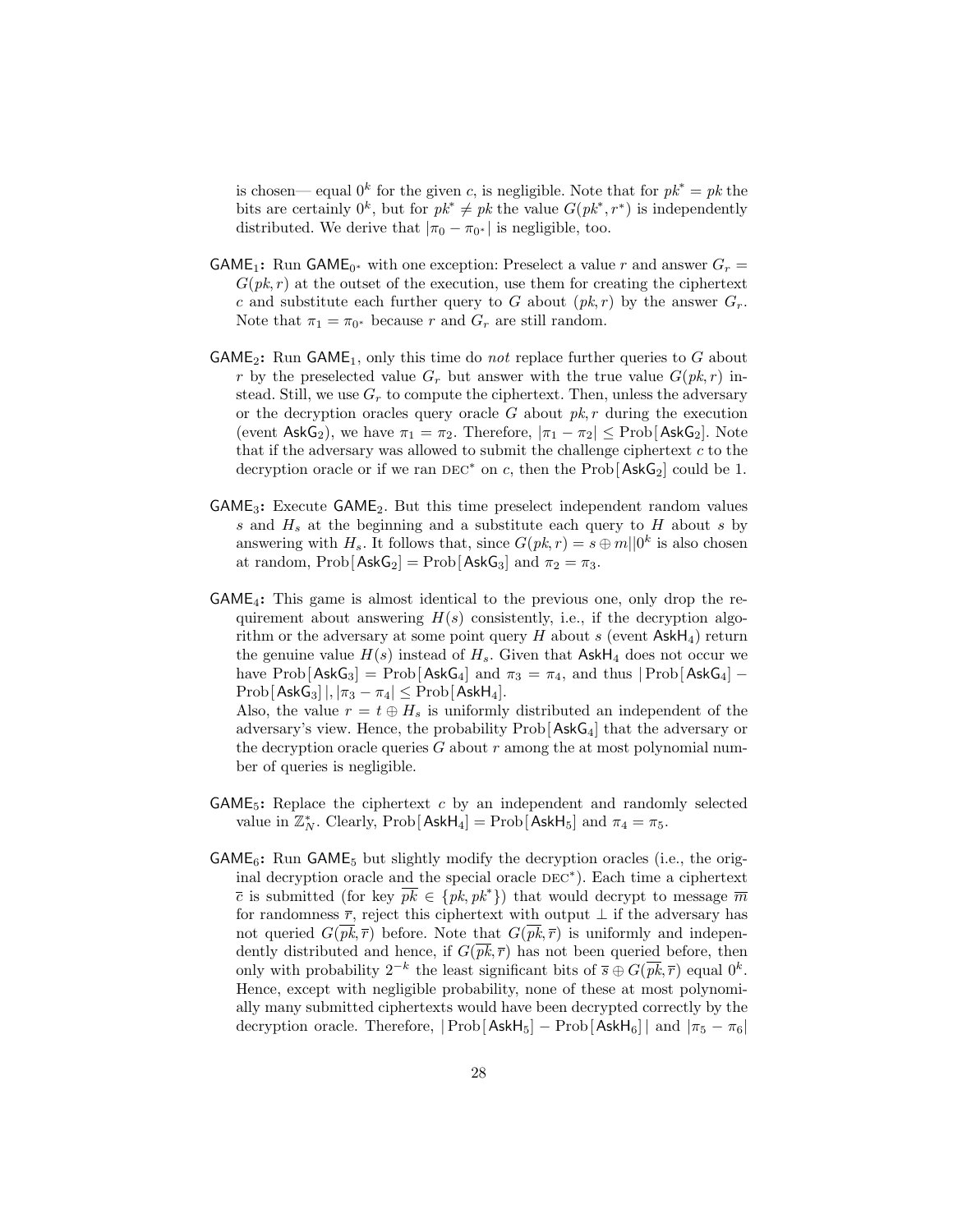is chosen— equal $0^k$ for the given $c$, is negligible. Note that for $pk^* = pk$ the bits are certainly $0^k$, but for $pk^* \neq pk$ the value $G(pk^*, r^*)$ is independently distributed. We derive that $|\pi_0 - \pi_{0^*}|$ is negligible, too.

- $\mathsf{GAME}_1$**:** Run $\mathsf{GAME}_{0^*}$ with one exception: Preselect a value $r$ and answer $G_r = G(pk, r)$ at the outset of the execution, use them for creating the ciphertext $c$ and substitute each further query to $G$ about $(pk, r)$ by the answer $G_r$. Note that $\pi_1 = \pi_{0^*}$ because $r$ and $G_r$ are still random.

- $\mathsf{GAME}_2$**:** Run $\mathsf{GAME}_1$, only this time do *not* replace further queries to $G$ about $r$ by the preselected value $G_r$ but answer with the true value $G(pk, r)$ instead. Still, we use $G_r$ to compute the ciphertext. Then, unless the adversary or the decryption oracles query oracle $G$ about $pk, r$ during the execution (event $\mathsf{AskG}_2$), we have $\pi_1 = \pi_2$. Therefore, $|\pi_1 - \pi_2| \leq \mathrm{Prob}[\,\mathsf{AskG}_2]$. Note that if the adversary was allowed to submit the challenge ciphertext $c$ to the decryption oracle or if we ran $\text{DEC}^*$ on $c$, then the $\mathrm{Prob}[\,\mathsf{AskG}_2]$ could be 1.

- $\mathsf{GAME}_3$**:** Execute $\mathsf{GAME}_2$. But this time preselect independent random values $s$ and $H_s$ at the beginning and a substitute each query to $H$ about $s$ by answering with $H_s$. It follows that, since $G(pk, r) = s \oplus m||0^k$ is also chosen at random, $\mathrm{Prob}[\,\mathsf{AskG}_2] = \mathrm{Prob}[\,\mathsf{AskG}_3]$ and $\pi_2 = \pi_3$.

- $\mathsf{GAME}_4$**:** This game is almost identical to the previous one, only drop the requirement about answering $H(s)$ consistently, i.e., if the decryption algorithm or the adversary at some point query $H$ about $s$ (event $\mathsf{AskH}_4$) return the genuine value $H(s)$ instead of $H_s$. Given that $\mathsf{AskH}_4$ does not occur we have $\mathrm{Prob}[\,\mathsf{AskG}_3] = \mathrm{Prob}[\,\mathsf{AskG}_4]$ and $\pi_3 = \pi_4$, and thus $|\,\mathrm{Prob}[\,\mathsf{AskG}_4] - \mathrm{Prob}[\,\mathsf{AskG}_3]\,|, |\pi_3 - \pi_4| \leq \mathrm{Prob}[\,\mathsf{AskH}_4]$.
  Also, the value $r = t \oplus H_s$ is uniformly distributed an independent of the adversary's view. Hence, the probability $\mathrm{Prob}[\,\mathsf{AskG}_4]$ that the adversary or the decryption oracle queries $G$ about $r$ among the at most polynomial number of queries is negligible.

- $\mathsf{GAME}_5$**:** Replace the ciphertext $c$ by an independent and randomly selected value in $\mathbb{Z}_N^*$. Clearly, $\mathrm{Prob}[\,\mathsf{AskH}_4] = \mathrm{Prob}[\,\mathsf{AskH}_5]$ and $\pi_4 = \pi_5$.

- $\mathsf{GAME}_6$**:** Run $\mathsf{GAME}_5$ but slightly modify the decryption oracles (i.e., the original decryption oracle and the special oracle $\text{DEC}^*$). Each time a ciphertext $\overline{c}$ is submitted (for key $\overline{pk} \in \{pk, pk^*\}$) that would decrypt to message $\overline{m}$ for randomness $\overline{r}$, reject this ciphertext with output $\perp$ if the adversary has not queried $G(\overline{pk}, \overline{r})$ before. Note that $G(\overline{pk}, \overline{r})$ is uniformly and independently distributed and hence, if $G(\overline{pk}, \overline{r})$ has not been queried before, then only with probability $2^{-k}$ the least significant bits of $\overline{s} \oplus G(\overline{pk}, \overline{r})$ equal $0^k$. Hence, except with negligible probability, none of these at most polynomially many submitted ciphertexts would have been decrypted correctly by the decryption oracle. Therefore, $|\,\mathrm{Prob}[\,\mathsf{AskH}_5] - \mathrm{Prob}[\,\mathsf{AskH}_6]\,|$ and $|\pi_5 - \pi_6|$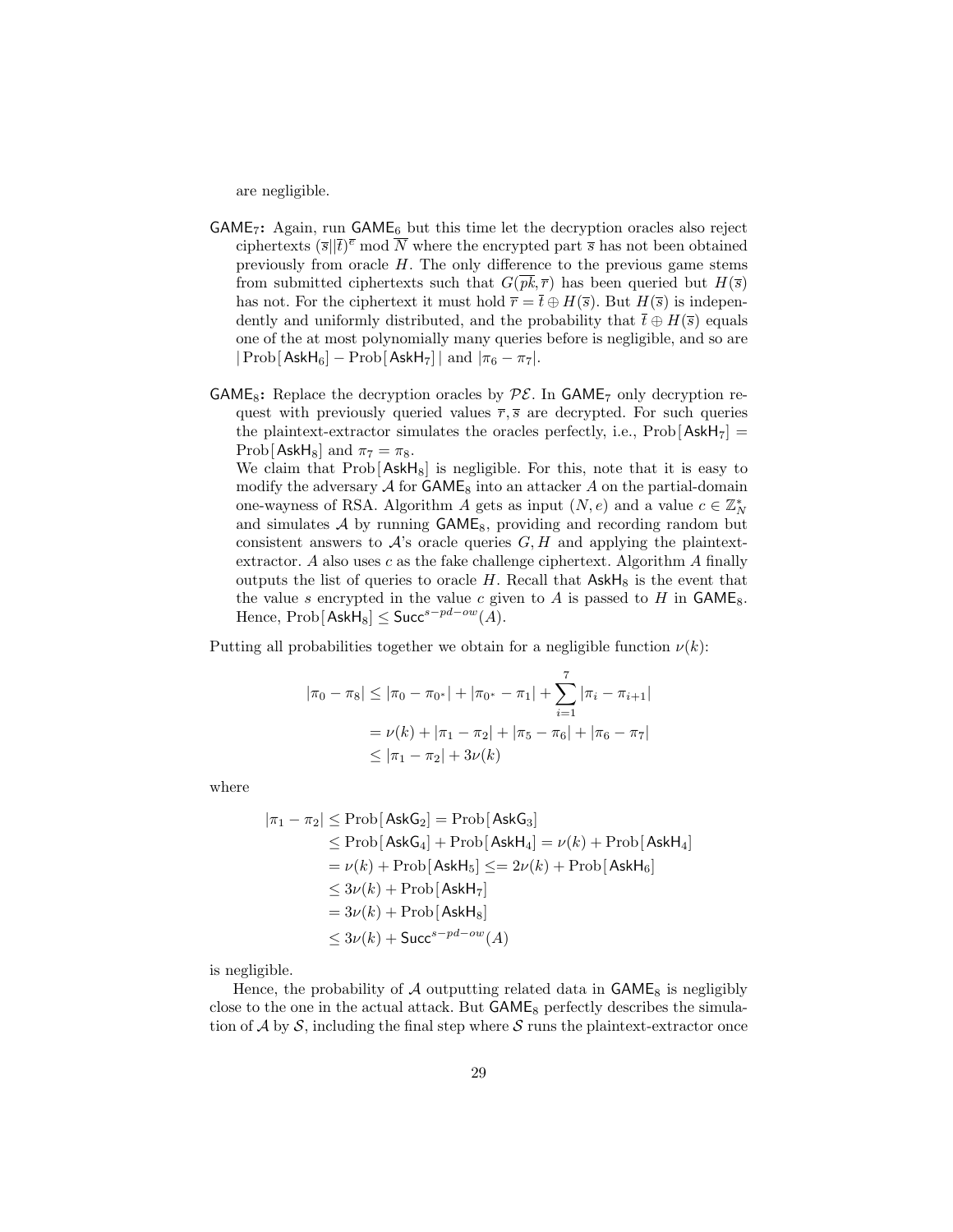are negligible.

- $\mathsf{GAME}_7$**:** Again, run $\mathsf{GAME}_6$ but this time let the decryption oracles also reject ciphertexts $(\overline{s}||\overline{t})^{\overline{e}} \bmod \overline{N}$ where the encrypted part $\overline{s}$ has not been obtained previously from oracle $H$. The only difference to the previous game stems from submitted ciphertexts such that $G(\overline{pk}, \overline{r})$ has been queried but $H(\overline{s})$ has not. For the ciphertext it must hold $\overline{r} = \overline{t} \oplus H(\overline{s})$. But $H(\overline{s})$ is independently and uniformly distributed, and the probability that $\overline{t} \oplus H(\overline{s})$ equals one of the at most polynomially many queries before is negligible, and so are $|\operatorname{Prob}[\mathsf{AskH}_6] - \operatorname{Prob}[\mathsf{AskH}_7]|$ and $|\pi_6 - \pi_7|$.

- $\mathsf{GAME}_8$**:** Replace the decryption oracles by $\mathcal{PE}$. In $\mathsf{GAME}_7$ only decryption request with previously queried values $\overline{r}, \overline{s}$ are decrypted. For such queries the plaintext-extractor simulates the oracles perfectly, i.e., $\operatorname{Prob}[\mathsf{AskH}_7] = \operatorname{Prob}[\mathsf{AskH}_8]$ and $\pi_7 = \pi_8$.
  We claim that $\operatorname{Prob}[\mathsf{AskH}_8]$ is negligible. For this, note that it is easy to modify the adversary $\mathcal{A}$ for $\mathsf{GAME}_8$ into an attacker $A$ on the partial-domain one-wayness of RSA. Algorithm $A$ gets as input $(N, e)$ and a value $c \in \mathbb{Z}_N^*$ and simulates $\mathcal{A}$ by running $\mathsf{GAME}_8$, providing and recording random but consistent answers to $\mathcal{A}$'s oracle queries $G, H$ and applying the plaintext-extractor. $A$ also uses $c$ as the fake challenge ciphertext. Algorithm $A$ finally outputs the list of queries to oracle $H$. Recall that $\mathsf{AskH}_8$ is the event that the value $s$ encrypted in the value $c$ given to $A$ is passed to $H$ in $\mathsf{GAME}_8$. Hence, $\operatorname{Prob}[\mathsf{AskH}_8] \leq \mathsf{Succ}^{s-pd-ow}(A)$.

Putting all probabilities together we obtain for a negligible function $\nu(k)$:

$$
\begin{aligned}
|\pi_0 - \pi_8| &\leq |\pi_0 - \pi_{0^*}| + |\pi_{0^*} - \pi_1| + \sum_{i=1}^{7} |\pi_i - \pi_{i+1}| \\
&= \nu(k) + |\pi_1 - \pi_2| + |\pi_5 - \pi_6| + |\pi_6 - \pi_7| \\
&\leq |\pi_1 - \pi_2| + 3\nu(k)
\end{aligned}
$$

where

$$
\begin{aligned}
|\pi_1 - \pi_2| &\leq \operatorname{Prob}[\mathsf{AskG}_2] = \operatorname{Prob}[\mathsf{AskG}_3] \\
&\leq \operatorname{Prob}[\mathsf{AskG}_4] + \operatorname{Prob}[\mathsf{AskH}_4] = \nu(k) + \operatorname{Prob}[\mathsf{AskH}_4] \\
&= \nu(k) + \operatorname{Prob}[\mathsf{AskH}_5] \leq= 2\nu(k) + \operatorname{Prob}[\mathsf{AskH}_6] \\
&\leq 3\nu(k) + \operatorname{Prob}[\mathsf{AskH}_7] \\
&= 3\nu(k) + \operatorname{Prob}[\mathsf{AskH}_8] \\
&\leq 3\nu(k) + \mathsf{Succ}^{s-pd-ow}(A)
\end{aligned}
$$

is negligible.

Hence, the probability of $\mathcal{A}$ outputting related data in $\mathsf{GAME}_8$ is negligibly close to the one in the actual attack. But $\mathsf{GAME}_8$ perfectly describes the simulation of $\mathcal{A}$ by $\mathcal{S}$, including the final step where $\mathcal{S}$ runs the plaintext-extractor once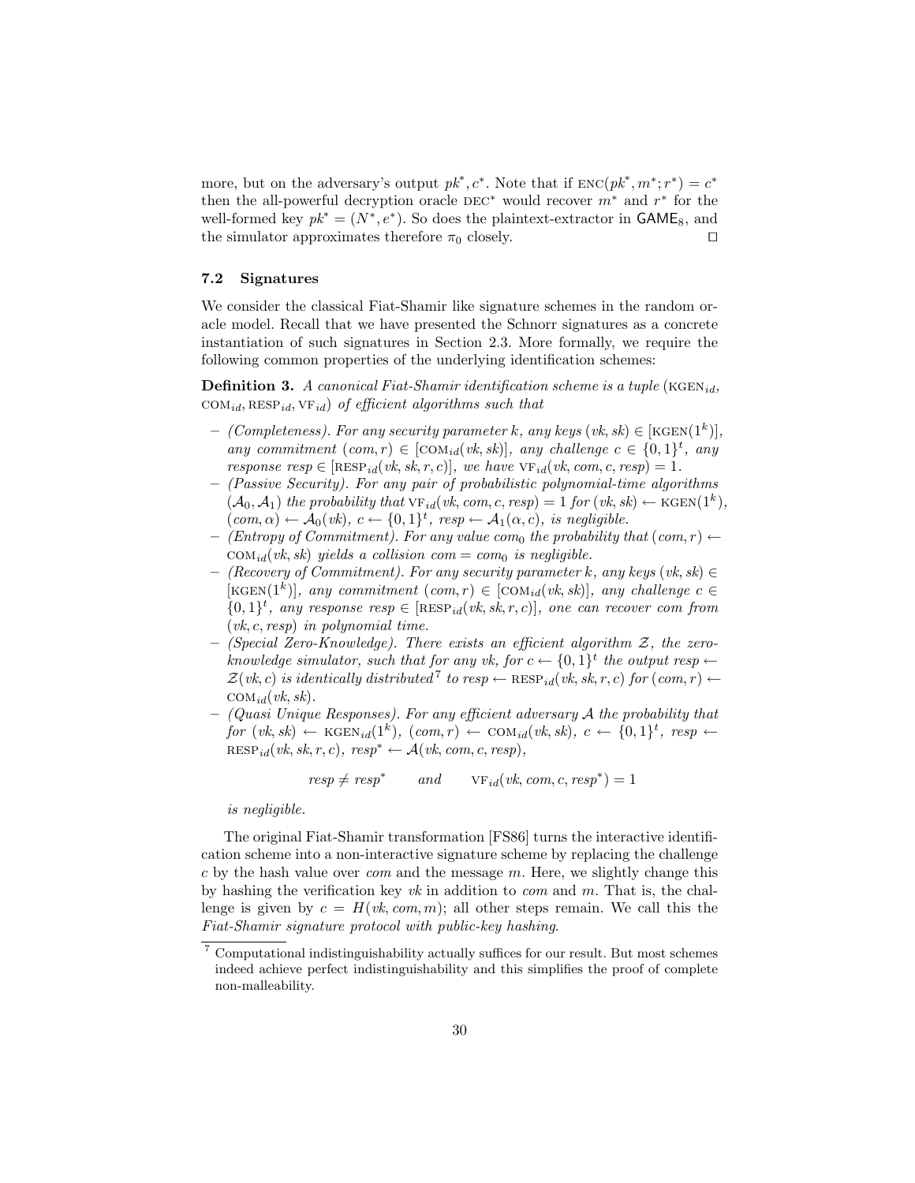more, but on the adversary's output $pk^*, c^*$. Note that if $\text{ENC}(pk^*, m^*; r^*) = c^*$ then the all-powerful decryption oracle $\text{DEC}^*$ would recover $m^*$ and $r^*$ for the well-formed key $pk^* = (N^*, e^*)$. So does the plaintext-extractor in $\mathsf{GAME}_8$, and the simulator approximates therefore $\pi_0$ closely. □

### 7.2 Signatures

We consider the classical Fiat-Shamir like signature schemes in the random oracle model. Recall that we have presented the Schnorr signatures as a concrete instantiation of such signatures in Section 2.3. More formally, we require the following common properties of the underlying identification schemes:

**Definition 3.** *A canonical Fiat-Shamir identification scheme is a tuple* $(\text{KGEN}_{id}, \text{COM}_{id}, \text{RESP}_{id}, \text{VF}_{id})$ *of efficient algorithms such that*

- *(Completeness). For any security parameter $k$, any keys $(vk, sk) \in [\text{KGEN}(1^k)]$, any commitment $(com, r) \in [\text{COM}_{id}(vk, sk)]$, any challenge $c \in \{0,1\}^t$, any response $resp \in [\text{RESP}_{id}(vk, sk, r, c)]$, we have $\text{VF}_{id}(vk, com, c, resp) = 1$.*
- *(Passive Security). For any pair of probabilistic polynomial-time algorithms $(\mathcal{A}_0, \mathcal{A}_1)$ the probability that $\text{VF}_{id}(vk, com, c, resp) = 1$ for $(vk, sk) \leftarrow \text{KGEN}(1^k)$, $(com, \alpha) \leftarrow \mathcal{A}_0(vk)$, $c \leftarrow \{0,1\}^t$, $resp \leftarrow \mathcal{A}_1(\alpha, c)$, is negligible.*
- *(Entropy of Commitment). For any value $com_0$ the probability that $(com, r) \leftarrow \text{COM}_{id}(vk, sk)$ yields a collision $com = com_0$ is negligible.*
- *(Recovery of Commitment). For any security parameter $k$, any keys $(vk, sk) \in [\text{KGEN}(1^k)]$, any commitment $(com, r) \in [\text{COM}_{id}(vk, sk)]$, any challenge $c \in \{0,1\}^t$, any response $resp \in [\text{RESP}_{id}(vk, sk, r, c)]$, one can recover $com$ from $(vk, c, resp)$ in polynomial time.*
- *(Special Zero-Knowledge). There exists an efficient algorithm $\mathcal{Z}$, the zero-knowledge simulator, such that for any $vk$, for $c \leftarrow \{0,1\}^t$ the output $resp \leftarrow \mathcal{Z}(vk, c)$ is identically distributed[7] to $resp \leftarrow \text{RESP}_{id}(vk, sk, r, c)$ for $(com, r) \leftarrow \text{COM}_{id}(vk, sk)$.*
- *(Quasi Unique Responses). For any efficient adversary $\mathcal{A}$ the probability that for $(vk, sk) \leftarrow \text{KGEN}_{id}(1^k)$, $(com, r) \leftarrow \text{COM}_{id}(vk, sk)$, $c \leftarrow \{0,1\}^t$, $resp \leftarrow \text{RESP}_{id}(vk, sk, r, c)$, $resp^* \leftarrow \mathcal{A}(vk, com, c, resp)$,*

$$resp \neq resp^* \qquad \text{and} \qquad \text{VF}_{id}(vk, com, c, resp^*) = 1$$

*is negligible.*

The original Fiat-Shamir transformation [FS86] turns the interactive identification scheme into a non-interactive signature scheme by replacing the challenge $c$ by the hash value over $com$ and the message $m$. Here, we slightly change this by hashing the verification key $vk$ in addition to $com$ and $m$. That is, the challenge is given by $c = H(vk, com, m)$; all other steps remain. We call this the *Fiat-Shamir signature protocol with public-key hashing*.

[7] Computational indistinguishability actually suffices for our result. But most schemes indeed achieve perfect indistinguishability and this simplifies the proof of complete non-malleability.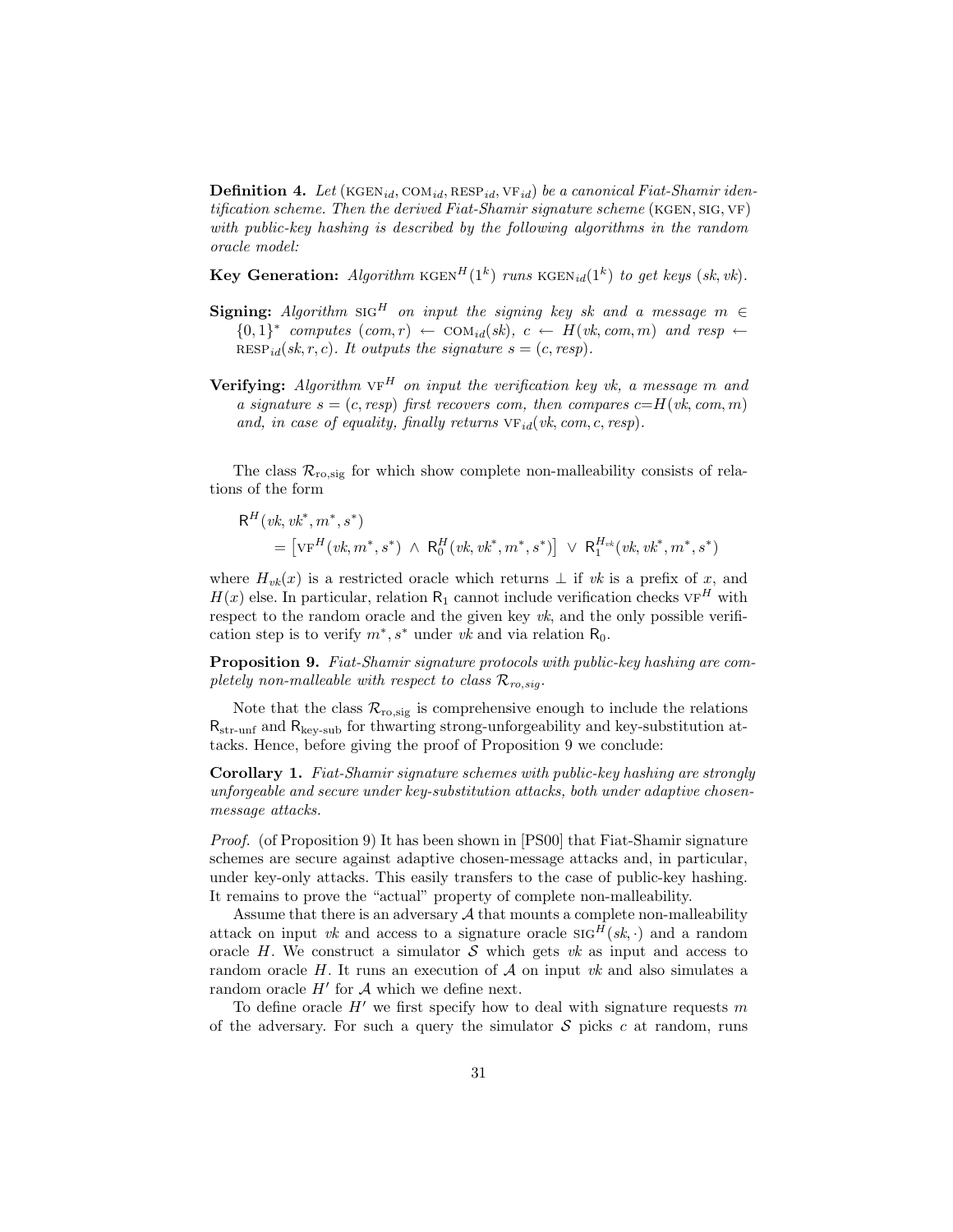**Definition 4.** *Let* $(\text{KGEN}_{id}, \text{COM}_{id}, \text{RESP}_{id}, \text{VF}_{id})$ *be a canonical Fiat-Shamir identification scheme. Then the derived Fiat-Shamir signature scheme* $(\text{KGEN}, \text{SIG}, \text{VF})$ *with public-key hashing is described by the following algorithms in the random oracle model:*

**Key Generation:** *Algorithm* $\text{KGEN}^H(1^k)$ *runs* $\text{KGEN}_{id}(1^k)$ *to get keys* $(sk, vk)$.

**Signing:** *Algorithm* $\text{SIG}^H$ *on input the signing key* $sk$ *and a message* $m \in \{0,1\}^*$ *computes* $(com, r) \leftarrow \text{COM}_{id}(sk)$, $c \leftarrow H(vk, com, m)$ *and* $resp \leftarrow \text{RESP}_{id}(sk, r, c)$. *It outputs the signature* $s = (c, resp)$.

**Verifying:** *Algorithm* $\text{VF}^H$ *on input the verification key* $vk$, *a message* $m$ *and a signature* $s = (c, resp)$ *first recovers* $com$, *then compares* $c = H(vk, com, m)$ *and, in case of equality, finally returns* $\text{VF}_{id}(vk, com, c, resp)$.

The class $\mathcal{R}_{\text{ro,sig}}$ for which show complete non-malleability consists of relations of the form

$$\begin{aligned}\mathsf{R}^H(vk, vk^*, m^*, s^*) \\ = \left[\text{VF}^H(vk, m^*, s^*) \ \wedge \ \mathsf{R}_0^H(vk, vk^*, m^*, s^*)\right] \ \vee \ \mathsf{R}_1^{H_{vk}}(vk, vk^*, m^*, s^*)\end{aligned}$$

where $H_{vk}(x)$ is a restricted oracle which returns $\perp$ if $vk$ is a prefix of $x$, and $H(x)$ else. In particular, relation $\mathsf{R}_1$ cannot include verification checks $\text{VF}^H$ with respect to the random oracle and the given key $vk$, and the only possible verification step is to verify $m^*, s^*$ under $vk$ and via relation $\mathsf{R}_0$.

**Proposition 9.** *Fiat-Shamir signature protocols with public-key hashing are completely non-malleable with respect to class* $\mathcal{R}_{ro,sig}$.

Note that the class $\mathcal{R}_{\text{ro,sig}}$ is comprehensive enough to include the relations $\mathsf{R}_{\text{str-unf}}$ and $\mathsf{R}_{\text{key-sub}}$ for thwarting strong-unforgeability and key-substitution attacks. Hence, before giving the proof of Proposition 9 we conclude:

**Corollary 1.** *Fiat-Shamir signature schemes with public-key hashing are strongly unforgeable and secure under key-substitution attacks, both under adaptive chosen-message attacks.*

*Proof.* (of Proposition 9) It has been shown in [PS00] that Fiat-Shamir signature schemes are secure against adaptive chosen-message attacks and, in particular, under key-only attacks. This easily transfers to the case of public-key hashing. It remains to prove the "actual" property of complete non-malleability.

Assume that there is an adversary $\mathcal{A}$ that mounts a complete non-malleability attack on input $vk$ and access to a signature oracle $\text{SIG}^H(sk, \cdot)$ and a random oracle $H$. We construct a simulator $\mathcal{S}$ which gets $vk$ as input and access to random oracle $H$. It runs an execution of $\mathcal{A}$ on input $vk$ and also simulates a random oracle $H'$ for $\mathcal{A}$ which we define next.

To define oracle $H'$ we first specify how to deal with signature requests $m$ of the adversary. For such a query the simulator $\mathcal{S}$ picks $c$ at random, runs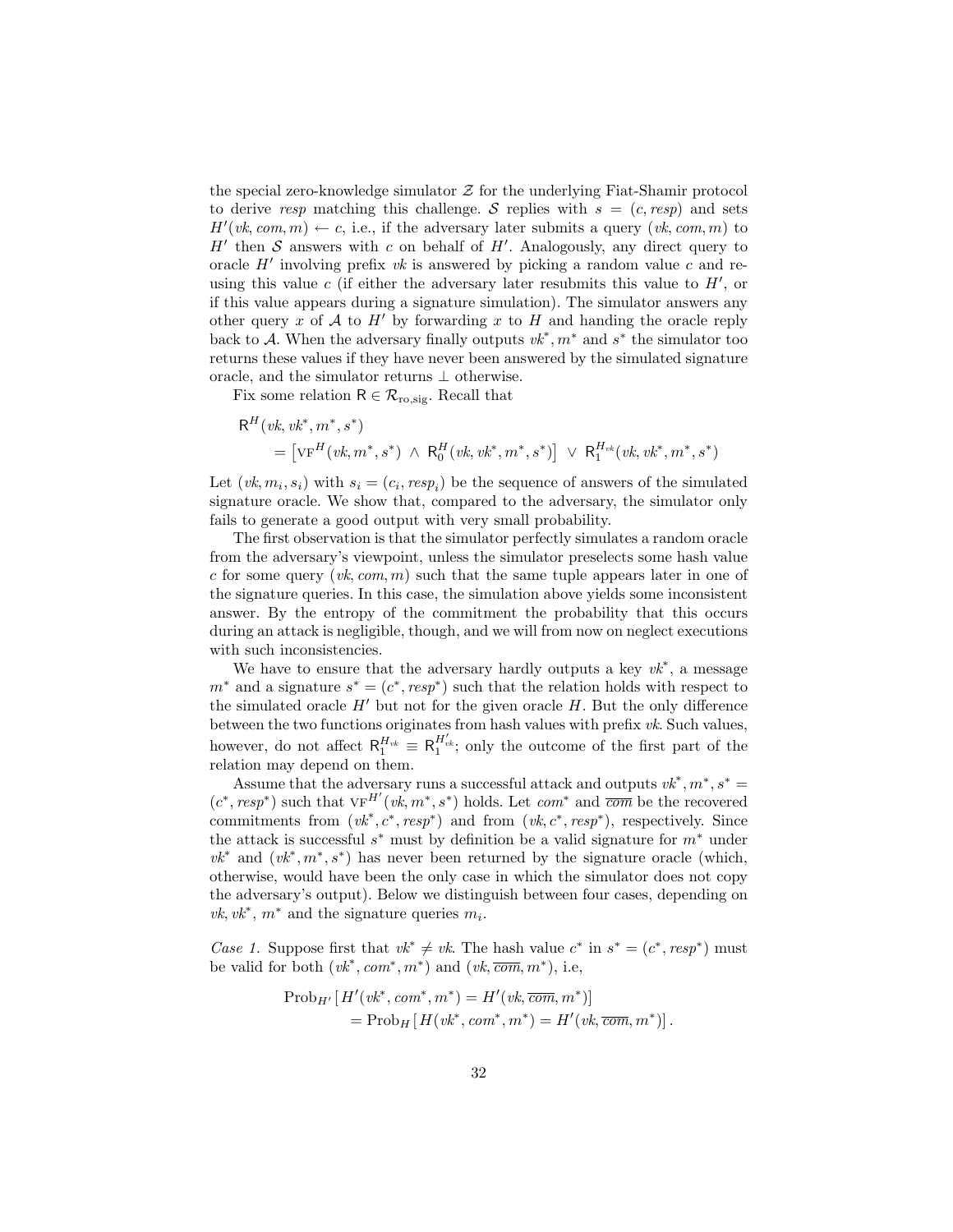the special zero-knowledge simulator $\mathcal{Z}$ for the underlying Fiat-Shamir protocol to derive *resp* matching this challenge. $\mathcal{S}$ replies with $s = (c, \mathit{resp})$ and sets $H'(\mathit{vk}, \mathit{com}, m) \leftarrow c$, i.e., if the adversary later submits a query $(\mathit{vk}, \mathit{com}, m)$ to $H'$ then $\mathcal{S}$ answers with $c$ on behalf of $H'$. Analogously, any direct query to oracle $H'$ involving prefix $\mathit{vk}$ is answered by picking a random value $c$ and re-using this value $c$ (if either the adversary later resubmits this value to $H'$, or if this value appears during a signature simulation). The simulator answers any other query $x$ of $\mathcal{A}$ to $H'$ by forwarding $x$ to $H$ and handing the oracle reply back to $\mathcal{A}$. When the adversary finally outputs $\mathit{vk}^*, m^*$ and $s^*$ the simulator too returns these values if they have never been answered by the simulated signature oracle, and the simulator returns $\perp$ otherwise.

Fix some relation $\mathsf{R} \in \mathcal{R}_{\mathrm{ro,sig}}$. Recall that

$$
\begin{aligned}
&\mathsf{R}^H(\mathit{vk}, \mathit{vk}^*, m^*, s^*) \\
&\qquad = \left[\mathrm{VF}^H(\mathit{vk}, m^*, s^*) \ \wedge\ \mathsf{R}_0^H(\mathit{vk}, \mathit{vk}^*, m^*, s^*)\right] \ \vee\ \mathsf{R}_1^{H_{\mathit{vk}}}(\mathit{vk}, \mathit{vk}^*, m^*, s^*)
\end{aligned}
$$

Let $(\mathit{vk}, m_i, s_i)$ with $s_i = (c_i, \mathit{resp}_i)$ be the sequence of answers of the simulated signature oracle. We show that, compared to the adversary, the simulator only fails to generate a good output with very small probability.

The first observation is that the simulator perfectly simulates a random oracle from the adversary's viewpoint, unless the simulator preselects some hash value $c$ for some query $(\mathit{vk}, \mathit{com}, m)$ such that the same tuple appears later in one of the signature queries. In this case, the simulation above yields some inconsistent answer. By the entropy of the commitment the probability that this occurs during an attack is negligible, though, and we will from now on neglect executions with such inconsistencies.

We have to ensure that the adversary hardly outputs a key $\mathit{vk}^*$, a message $m^*$ and a signature $s^* = (c^*, \mathit{resp}^*)$ such that the relation holds with respect to the simulated oracle $H'$ but not for the given oracle $H$. But the only difference between the two functions originates from hash values with prefix $\mathit{vk}$. Such values, however, do not affect $\mathsf{R}_1^{H_{\mathit{vk}}} \equiv \mathsf{R}_1^{H'_{\mathit{vk}}}$; only the outcome of the first part of the relation may depend on them.

Assume that the adversary runs a successful attack and outputs $\mathit{vk}^*, m^*, s^* = (c^*, \mathit{resp}^*)$ such that $\mathrm{VF}^{H'}(\mathit{vk}, m^*, s^*)$ holds. Let $\mathit{com}^*$ and $\overline{\mathit{com}}$ be the recovered commitments from $(\mathit{vk}^*, c^*, \mathit{resp}^*)$ and from $(\mathit{vk}, c^*, \mathit{resp}^*)$, respectively. Since the attack is successful $s^*$ must by definition be a valid signature for $m^*$ under $\mathit{vk}^*$ and $(\mathit{vk}^*, m^*, s^*)$ has never been returned by the signature oracle (which, otherwise, would have been the only case in which the simulator does not copy the adversary's output). Below we distinguish between four cases, depending on $\mathit{vk}, \mathit{vk}^*$, $m^*$ and the signature queries $m_i$.

*Case 1.* Suppose first that $\mathit{vk}^* \neq \mathit{vk}$. The hash value $c^*$ in $s^* = (c^*, \mathit{resp}^*)$ must be valid for both $(\mathit{vk}^*, \mathit{com}^*, m^*)$ and $(\mathit{vk}, \overline{\mathit{com}}, m^*)$, i.e,

$$
\begin{aligned}
&\mathrm{Prob}_{H'}\left[\, H'(\mathit{vk}^*, \mathit{com}^*, m^*) = H'(\mathit{vk}, \overline{\mathit{com}}, m^*)\right] \\
&\qquad = \mathrm{Prob}_{H}\left[\, H(\mathit{vk}^*, \mathit{com}^*, m^*) = H'(\mathit{vk}, \overline{\mathit{com}}, m^*)\right].
\end{aligned}
$$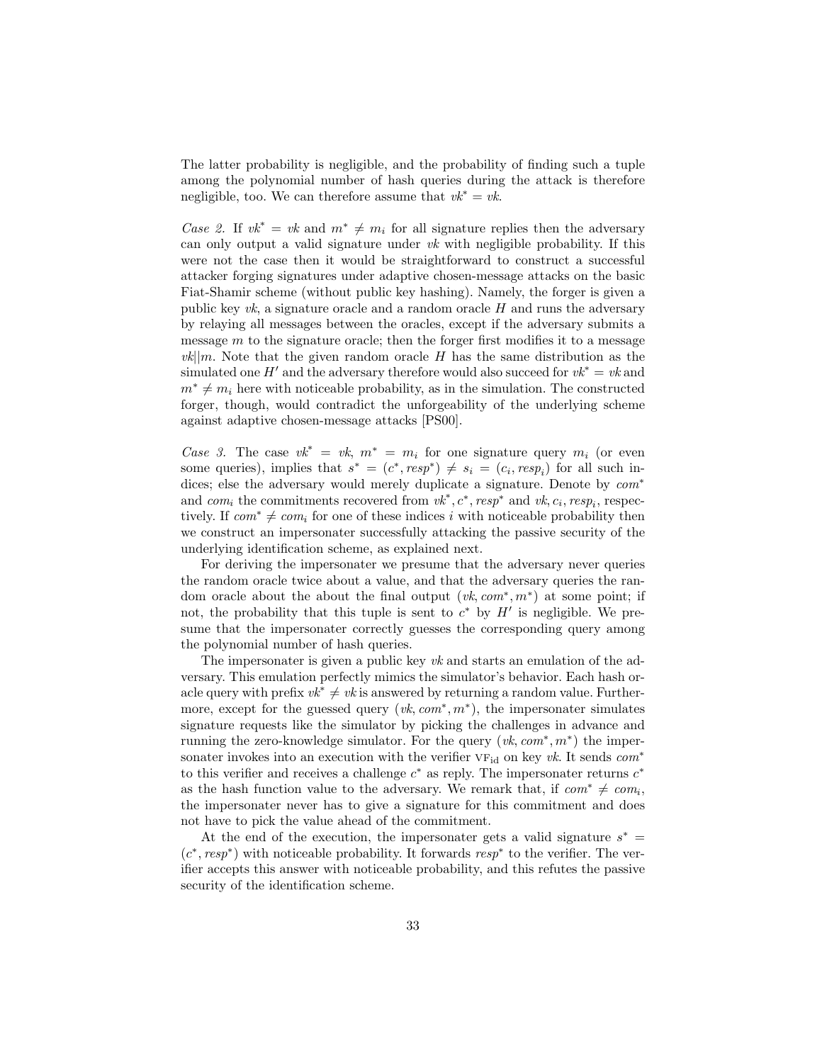The latter probability is negligible, and the probability of finding such a tuple among the polynomial number of hash queries during the attack is therefore negligible, too. We can therefore assume that $vk^* = vk$.

*Case 2.* If $vk^* = vk$ and $m^* \neq m_i$ for all signature replies then the adversary can only output a valid signature under $vk$ with negligible probability. If this were not the case then it would be straightforward to construct a successful attacker forging signatures under adaptive chosen-message attacks on the basic Fiat-Shamir scheme (without public key hashing). Namely, the forger is given a public key $vk$, a signature oracle and a random oracle $H$ and runs the adversary by relaying all messages between the oracles, except if the adversary submits a message $m$ to the signature oracle; then the forger first modifies it to a message $vk||m$. Note that the given random oracle $H$ has the same distribution as the simulated one $H'$ and the adversary therefore would also succeed for $vk^* = vk$ and $m^* \neq m_i$ here with noticeable probability, as in the simulation. The constructed forger, though, would contradict the unforgeability of the underlying scheme against adaptive chosen-message attacks [PS00].

*Case 3.* The case $vk^* = vk$, $m^* = m_i$ for one signature query $m_i$ (or even some queries), implies that $s^* = (c^*, resp^*) \neq s_i = (c_i, resp_i)$ for all such indices; else the adversary would merely duplicate a signature. Denote by $com^*$ and $com_i$ the commitments recovered from $vk^*, c^*, resp^*$ and $vk, c_i, resp_i$, respectively. If $com^* \neq com_i$ for one of these indices $i$ with noticeable probability then we construct an impersonater successfully attacking the passive security of the underlying identification scheme, as explained next.

For deriving the impersonater we presume that the adversary never queries the random oracle twice about a value, and that the adversary queries the random oracle about the about the final output $(vk, com^*, m^*)$ at some point; if not, the probability that this tuple is sent to $c^*$ by $H'$ is negligible. We presume that the impersonater correctly guesses the corresponding query among the polynomial number of hash queries.

The impersonater is given a public key $vk$ and starts an emulation of the adversary. This emulation perfectly mimics the simulator's behavior. Each hash oracle query with prefix $vk^* \neq vk$ is answered by returning a random value. Furthermore, except for the guessed query $(vk, com^*, m^*)$, the impersonater simulates signature requests like the simulator by picking the challenges in advance and running the zero-knowledge simulator. For the query $(vk, com^*, m^*)$ the impersonater invokes into an execution with the verifier $\text{VF}_{\text{id}}$ on key $vk$. It sends $com^*$ to this verifier and receives a challenge $c^*$ as reply. The impersonater returns $c^*$ as the hash function value to the adversary. We remark that, if $com^* \neq com_i$, the impersonater never has to give a signature for this commitment and does not have to pick the value ahead of the commitment.

At the end of the execution, the impersonater gets a valid signature $s^* = (c^*, resp^*)$ with noticeable probability. It forwards $resp^*$ to the verifier. The verifier accepts this answer with noticeable probability, and this refutes the passive security of the identification scheme.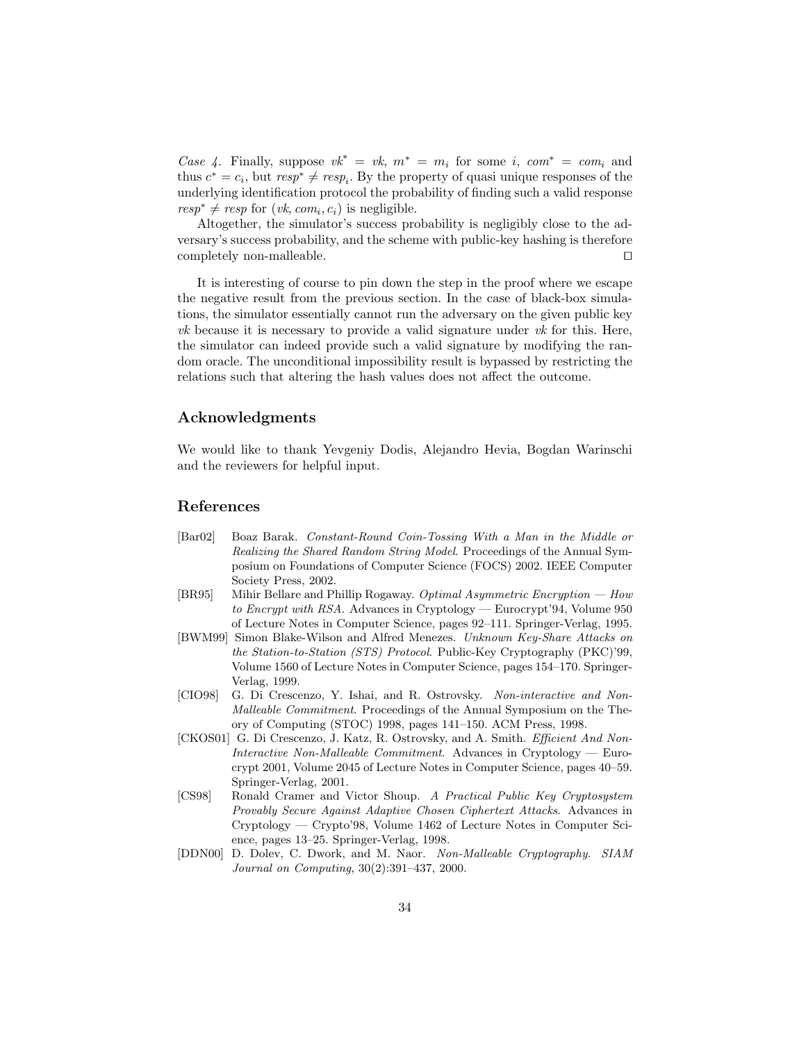*Case 4.* Finally, suppose $vk^* = vk$, $m^* = m_i$ for some $i$, $com^* = com_i$ and thus $c^* = c_i$, but $resp^* \neq resp_i$. By the property of quasi unique responses of the underlying identification protocol the probability of finding such a valid response $resp^* \neq resp$ for $(vk, com_i, c_i)$ is negligible.

Altogether, the simulator's success probability is negligibly close to the adversary's success probability, and the scheme with public-key hashing is therefore completely non-malleable. □

It is interesting of course to pin down the step in the proof where we escape the negative result from the previous section. In the case of black-box simulations, the simulator essentially cannot run the adversary on the given public key $vk$ because it is necessary to provide a valid signature under $vk$ for this. Here, the simulator can indeed provide such a valid signature by modifying the random oracle. The unconditional impossibility result is bypassed by restricting the relations such that altering the hash values does not affect the outcome.

## Acknowledgments

We would like to thank Yevgeniy Dodis, Alejandro Hevia, Bogdan Warinschi and the reviewers for helpful input.

## References

[Bar02] Boaz Barak. *Constant-Round Coin-Tossing With a Man in the Middle or Realizing the Shared Random String Model*. Proceedings of the Annual Symposium on Foundations of Computer Science (FOCS) 2002. IEEE Computer Society Press, 2002.

[BR95] Mihir Bellare and Phillip Rogaway. *Optimal Asymmetric Encryption — How to Encrypt with RSA*. Advances in Cryptology — Eurocrypt'94, Volume 950 of Lecture Notes in Computer Science, pages 92–111. Springer-Verlag, 1995.

[BWM99] Simon Blake-Wilson and Alfred Menezes. *Unknown Key-Share Attacks on the Station-to-Station (STS) Protocol*. Public-Key Cryptography (PKC)'99, Volume 1560 of Lecture Notes in Computer Science, pages 154–170. Springer-Verlag, 1999.

[CIO98] G. Di Crescenzo, Y. Ishai, and R. Ostrovsky. *Non-interactive and Non-Malleable Commitment*. Proceedings of the Annual Symposium on the Theory of Computing (STOC) 1998, pages 141–150. ACM Press, 1998.

[CKOS01] G. Di Crescenzo, J. Katz, R. Ostrovsky, and A. Smith. *Efficient And Non-Interactive Non-Malleable Commitment*. Advances in Cryptology — Eurocrypt 2001, Volume 2045 of Lecture Notes in Computer Science, pages 40–59. Springer-Verlag, 2001.

[CS98] Ronald Cramer and Victor Shoup. *A Practical Public Key Cryptosystem Provably Secure Against Adaptive Chosen Ciphertext Attacks*. Advances in Cryptology — Crypto'98, Volume 1462 of Lecture Notes in Computer Science, pages 13–25. Springer-Verlag, 1998.

[DDN00] D. Dolev, C. Dwork, and M. Naor. *Non-Malleable Cryptography. SIAM Journal on Computing*, 30(2):391–437, 2000.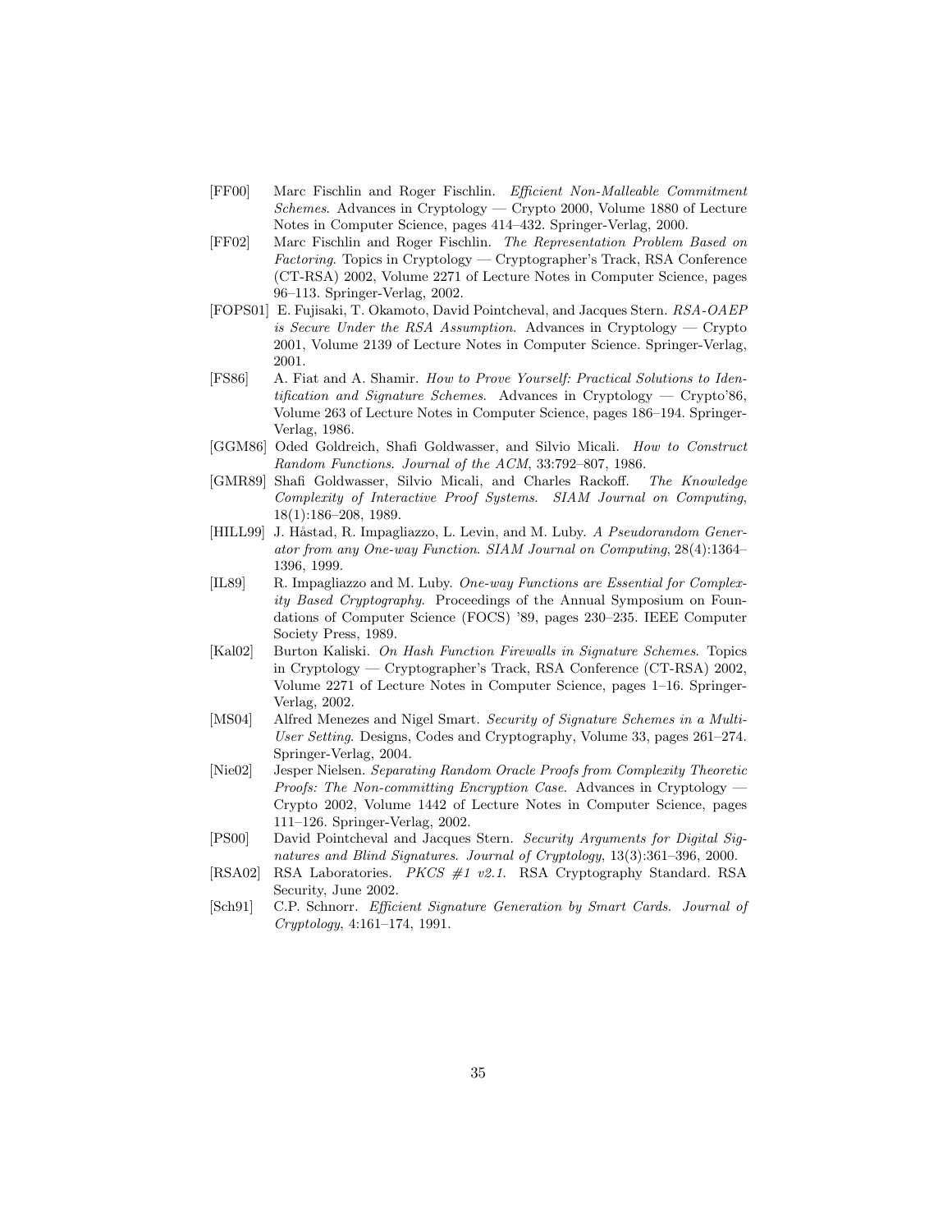[FF00] Marc Fischlin and Roger Fischlin. *Efficient Non-Malleable Commitment Schemes*. Advances in Cryptology — Crypto 2000, Volume 1880 of Lecture Notes in Computer Science, pages 414–432. Springer-Verlag, 2000.

[FF02] Marc Fischlin and Roger Fischlin. *The Representation Problem Based on Factoring*. Topics in Cryptology — Cryptographer's Track, RSA Conference (CT-RSA) 2002, Volume 2271 of Lecture Notes in Computer Science, pages 96–113. Springer-Verlag, 2002.

[FOPS01] E. Fujisaki, T. Okamoto, David Pointcheval, and Jacques Stern. *RSA-OAEP is Secure Under the RSA Assumption*. Advances in Cryptology — Crypto 2001, Volume 2139 of Lecture Notes in Computer Science. Springer-Verlag, 2001.

[FS86] A. Fiat and A. Shamir. *How to Prove Yourself: Practical Solutions to Identification and Signature Schemes*. Advances in Cryptology — Crypto'86, Volume 263 of Lecture Notes in Computer Science, pages 186–194. Springer-Verlag, 1986.

[GGM86] Oded Goldreich, Shafi Goldwasser, and Silvio Micali. *How to Construct Random Functions*. *Journal of the ACM*, 33:792–807, 1986.

[GMR89] Shafi Goldwasser, Silvio Micali, and Charles Rackoff. *The Knowledge Complexity of Interactive Proof Systems*. *SIAM Journal on Computing*, 18(1):186–208, 1989.

[HILL99] J. Håstad, R. Impagliazzo, L. Levin, and M. Luby. *A Pseudorandom Generator from any One-way Function*. *SIAM Journal on Computing*, 28(4):1364–1396, 1999.

[IL89] R. Impagliazzo and M. Luby. *One-way Functions are Essential for Complexity Based Cryptography*. Proceedings of the Annual Symposium on Foundations of Computer Science (FOCS) '89, pages 230–235. IEEE Computer Society Press, 1989.

[Kal02] Burton Kaliski. *On Hash Function Firewalls in Signature Schemes*. Topics in Cryptology — Cryptographer's Track, RSA Conference (CT-RSA) 2002, Volume 2271 of Lecture Notes in Computer Science, pages 1–16. Springer-Verlag, 2002.

[MS04] Alfred Menezes and Nigel Smart. *Security of Signature Schemes in a Multi-User Setting*. Designs, Codes and Cryptography, Volume 33, pages 261–274. Springer-Verlag, 2004.

[Nie02] Jesper Nielsen. *Separating Random Oracle Proofs from Complexity Theoretic Proofs: The Non-committing Encryption Case*. Advances in Cryptology — Crypto 2002, Volume 1442 of Lecture Notes in Computer Science, pages 111–126. Springer-Verlag, 2002.

[PS00] David Pointcheval and Jacques Stern. *Security Arguments for Digital Signatures and Blind Signatures*. *Journal of Cryptology*, 13(3):361–396, 2000.

[RSA02] RSA Laboratories. *PKCS #1 v2.1*. RSA Cryptography Standard. RSA Security, June 2002.

[Sch91] C.P. Schnorr. *Efficient Signature Generation by Smart Cards*. *Journal of Cryptology*, 4:161–174, 1991.